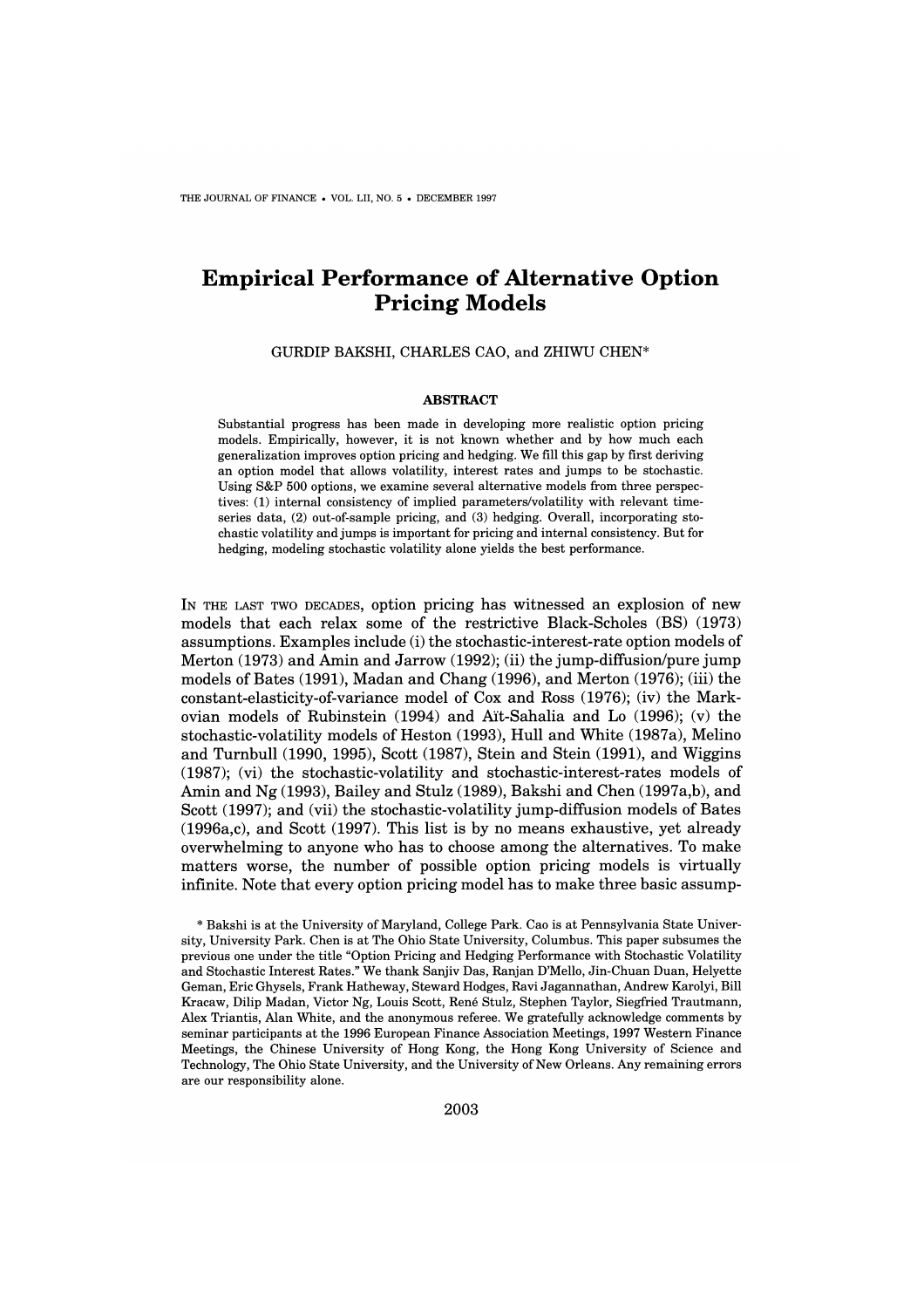# Empirical Performance of Alternative Option Pricing Models

GURDIP BAKSHI, CHARLES CAO, and ZHIWU CHEN*

## ABSTRACT

Substantial progress has been made in developing more realistic option pricing models. Empirically, however, it is not known whether and by how much each generalization improves option pricing and hedging. We fill this gap by first deriving an option model that allows volatility, interest rates and jumps to be stochastic. Using S&P 500 options, we examine several alternative models from three perspectives: (1) internal consistency of implied parameters/volatility with relevant time-series data, (2) out-of-sample pricing, and (3) hedging. Overall, incorporating stochastic volatility and jumps is important for pricing and internal consistency. But for hedging, modeling stochastic volatility alone yields the best performance.

IN THE LAST TWO DECADES, option pricing has witnessed an explosion of new models that each relax some of the restrictive Black-Scholes (BS) (1973) assumptions. Examples include (i) the stochastic-interest-rate option models of Merton (1973) and Amin and Jarrow (1992); (ii) the jump-diffusion/pure jump models of Bates (1991), Madan and Chang (1996), and Merton (1976); (iii) the constant-elasticity-of-variance model of Cox and Ross (1976); (iv) the Markovian models of Rubinstein (1994) and Aït-Sahalia and Lo (1996); (v) the stochastic-volatility models of Heston (1993), Hull and White (1987a), Melino and Turnbull (1990, 1995), Scott (1987), Stein and Stein (1991), and Wiggins (1987); (vi) the stochastic-volatility and stochastic-interest-rates models of Amin and Ng (1993), Bailey and Stulz (1989), Bakshi and Chen (1997a,b), and Scott (1997); and (vii) the stochastic-volatility jump-diffusion models of Bates (1996a,c), and Scott (1997). This list is by no means exhaustive, yet already overwhelming to anyone who has to choose among the alternatives. To make matters worse, the number of possible option pricing models is virtually infinite. Note that every option pricing model has to make three basic assump-

\* Bakshi is at the University of Maryland, College Park. Cao is at Pennsylvania State University, University Park. Chen is at The Ohio State University, Columbus. This paper subsumes the previous one under the title "Option Pricing and Hedging Performance with Stochastic Volatility and Stochastic Interest Rates." We thank Sanjiv Das, Ranjan D'Mello, Jin-Chuan Duan, Helyette Geman, Eric Ghysels, Frank Hatheway, Steward Hodges, Ravi Jagannathan, Andrew Karolyi, Bill Kracaw, Dilip Madan, Victor Ng, Louis Scott, René Stulz, Stephen Taylor, Siegfried Trautmann, Alex Triantis, Alan White, and the anonymous referee. We gratefully acknowledge comments by seminar participants at the 1996 European Finance Association Meetings, 1997 Western Finance Meetings, the Chinese University of Hong Kong, the Hong Kong University of Science and Technology, The Ohio State University, and the University of New Orleans. Any remaining errors are our responsibility alone.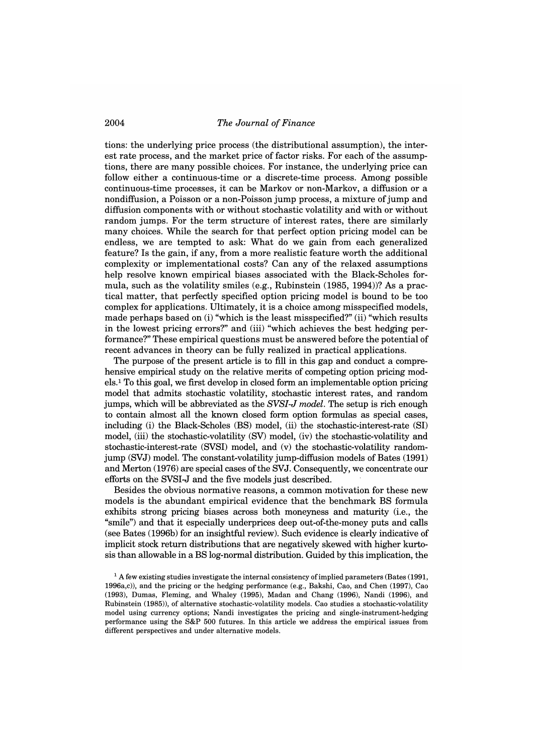tions: the underlying price process (the distributional assumption), the interest rate process, and the market price of factor risks. For each of the assumptions, there are many possible choices. For instance, the underlying price can follow either a continuous-time or a discrete-time process. Among possible continuous-time processes, it can be Markov or non-Markov, a diffusion or a nondiffusion, a Poisson or a non-Poisson jump process, a mixture of jump and diffusion components with or without stochastic volatility and with or without random jumps. For the term structure of interest rates, there are similarly many choices. While the search for that perfect option pricing model can be endless, we are tempted to ask: What do we gain from each generalized feature? Is the gain, if any, from a more realistic feature worth the additional complexity or implementational costs? Can any of the relaxed assumptions help resolve known empirical biases associated with the Black-Scholes formula, such as the volatility smiles (e.g., Rubinstein (1985, 1994))? As a practical matter, that perfectly specified option pricing model is bound to be too complex for applications. Ultimately, it is a choice among misspecified models, made perhaps based on (i) "which is the least misspecified?" (ii) "which results in the lowest pricing errors?" and (iii) "which achieves the best hedging performance?" These empirical questions must be answered before the potential of recent advances in theory can be fully realized in practical applications.

The purpose of the present article is to fill in this gap and conduct a comprehensive empirical study on the relative merits of competing option pricing models.[1] To this goal, we first develop in closed form an implementable option pricing model that admits stochastic volatility, stochastic interest rates, and random jumps, which will be abbreviated as the *SVSI-J model*. The setup is rich enough to contain almost all the known closed form option formulas as special cases, including (i) the Black-Scholes (BS) model, (ii) the stochastic-interest-rate (SI) model, (iii) the stochastic-volatility (SV) model, (iv) the stochastic-volatility and stochastic-interest-rate (SVSI) model, and (v) the stochastic-volatility random-jump (SVJ) model. The constant-volatility jump-diffusion models of Bates (1991) and Merton (1976) are special cases of the SVJ. Consequently, we concentrate our efforts on the SVSI-J and the five models just described.

Besides the obvious normative reasons, a common motivation for these new models is the abundant empirical evidence that the benchmark BS formula exhibits strong pricing biases across both moneyness and maturity (i.e., the "smile") and that it especially underprices deep out-of-the-money puts and calls (see Bates (1996b) for an insightful review). Such evidence is clearly indicative of implicit stock return distributions that are negatively skewed with higher kurtosis than allowable in a BS log-normal distribution. Guided by this implication, the

[1] A few existing studies investigate the internal consistency of implied parameters (Bates (1991, 1996a,c)), and the pricing or the hedging performance (e.g., Bakshi, Cao, and Chen (1997), Cao (1993), Dumas, Fleming, and Whaley (1995), Madan and Chang (1996), Nandi (1996), and Rubinstein (1985)), of alternative stochastic-volatility models. Cao studies a stochastic-volatility model using currency options; Nandi investigates the pricing and single-instrument-hedging performance using the S&P 500 futures. In this article we address the empirical issues from different perspectives and under alternative models.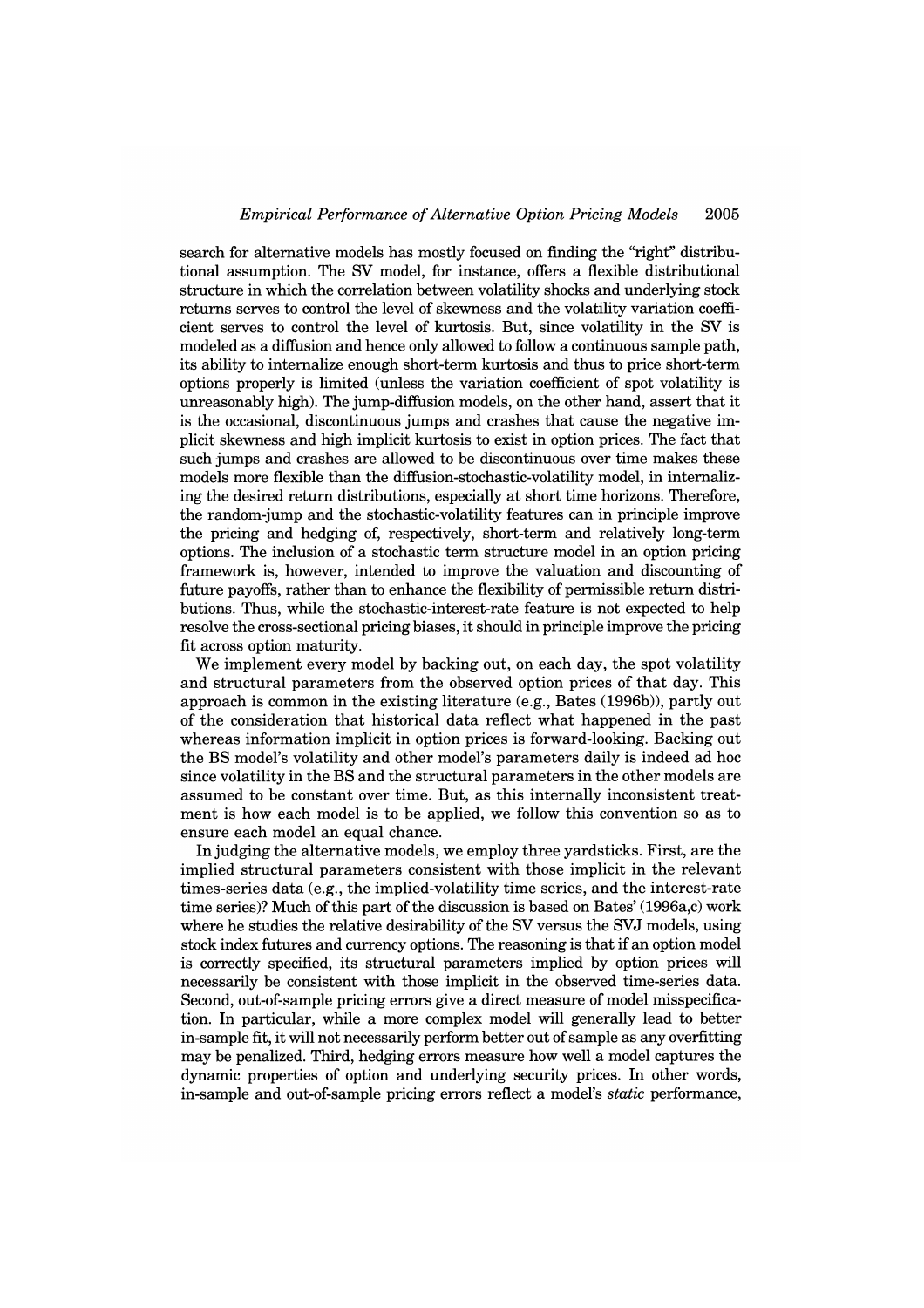search for alternative models has mostly focused on finding the "right" distributional assumption. The SV model, for instance, offers a flexible distributional structure in which the correlation between volatility shocks and underlying stock returns serves to control the level of skewness and the volatility variation coefficient serves to control the level of kurtosis. But, since volatility in the SV is modeled as a diffusion and hence only allowed to follow a continuous sample path, its ability to internalize enough short-term kurtosis and thus to price short-term options properly is limited (unless the variation coefficient of spot volatility is unreasonably high). The jump-diffusion models, on the other hand, assert that it is the occasional, discontinuous jumps and crashes that cause the negative implicit skewness and high implicit kurtosis to exist in option prices. The fact that such jumps and crashes are allowed to be discontinuous over time makes these models more flexible than the diffusion-stochastic-volatility model, in internalizing the desired return distributions, especially at short time horizons. Therefore, the random-jump and the stochastic-volatility features can in principle improve the pricing and hedging of, respectively, short-term and relatively long-term options. The inclusion of a stochastic term structure model in an option pricing framework is, however, intended to improve the valuation and discounting of future payoffs, rather than to enhance the flexibility of permissible return distributions. Thus, while the stochastic-interest-rate feature is not expected to help resolve the cross-sectional pricing biases, it should in principle improve the pricing fit across option maturity.

We implement every model by backing out, on each day, the spot volatility and structural parameters from the observed option prices of that day. This approach is common in the existing literature (e.g., Bates (1996b)), partly out of the consideration that historical data reflect what happened in the past whereas information implicit in option prices is forward-looking. Backing out the BS model's volatility and other model's parameters daily is indeed ad hoc since volatility in the BS and the structural parameters in the other models are assumed to be constant over time. But, as this internally inconsistent treatment is how each model is to be applied, we follow this convention so as to ensure each model an equal chance.

In judging the alternative models, we employ three yardsticks. First, are the implied structural parameters consistent with those implicit in the relevant times-series data (e.g., the implied-volatility time series, and the interest-rate time series)? Much of this part of the discussion is based on Bates' (1996a,c) work where he studies the relative desirability of the SV versus the SVJ models, using stock index futures and currency options. The reasoning is that if an option model is correctly specified, its structural parameters implied by option prices will necessarily be consistent with those implicit in the observed time-series data. Second, out-of-sample pricing errors give a direct measure of model misspecification. In particular, while a more complex model will generally lead to better in-sample fit, it will not necessarily perform better out of sample as any overfitting may be penalized. Third, hedging errors measure how well a model captures the dynamic properties of option and underlying security prices. In other words, in-sample and out-of-sample pricing errors reflect a model's *static* performance,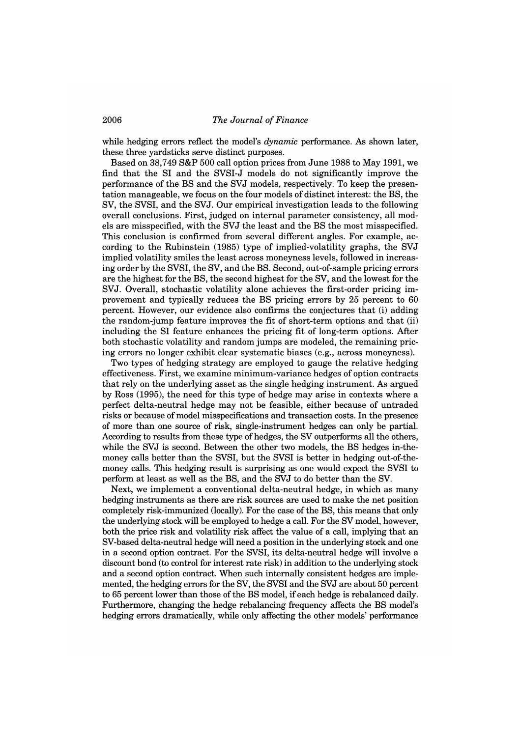while hedging errors reflect the model's *dynamic* performance. As shown later, these three yardsticks serve distinct purposes.

Based on 38,749 S&P 500 call option prices from June 1988 to May 1991, we find that the SI and the SVSI-J models do not significantly improve the performance of the BS and the SVJ models, respectively. To keep the presentation manageable, we focus on the four models of distinct interest: the BS, the SV, the SVSI, and the SVJ. Our empirical investigation leads to the following overall conclusions. First, judged on internal parameter consistency, all models are misspecified, with the SVJ the least and the BS the most misspecified. This conclusion is confirmed from several different angles. For example, according to the Rubinstein (1985) type of implied-volatility graphs, the SVJ implied volatility smiles the least across moneyness levels, followed in increasing order by the SVSI, the SV, and the BS. Second, out-of-sample pricing errors are the highest for the BS, the second highest for the SV, and the lowest for the SVJ. Overall, stochastic volatility alone achieves the first-order pricing improvement and typically reduces the BS pricing errors by 25 percent to 60 percent. However, our evidence also confirms the conjectures that (i) adding the random-jump feature improves the fit of short-term options and that (ii) including the SI feature enhances the pricing fit of long-term options. After both stochastic volatility and random jumps are modeled, the remaining pricing errors no longer exhibit clear systematic biases (e.g., across moneyness).

Two types of hedging strategy are employed to gauge the relative hedging effectiveness. First, we examine minimum-variance hedges of option contracts that rely on the underlying asset as the single hedging instrument. As argued by Ross (1995), the need for this type of hedge may arise in contexts where a perfect delta-neutral hedge may not be feasible, either because of untraded risks or because of model misspecifications and transaction costs. In the presence of more than one source of risk, single-instrument hedges can only be partial. According to results from these type of hedges, the SV outperforms all the others, while the SVJ is second. Between the other two models, the BS hedges in-the-money calls better than the SVSI, but the SVSI is better in hedging out-of-the-money calls. This hedging result is surprising as one would expect the SVSI to perform at least as well as the BS, and the SVJ to do better than the SV.

Next, we implement a conventional delta-neutral hedge, in which as many hedging instruments as there are risk sources are used to make the net position completely risk-immunized (locally). For the case of the BS, this means that only the underlying stock will be employed to hedge a call. For the SV model, however, both the price risk and volatility risk affect the value of a call, implying that an SV-based delta-neutral hedge will need a position in the underlying stock and one in a second option contract. For the SVSI, its delta-neutral hedge will involve a discount bond (to control for interest rate risk) in addition to the underlying stock and a second option contract. When such internally consistent hedges are implemented, the hedging errors for the SV, the SVSI and the SVJ are about 50 percent to 65 percent lower than those of the BS model, if each hedge is rebalanced daily. Furthermore, changing the hedge rebalancing frequency affects the BS model's hedging errors dramatically, while only affecting the other models' performance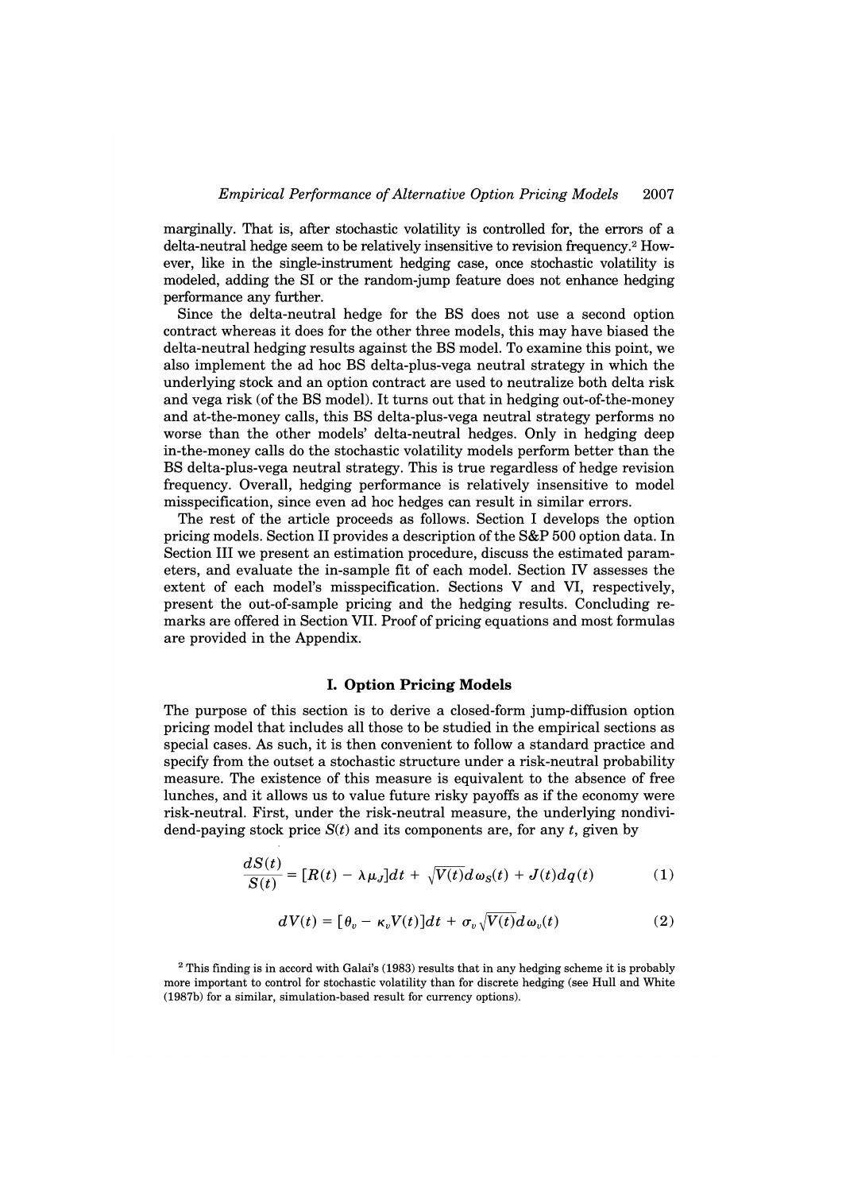marginally. That is, after stochastic volatility is controlled for, the errors of a delta-neutral hedge seem to be relatively insensitive to revision frequency.[2] However, like in the single-instrument hedging case, once stochastic volatility is modeled, adding the SI or the random-jump feature does not enhance hedging performance any further.

Since the delta-neutral hedge for the BS does not use a second option contract whereas it does for the other three models, this may have biased the delta-neutral hedging results against the BS model. To examine this point, we also implement the ad hoc BS delta-plus-vega neutral strategy in which the underlying stock and an option contract are used to neutralize both delta risk and vega risk (of the BS model). It turns out that in hedging out-of-the-money and at-the-money calls, this BS delta-plus-vega neutral strategy performs no worse than the other models' delta-neutral hedges. Only in hedging deep in-the-money calls do the stochastic volatility models perform better than the BS delta-plus-vega neutral strategy. This is true regardless of hedge revision frequency. Overall, hedging performance is relatively insensitive to model misspecification, since even ad hoc hedges can result in similar errors.

The rest of the article proceeds as follows. Section I develops the option pricing models. Section II provides a description of the S&P 500 option data. In Section III we present an estimation procedure, discuss the estimated parameters, and evaluate the in-sample fit of each model. Section IV assesses the extent of each model's misspecification. Sections V and VI, respectively, present the out-of-sample pricing and the hedging results. Concluding remarks are offered in Section VII. Proof of pricing equations and most formulas are provided in the Appendix.

## I. Option Pricing Models

The purpose of this section is to derive a closed-form jump-diffusion option pricing model that includes all those to be studied in the empirical sections as special cases. As such, it is then convenient to follow a standard practice and specify from the outset a stochastic structure under a risk-neutral probability measure. The existence of this measure is equivalent to the absence of free lunches, and it allows us to value future risky payoffs as if the economy were risk-neutral. First, under the risk-neutral measure, the underlying nondividend-paying stock price $S(t)$ and its components are, for any $t$, given by

$$\frac{dS(t)}{S(t)} = [R(t) - \lambda \mu_J]dt + \sqrt{V(t)}d\omega_S(t) + J(t)dq(t) \tag{1}$$

$$dV(t) = [\theta_v - \kappa_v V(t)]dt + \sigma_v \sqrt{V(t)}d\omega_v(t) \tag{2}$$

[2] This finding is in accord with Galai's (1983) results that in any hedging scheme it is probably more important to control for stochastic volatility than for discrete hedging (see Hull and White (1987b) for a similar, simulation-based result for currency options).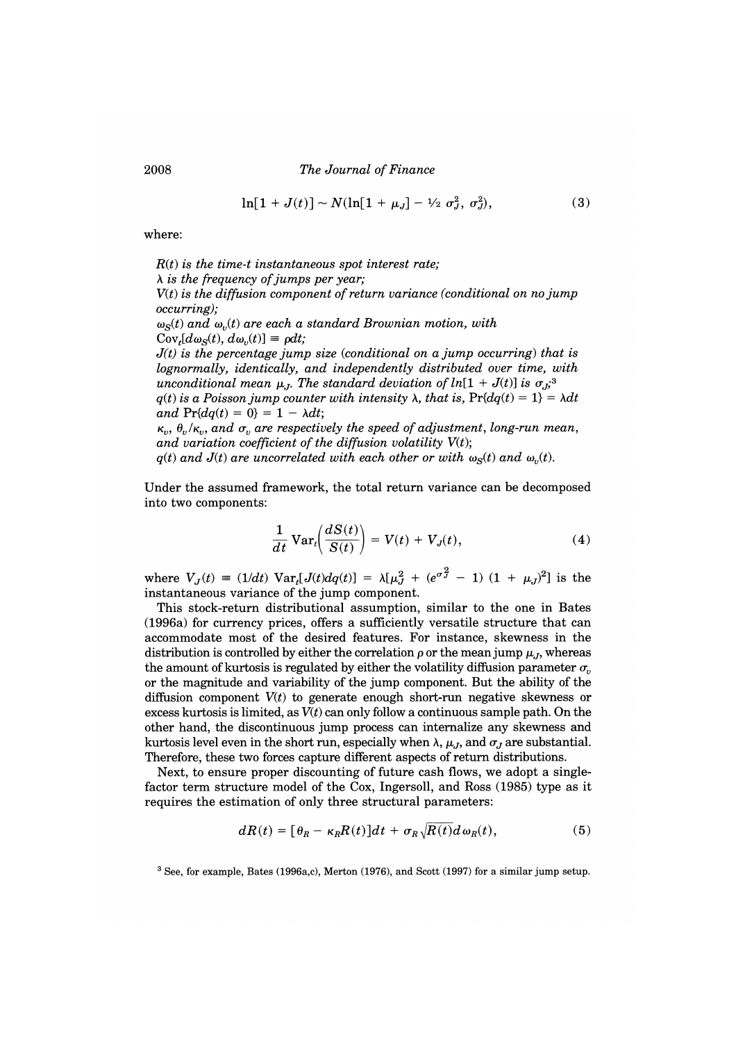$$\ln[1 + J(t)] \sim N(\ln[1 + \mu_J] - \tfrac{1}{2}\sigma_J^2, \sigma_J^2), \tag{3}$$

where:

> $R(t)$ *is the time-t instantaneous spot interest rate;*
> $\lambda$ *is the frequency of jumps per year;*
> $V(t)$ *is the diffusion component of return variance (conditional on no jump occurring);*
> $\omega_S(t)$ *and* $\omega_v(t)$ *are each a standard Brownian motion, with* $\text{Cov}_t[d\omega_S(t), d\omega_v(t)] \equiv \rho dt$;
> $J(t)$ *is the percentage jump size (conditional on a jump occurring) that is lognormally, identically, and independently distributed over time, with unconditional mean* $\mu_J$. *The standard deviation of* $\ln[1 + J(t)]$ *is* $\sigma_J$;[3]
> $q(t)$ *is a Poisson jump counter with intensity* $\lambda$, *that is,* $\Pr\{dq(t) = 1\} = \lambda dt$ *and* $\Pr\{dq(t) = 0\} = 1 - \lambda dt$;
> $\kappa_v$, $\theta_v/\kappa_v$, *and* $\sigma_v$ *are respectively the speed of adjustment, long-run mean, and variation coefficient of the diffusion volatility* $V(t)$;
> $q(t)$ *and* $J(t)$ *are uncorrelated with each other or with* $\omega_S(t)$ *and* $\omega_v(t)$.

Under the assumed framework, the total return variance can be decomposed into two components:

$$\frac{1}{dt}\text{Var}_t\left(\frac{dS(t)}{S(t)}\right) = V(t) + V_J(t), \tag{4}$$

where $V_J(t) \equiv (1/dt)\,\text{Var}_t[J(t)dq(t)] = \lambda[\mu_J^2 + (e^{\sigma_J^2} - 1)(1 + \mu_J)^2]$ is the instantaneous variance of the jump component.

This stock-return distributional assumption, similar to the one in Bates (1996a) for currency prices, offers a sufficiently versatile structure that can accommodate most of the desired features. For instance, skewness in the distribution is controlled by either the correlation $\rho$ or the mean jump $\mu_J$, whereas the amount of kurtosis is regulated by either the volatility diffusion parameter $\sigma_v$ or the magnitude and variability of the jump component. But the ability of the diffusion component $V(t)$ to generate enough short-run negative skewness or excess kurtosis is limited, as $V(t)$ can only follow a continuous sample path. On the other hand, the discontinuous jump process can internalize any skewness and kurtosis level even in the short run, especially when $\lambda$, $\mu_J$, and $\sigma_J$ are substantial. Therefore, these two forces capture different aspects of return distributions.

Next, to ensure proper discounting of future cash flows, we adopt a single-factor term structure model of the Cox, Ingersoll, and Ross (1985) type as it requires the estimation of only three structural parameters:

$$dR(t) = [\theta_R - \kappa_R R(t)]dt + \sigma_R\sqrt{R(t)}\,d\omega_R(t), \tag{5}$$

[3] See, for example, Bates (1996a,c), Merton (1976), and Scott (1997) for a similar jump setup.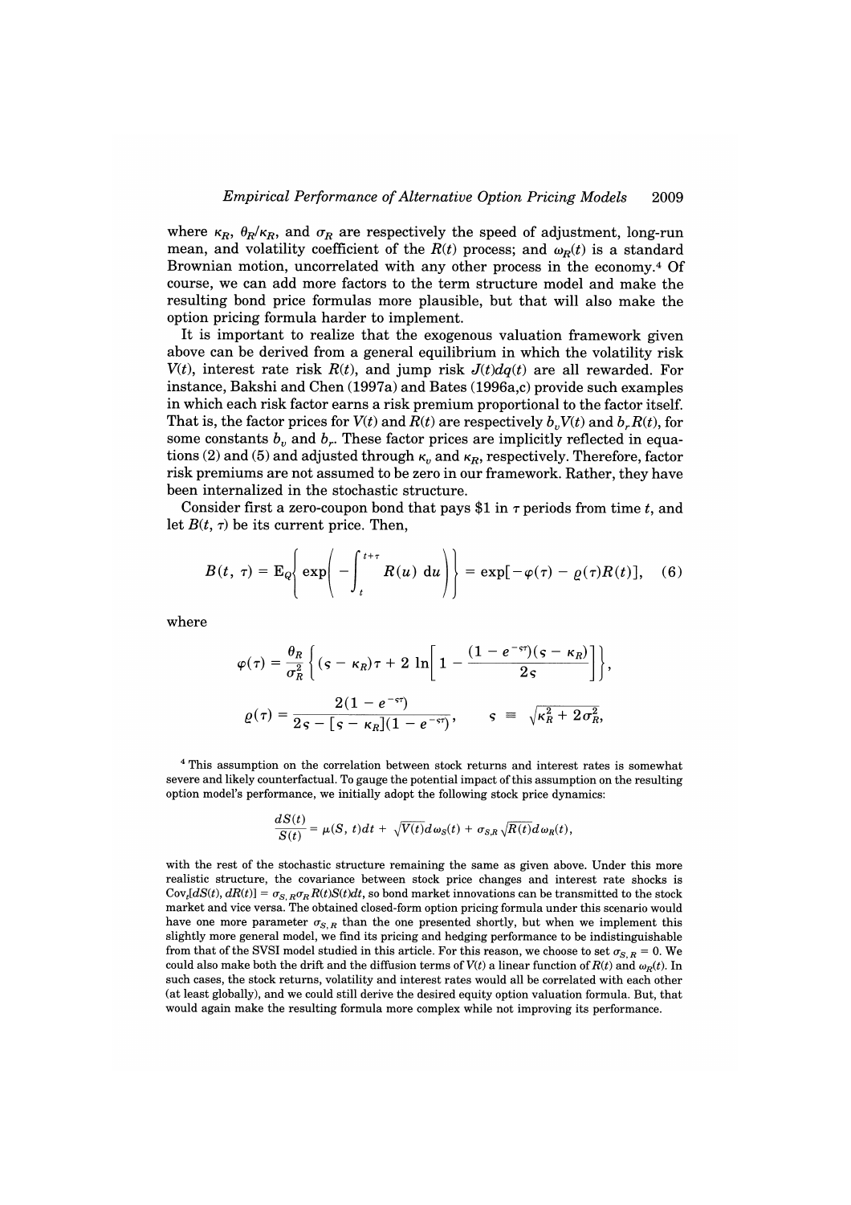where $\kappa_R$, $\theta_R/\kappa_R$, and $\sigma_R$ are respectively the speed of adjustment, long-run mean, and volatility coefficient of the $R(t)$ process; and $\omega_R(t)$ is a standard Brownian motion, uncorrelated with any other process in the economy.[4] Of course, we can add more factors to the term structure model and make the resulting bond price formulas more plausible, but that will also make the option pricing formula harder to implement.

It is important to realize that the exogenous valuation framework given above can be derived from a general equilibrium in which the volatility risk $V(t)$, interest rate risk $R(t)$, and jump risk $J(t)dq(t)$ are all rewarded. For instance, Bakshi and Chen (1997a) and Bates (1996a,c) provide such examples in which each risk factor earns a risk premium proportional to the factor itself. That is, the factor prices for $V(t)$ and $R(t)$ are respectively $b_v V(t)$ and $b_r R(t)$, for some constants $b_v$ and $b_r$. These factor prices are implicitly reflected in equations (2) and (5) and adjusted through $\kappa_v$ and $\kappa_R$, respectively. Therefore, factor risk premiums are not assumed to be zero in our framework. Rather, they have been internalized in the stochastic structure.

Consider first a zero-coupon bond that pays \$1 in $\tau$ periods from time $t$, and let $B(t, \tau)$ be its current price. Then,

$$B(t, \tau) = \mathrm{E}_Q\left\{ \exp\left( -\int_t^{t+\tau} R(u)\, \mathrm{d}u \right) \right\} = \exp[-\varphi(\tau) - \varrho(\tau) R(t)], \quad (6)$$

where

$$\varphi(\tau) = \frac{\theta_R}{\sigma_R^2}\left\{ (\varsigma - \kappa_R)\tau + 2\ \ln\left[ 1 - \frac{(1 - e^{-\varsigma\tau})(\varsigma - \kappa_R)}{2\varsigma} \right] \right\},$$

$$\varrho(\tau) = \frac{2(1 - e^{-\varsigma\tau})}{2\varsigma - [\varsigma - \kappa_R](1 - e^{-\varsigma\tau})}, \qquad \varsigma \equiv \sqrt{\kappa_R^2 + 2\sigma_R^2},$$

[4] This assumption on the correlation between stock returns and interest rates is somewhat severe and likely counterfactual. To gauge the potential impact of this assumption on the resulting option model's performance, we initially adopt the following stock price dynamics:

$$\frac{dS(t)}{S(t)} = \mu(S, t)dt + \sqrt{V(t)}d\omega_S(t) + \sigma_{S,R}\sqrt{R(t)}d\omega_R(t),$$

with the rest of the stochastic structure remaining the same as given above. Under this more realistic structure, the covariance between stock price changes and interest rate shocks is $\mathrm{Cov}_t[dS(t), dR(t)] = \sigma_{S,R}\sigma_R R(t)S(t)dt$, so bond market innovations can be transmitted to the stock market and vice versa. The obtained closed-form option pricing formula under this scenario would have one more parameter $\sigma_{S,R}$ than the one presented shortly, but when we implement this slightly more general model, we find its pricing and hedging performance to be indistinguishable from that of the SVSI model studied in this article. For this reason, we choose to set $\sigma_{S,R} = 0$. We could also make both the drift and the diffusion terms of $V(t)$ a linear function of $R(t)$ and $\omega_R(t)$. In such cases, the stock returns, volatility and interest rates would all be correlated with each other (at least globally), and we could still derive the desired equity option valuation formula. But, that would again make the resulting formula more complex while not improving its performance.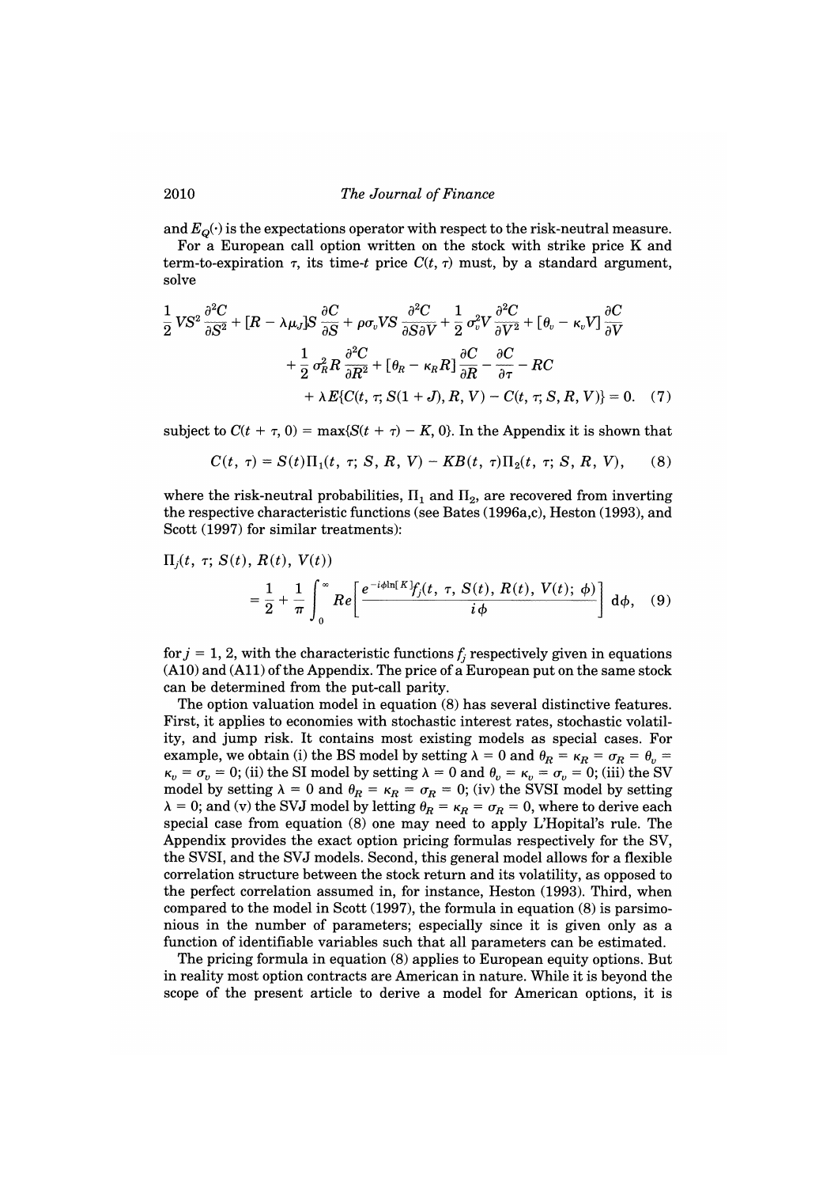and $E_Q(\cdot)$ is the expectations operator with respect to the risk-neutral measure.

For a European call option written on the stock with strike price K and term-to-expiration $\tau$, its time-$t$ price $C(t, \tau)$ must, by a standard argument, solve

$$\frac{1}{2} VS^2 \frac{\partial^2 C}{\partial S^2} + [R - \lambda \mu_J] S \frac{\partial C}{\partial S} + \rho \sigma_v VS \frac{\partial^2 C}{\partial S \partial V} + \frac{1}{2} \sigma_v^2 V \frac{\partial^2 C}{\partial V^2} + [\theta_v - \kappa_v V] \frac{\partial C}{\partial V}$$
$$+ \frac{1}{2} \sigma_R^2 R \frac{\partial^2 C}{\partial R^2} + [\theta_R - \kappa_R R] \frac{\partial C}{\partial R} - \frac{\partial C}{\partial \tau} - RC$$
$$+ \lambda E\{C(t, \tau; S(1 + J), R, V) - C(t, \tau; S, R, V)\} = 0. \quad (7)$$

subject to $C(t + \tau, 0) = \max\{S(t + \tau) - K, 0\}$. In the Appendix it is shown that

$$C(t, \tau) = S(t)\Pi_1(t, \tau; S, R, V) - KB(t, \tau)\Pi_2(t, \tau; S, R, V), \quad (8)$$

where the risk-neutral probabilities, $\Pi_1$ and $\Pi_2$, are recovered from inverting the respective characteristic functions (see Bates (1996a,c), Heston (1993), and Scott (1997) for similar treatments):

$$\Pi_j(t, \tau; S(t), R(t), V(t)) = \frac{1}{2} + \frac{1}{\pi} \int_0^\infty Re\left[\frac{e^{-i\phi \ln[K]} f_j(t, \tau, S(t), R(t), V(t); \phi)}{i\phi}\right] d\phi, \quad (9)$$

for $j = 1, 2$, with the characteristic functions $f_j$ respectively given in equations (A10) and (A11) of the Appendix. The price of a European put on the same stock can be determined from the put-call parity.

The option valuation model in equation (8) has several distinctive features. First, it applies to economies with stochastic interest rates, stochastic volatility, and jump risk. It contains most existing models as special cases. For example, we obtain (i) the BS model by setting $\lambda = 0$ and $\theta_R = \kappa_R = \sigma_R = \theta_v = \kappa_v = \sigma_v = 0$; (ii) the SI model by setting $\lambda = 0$ and $\theta_v = \kappa_v = \sigma_v = 0$; (iii) the SV model by setting $\lambda = 0$ and $\theta_R = \kappa_R = \sigma_R = 0$; (iv) the SVSI model by setting $\lambda = 0$; and (v) the SVJ model by letting $\theta_R = \kappa_R = \sigma_R = 0$, where to derive each special case from equation (8) one may need to apply L'Hopital's rule. The Appendix provides the exact option pricing formulas respectively for the SV, the SVSI, and the SVJ models. Second, this general model allows for a flexible correlation structure between the stock return and its volatility, as opposed to the perfect correlation assumed in, for instance, Heston (1993). Third, when compared to the model in Scott (1997), the formula in equation (8) is parsimonious in the number of parameters; especially since it is given only as a function of identifiable variables such that all parameters can be estimated.

The pricing formula in equation (8) applies to European equity options. But in reality most option contracts are American in nature. While it is beyond the scope of the present article to derive a model for American options, it is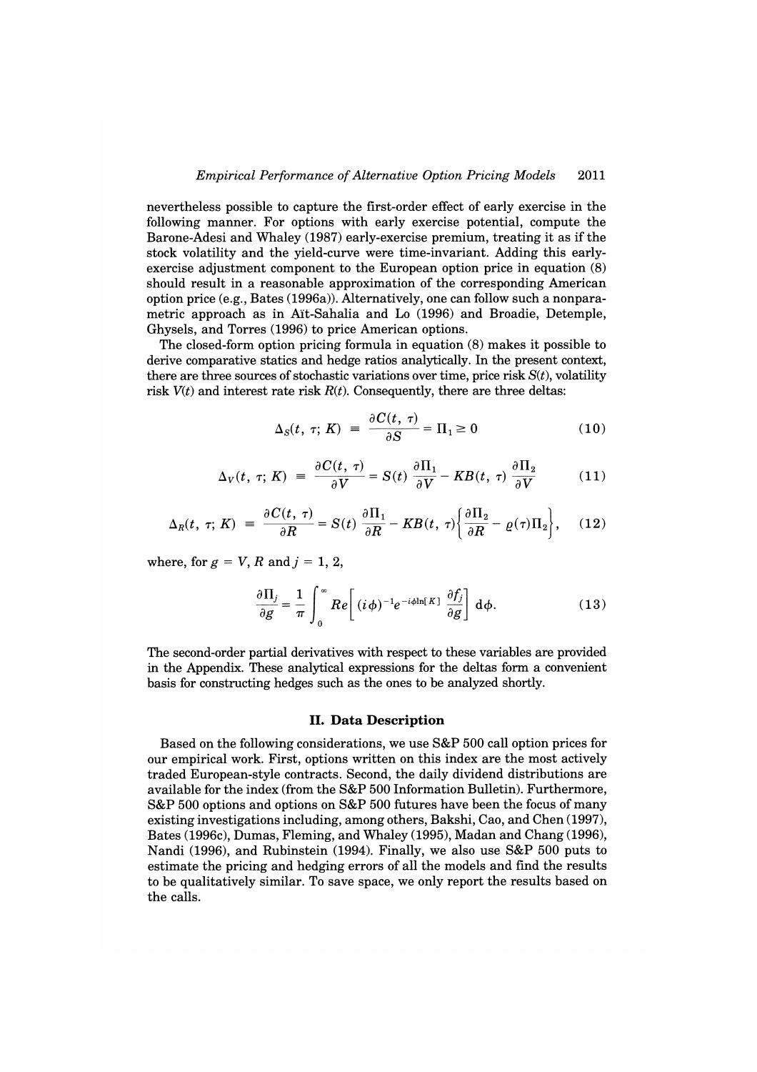nevertheless possible to capture the first-order effect of early exercise in the following manner. For options with early exercise potential, compute the Barone-Adesi and Whaley (1987) early-exercise premium, treating it as if the stock volatility and the yield-curve were time-invariant. Adding this early-exercise adjustment component to the European option price in equation (8) should result in a reasonable approximation of the corresponding American option price (e.g., Bates (1996a)). Alternatively, one can follow such a nonparametric approach as in Aït-Sahalia and Lo (1996) and Broadie, Detemple, Ghysels, and Torres (1996) to price American options.

The closed-form option pricing formula in equation (8) makes it possible to derive comparative statics and hedge ratios analytically. In the present context, there are three sources of stochastic variations over time, price risk $S(t)$, volatility risk $V(t)$ and interest rate risk $R(t)$. Consequently, there are three deltas:

$$\Delta_S(t, \tau; K) \equiv \frac{\partial C(t, \tau)}{\partial S} = \Pi_1 \geq 0 \tag{10}$$

$$\Delta_V(t, \tau; K) \equiv \frac{\partial C(t, \tau)}{\partial V} = S(t)\frac{\partial \Pi_1}{\partial V} - KB(t, \tau)\frac{\partial \Pi_2}{\partial V} \tag{11}$$

$$\Delta_R(t, \tau; K) \equiv \frac{\partial C(t, \tau)}{\partial R} = S(t)\frac{\partial \Pi_1}{\partial R} - KB(t, \tau)\left\{\frac{\partial \Pi_2}{\partial R} - \varrho(\tau)\Pi_2\right\}, \tag{12}$$

where, for $g = V, R$ and $j = 1, 2$,

$$\frac{\partial \Pi_j}{\partial g} = \frac{1}{\pi}\int_0^\infty Re\left[(i\phi)^{-1}e^{-i\phi\ln[K]}\frac{\partial f_j}{\partial g}\right]\mathrm{d}\phi. \tag{13}$$

The second-order partial derivatives with respect to these variables are provided in the Appendix. These analytical expressions for the deltas form a convenient basis for constructing hedges such as the ones to be analyzed shortly.

## II. Data Description

Based on the following considerations, we use S&P 500 call option prices for our empirical work. First, options written on this index are the most actively traded European-style contracts. Second, the daily dividend distributions are available for the index (from the S&P 500 Information Bulletin). Furthermore, S&P 500 options and options on S&P 500 futures have been the focus of many existing investigations including, among others, Bakshi, Cao, and Chen (1997), Bates (1996c), Dumas, Fleming, and Whaley (1995), Madan and Chang (1996), Nandi (1996), and Rubinstein (1994). Finally, we also use S&P 500 puts to estimate the pricing and hedging errors of all the models and find the results to be qualitatively similar. To save space, we only report the results based on the calls.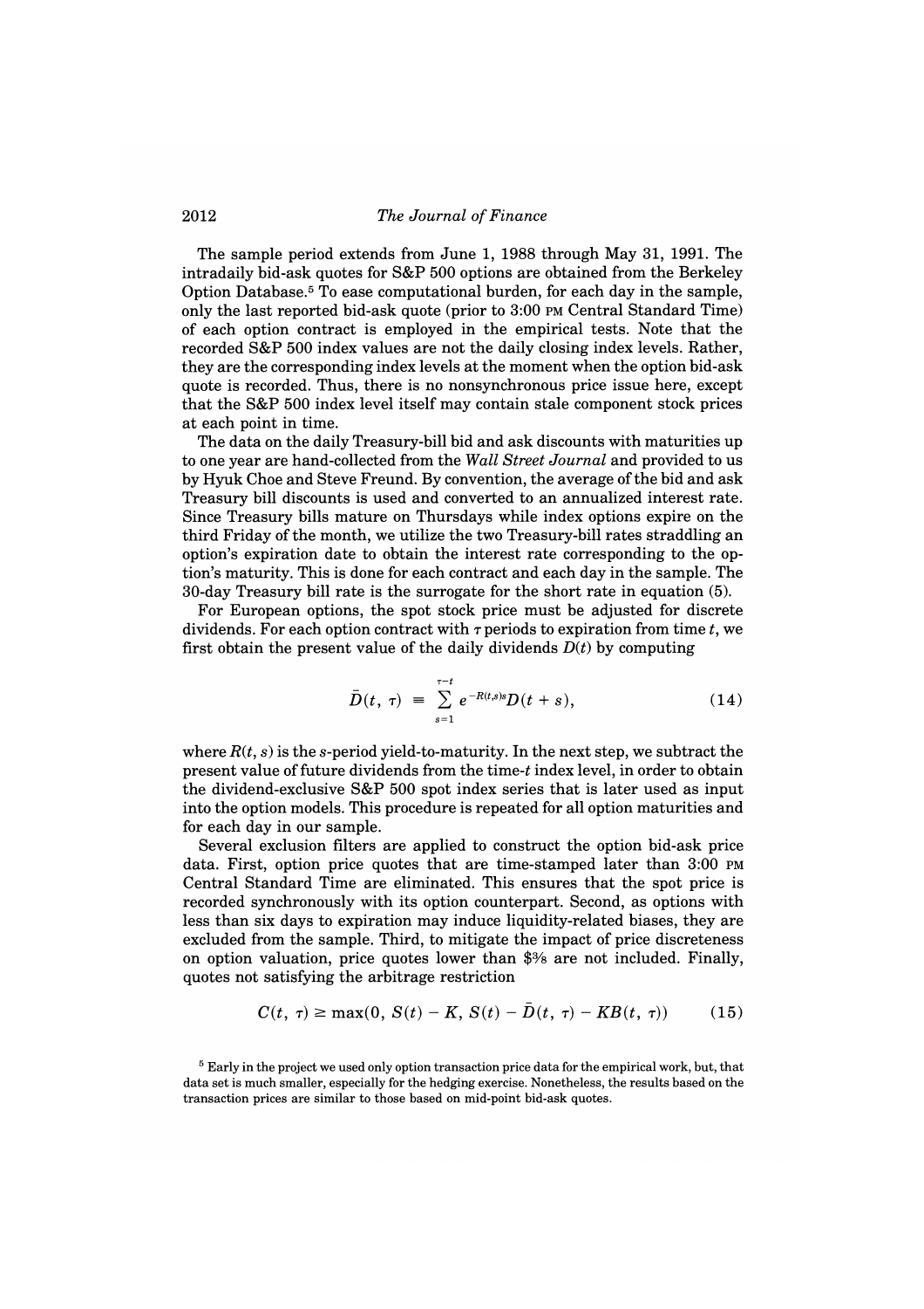The sample period extends from June 1, 1988 through May 31, 1991. The intradaily bid-ask quotes for S&P 500 options are obtained from the Berkeley Option Database.[5] To ease computational burden, for each day in the sample, only the last reported bid-ask quote (prior to 3:00 PM Central Standard Time) of each option contract is employed in the empirical tests. Note that the recorded S&P 500 index values are not the daily closing index levels. Rather, they are the corresponding index levels at the moment when the option bid-ask quote is recorded. Thus, there is no nonsynchronous price issue here, except that the S&P 500 index level itself may contain stale component stock prices at each point in time.

The data on the daily Treasury-bill bid and ask discounts with maturities up to one year are hand-collected from the *Wall Street Journal* and provided to us by Hyuk Choe and Steve Freund. By convention, the average of the bid and ask Treasury bill discounts is used and converted to an annualized interest rate. Since Treasury bills mature on Thursdays while index options expire on the third Friday of the month, we utilize the two Treasury-bill rates straddling an option's expiration date to obtain the interest rate corresponding to the option's maturity. This is done for each contract and each day in the sample. The 30-day Treasury bill rate is the surrogate for the short rate in equation (5).

For European options, the spot stock price must be adjusted for discrete dividends. For each option contract with $\tau$ periods to expiration from time $t$, we first obtain the present value of the daily dividends $D(t)$ by computing

$$\bar{D}(t, \tau) \equiv \sum_{s=1}^{\tau - t} e^{-R(t,s)s} D(t+s), \tag{14}$$

where $R(t, s)$ is the $s$-period yield-to-maturity. In the next step, we subtract the present value of future dividends from the time-$t$ index level, in order to obtain the dividend-exclusive S&P 500 spot index series that is later used as input into the option models. This procedure is repeated for all option maturities and for each day in our sample.

Several exclusion filters are applied to construct the option bid-ask price data. First, option price quotes that are time-stamped later than 3:00 PM Central Standard Time are eliminated. This ensures that the spot price is recorded synchronously with its option counterpart. Second, as options with less than six days to expiration may induce liquidity-related biases, they are excluded from the sample. Third, to mitigate the impact of price discreteness on option valuation, price quotes lower than \$3/8 are not included. Finally, quotes not satisfying the arbitrage restriction

$$C(t, \tau) \geq \max(0, S(t) - K, S(t) - \bar{D}(t, \tau) - KB(t, \tau)) \tag{15}$$

[5] Early in the project we used only option transaction price data for the empirical work, but, that data set is much smaller, especially for the hedging exercise. Nonetheless, the results based on the transaction prices are similar to those based on mid-point bid-ask quotes.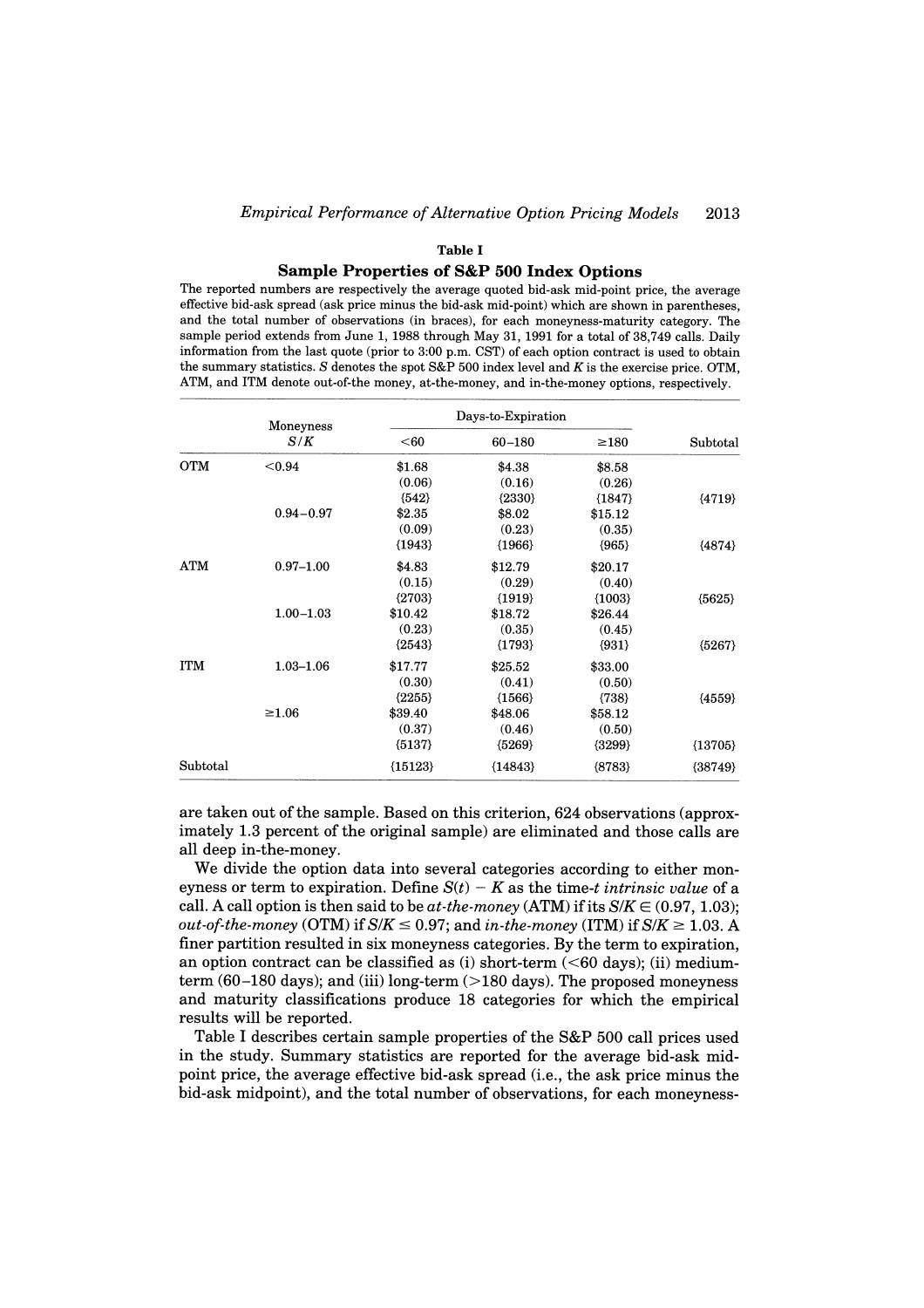**Table I**

**Sample Properties of S&P 500 Index Options**

The reported numbers are respectively the average quoted bid-ask mid-point price, the average effective bid-ask spread (ask price minus the bid-ask mid-point) which are shown in parentheses, and the total number of observations (in braces), for each moneyness-maturity category. The sample period extends from June 1, 1988 through May 31, 1991 for a total of 38,749 calls. Daily information from the last quote (prior to 3:00 p.m. CST) of each option contract is used to obtain the summary statistics. $S$ denotes the spot S&P 500 index level and $K$ is the exercise price. OTM, ATM, and ITM denote out-of-the money, at-the-money, and in-the-money options, respectively.

| | Moneyness $S/K$ | Days-to-Expiration <60 | 60–180 | ≥180 | Subtotal |
|---|---|---|---|---|---|
| OTM | <0.94 | \$1.68 | \$4.38 | \$8.58 | |
| | | (0.06) | (0.16) | (0.26) | |
| | | {542} | {2330} | {1847} | {4719} |
| | 0.94–0.97 | \$2.35 | \$8.02 | \$15.12 | |
| | | (0.09) | (0.23) | (0.35) | |
| | | {1943} | {1966} | {965} | {4874} |
| ATM | 0.97–1.00 | \$4.83 | \$12.79 | \$20.17 | |
| | | (0.15) | (0.29) | (0.40) | |
| | | {2703} | {1919} | {1003} | {5625} |
| | 1.00–1.03 | \$10.42 | \$18.72 | \$26.44 | |
| | | (0.23) | (0.35) | (0.45) | |
| | | {2543} | {1793} | {931} | {5267} |
| ITM | 1.03–1.06 | \$17.77 | \$25.52 | \$33.00 | |
| | | (0.30) | (0.41) | (0.50) | |
| | | {2255} | {1566} | {738} | {4559} |
| | ≥1.06 | \$39.40 | \$48.06 | \$58.12 | |
| | | (0.37) | (0.46) | (0.50) | |
| | | {5137} | {5269} | {3299} | {13705} |
| Subtotal | | {15123} | {14843} | {8783} | {38749} |

are taken out of the sample. Based on this criterion, 624 observations (approximately 1.3 percent of the original sample) are eliminated and those calls are all deep in-the-money.

We divide the option data into several categories according to either moneyness or term to expiration. Define $S(t) - K$ as the time-$t$ *intrinsic value* of a call. A call option is then said to be *at-the-money* (ATM) if its $S/K \in (0.97, 1.03)$; *out-of-the-money* (OTM) if $S/K \leq 0.97$; and *in-the-money* (ITM) if $S/K \geq 1.03$. A finer partition resulted in six moneyness categories. By the term to expiration, an option contract can be classified as (i) short-term (<60 days); (ii) medium-term (60–180 days); and (iii) long-term (>180 days). The proposed moneyness and maturity classifications produce 18 categories for which the empirical results will be reported.

Table I describes certain sample properties of the S&P 500 call prices used in the study. Summary statistics are reported for the average bid-ask mid-point price, the average effective bid-ask spread (i.e., the ask price minus the bid-ask midpoint), and the total number of observations, for each moneyness-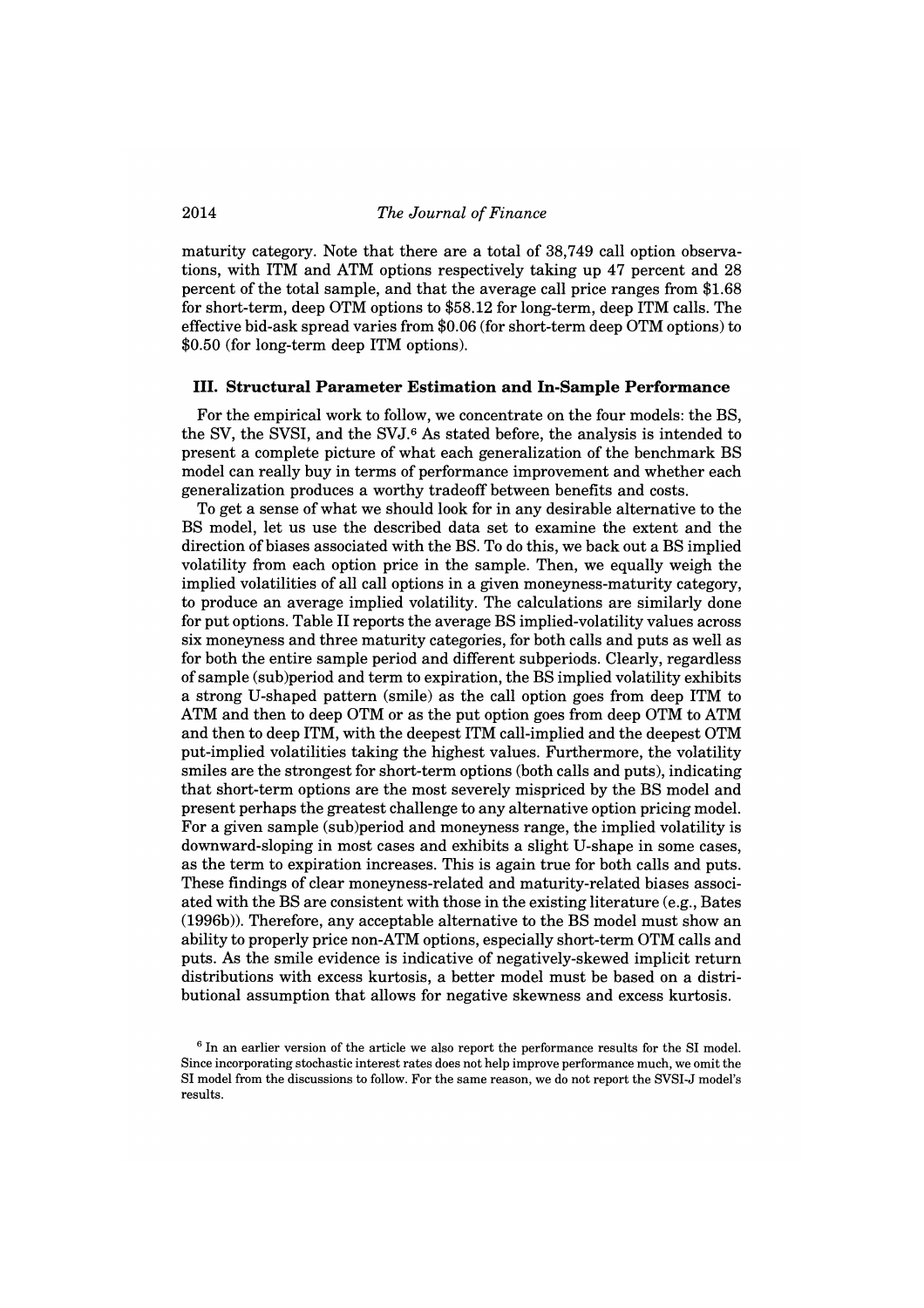maturity category. Note that there are a total of 38,749 call option observations, with ITM and ATM options respectively taking up 47 percent and 28 percent of the total sample, and that the average call price ranges from $1.68 for short-term, deep OTM options to $58.12 for long-term, deep ITM calls. The effective bid-ask spread varies from $0.06 (for short-term deep OTM options) to $0.50 (for long-term deep ITM options).

### III. Structural Parameter Estimation and In-Sample Performance

For the empirical work to follow, we concentrate on the four models: the BS, the SV, the SVSI, and the SVJ.[6] As stated before, the analysis is intended to present a complete picture of what each generalization of the benchmark BS model can really buy in terms of performance improvement and whether each generalization produces a worthy tradeoff between benefits and costs.

To get a sense of what we should look for in any desirable alternative to the BS model, let us use the described data set to examine the extent and the direction of biases associated with the BS. To do this, we back out a BS implied volatility from each option price in the sample. Then, we equally weigh the implied volatilities of all call options in a given moneyness-maturity category, to produce an average implied volatility. The calculations are similarly done for put options. Table II reports the average BS implied-volatility values across six moneyness and three maturity categories, for both calls and puts as well as for both the entire sample period and different subperiods. Clearly, regardless of sample (sub)period and term to expiration, the BS implied volatility exhibits a strong U-shaped pattern (smile) as the call option goes from deep ITM to ATM and then to deep OTM or as the put option goes from deep OTM to ATM and then to deep ITM, with the deepest ITM call-implied and the deepest OTM put-implied volatilities taking the highest values. Furthermore, the volatility smiles are the strongest for short-term options (both calls and puts), indicating that short-term options are the most severely mispriced by the BS model and present perhaps the greatest challenge to any alternative option pricing model. For a given sample (sub)period and moneyness range, the implied volatility is downward-sloping in most cases and exhibits a slight U-shape in some cases, as the term to expiration increases. This is again true for both calls and puts. These findings of clear moneyness-related and maturity-related biases associated with the BS are consistent with those in the existing literature (e.g., Bates (1996b)). Therefore, any acceptable alternative to the BS model must show an ability to properly price non-ATM options, especially short-term OTM calls and puts. As the smile evidence is indicative of negatively-skewed implicit return distributions with excess kurtosis, a better model must be based on a distributional assumption that allows for negative skewness and excess kurtosis.

[6] In an earlier version of the article we also report the performance results for the SI model. Since incorporating stochastic interest rates does not help improve performance much, we omit the SI model from the discussions to follow. For the same reason, we do not report the SVSI-J model's results.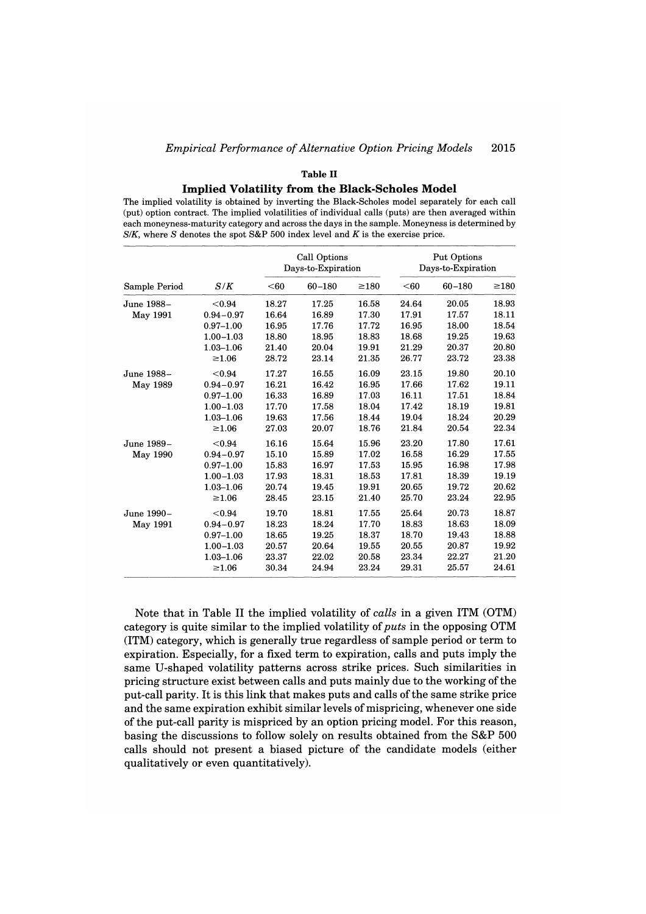### Table II

#### Implied Volatility from the Black-Scholes Model

The implied volatility is obtained by inverting the Black-Scholes model separately for each call (put) option contract. The implied volatilities of individual calls (puts) are then averaged within each moneyness-maturity category and across the days in the sample. Moneyness is determined by $S/K$, where $S$ denotes the spot S&P 500 index level and $K$ is the exercise price.

| | | Call Options Days-to-Expiration | | | Put Options Days-to-Expiration | | |
|---|---|---|---|---|---|---|---|
| Sample Period | $S/K$ | <60 | 60–180 | ≥180 | <60 | 60–180 | ≥180 |
| June 1988– May 1991 | <0.94 | 18.27 | 17.25 | 16.58 | 24.64 | 20.05 | 18.93 |
| | 0.94–0.97 | 16.64 | 16.89 | 17.30 | 17.91 | 17.57 | 18.11 |
| | 0.97–1.00 | 16.95 | 17.76 | 17.72 | 16.95 | 18.00 | 18.54 |
| | 1.00–1.03 | 18.80 | 18.95 | 18.83 | 18.68 | 19.25 | 19.63 |
| | 1.03–1.06 | 21.40 | 20.04 | 19.91 | 21.29 | 20.37 | 20.80 |
| | ≥1.06 | 28.72 | 23.14 | 21.35 | 26.77 | 23.72 | 23.38 |
| June 1988– May 1989 | <0.94 | 17.27 | 16.55 | 16.09 | 23.15 | 19.80 | 20.10 |
| | 0.94–0.97 | 16.21 | 16.42 | 16.95 | 17.66 | 17.62 | 19.11 |
| | 0.97–1.00 | 16.33 | 16.89 | 17.03 | 16.11 | 17.51 | 18.84 |
| | 1.00–1.03 | 17.70 | 17.58 | 18.04 | 17.42 | 18.19 | 19.81 |
| | 1.03–1.06 | 19.63 | 17.56 | 18.44 | 19.04 | 18.24 | 20.29 |
| | ≥1.06 | 27.03 | 20.07 | 18.76 | 21.84 | 20.54 | 22.34 |
| June 1989– May 1990 | <0.94 | 16.16 | 15.64 | 15.96 | 23.20 | 17.80 | 17.61 |
| | 0.94–0.97 | 15.10 | 15.89 | 17.02 | 16.58 | 16.29 | 17.55 |
| | 0.97–1.00 | 15.83 | 16.97 | 17.53 | 15.95 | 16.98 | 17.98 |
| | 1.00–1.03 | 17.93 | 18.31 | 18.53 | 17.81 | 18.39 | 19.19 |
| | 1.03–1.06 | 20.74 | 19.45 | 19.91 | 20.65 | 19.72 | 20.62 |
| | ≥1.06 | 28.45 | 23.15 | 21.40 | 25.70 | 23.24 | 22.95 |
| June 1990– May 1991 | <0.94 | 19.70 | 18.81 | 17.55 | 25.64 | 20.73 | 18.87 |
| | 0.94–0.97 | 18.23 | 18.24 | 17.70 | 18.83 | 18.63 | 18.09 |
| | 0.97–1.00 | 18.65 | 19.25 | 18.37 | 18.70 | 19.43 | 18.88 |
| | 1.00–1.03 | 20.57 | 20.64 | 19.55 | 20.55 | 20.87 | 19.92 |
| | 1.03–1.06 | 23.37 | 22.02 | 20.58 | 23.34 | 22.27 | 21.20 |
| | ≥1.06 | 30.34 | 24.94 | 23.24 | 29.31 | 25.57 | 24.61 |

Note that in Table II the implied volatility of *calls* in a given ITM (OTM) category is quite similar to the implied volatility of *puts* in the opposing OTM (ITM) category, which is generally true regardless of sample period or term to expiration. Especially, for a fixed term to expiration, calls and puts imply the same U-shaped volatility patterns across strike prices. Such similarities in pricing structure exist between calls and puts mainly due to the working of the put-call parity. It is this link that makes puts and calls of the same strike price and the same expiration exhibit similar levels of mispricing, whenever one side of the put-call parity is mispriced by an option pricing model. For this reason, basing the discussions to follow solely on results obtained from the S&P 500 calls should not present a biased picture of the candidate models (either qualitatively or even quantitatively).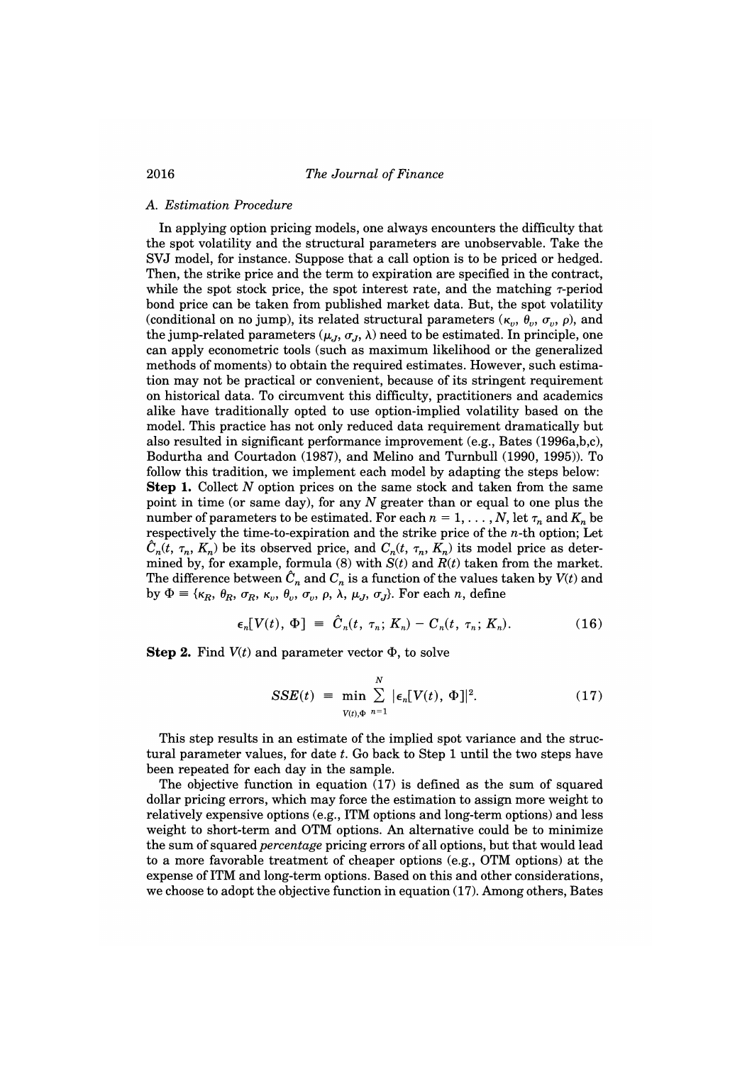### A. Estimation Procedure

In applying option pricing models, one always encounters the difficulty that the spot volatility and the structural parameters are unobservable. Take the SVJ model, for instance. Suppose that a call option is to be priced or hedged. Then, the strike price and the term to expiration are specified in the contract, while the spot stock price, the spot interest rate, and the matching $\tau$-period bond price can be taken from published market data. But, the spot volatility (conditional on no jump), its related structural parameters ($\kappa_v$, $\theta_v$, $\sigma_v$, $\rho$), and the jump-related parameters ($\mu_J$, $\sigma_J$, $\lambda$) need to be estimated. In principle, one can apply econometric tools (such as maximum likelihood or the generalized methods of moments) to obtain the required estimates. However, such estimation may not be practical or convenient, because of its stringent requirement on historical data. To circumvent this difficulty, practitioners and academics alike have traditionally opted to use option-implied volatility based on the model. This practice has not only reduced data requirement dramatically but also resulted in significant performance improvement (e.g., Bates (1996a,b,c), Bodurtha and Courtadon (1987), and Melino and Turnbull (1990, 1995)). To follow this tradition, we implement each model by adapting the steps below:

**Step 1.** Collect $N$ option prices on the same stock and taken from the same point in time (or same day), for any $N$ greater than or equal to one plus the number of parameters to be estimated. For each $n = 1, \ldots, N$, let $\tau_n$ and $K_n$ be respectively the time-to-expiration and the strike price of the $n$-th option; Let $\hat{C}_n(t, \tau_n, K_n)$ be its observed price, and $C_n(t, \tau_n, K_n)$ its model price as determined by, for example, formula (8) with $S(t)$ and $R(t)$ taken from the market. The difference between $\hat{C}_n$ and $C_n$ is a function of the values taken by $V(t)$ and by $\Phi \equiv \{\kappa_R, \theta_R, \sigma_R, \kappa_v, \theta_v, \sigma_v, \rho, \lambda, \mu_J, \sigma_J\}$. For each $n$, define

$$\epsilon_n[V(t), \Phi] \equiv \hat{C}_n(t, \tau_n; K_n) - C_n(t, \tau_n; K_n). \tag{16}$$

**Step 2.** Find $V(t)$ and parameter vector $\Phi$, to solve

$$SSE(t) \equiv \min_{V(t), \Phi} \sum_{n=1}^{N} |\epsilon_n[V(t), \Phi]|^2. \tag{17}$$

This step results in an estimate of the implied spot variance and the structural parameter values, for date $t$. Go back to Step 1 until the two steps have been repeated for each day in the sample.

The objective function in equation (17) is defined as the sum of squared dollar pricing errors, which may force the estimation to assign more weight to relatively expensive options (e.g., ITM options and long-term options) and less weight to short-term and OTM options. An alternative could be to minimize the sum of squared *percentage* pricing errors of all options, but that would lead to a more favorable treatment of cheaper options (e.g., OTM options) at the expense of ITM and long-term options. Based on this and other considerations, we choose to adopt the objective function in equation (17). Among others, Bates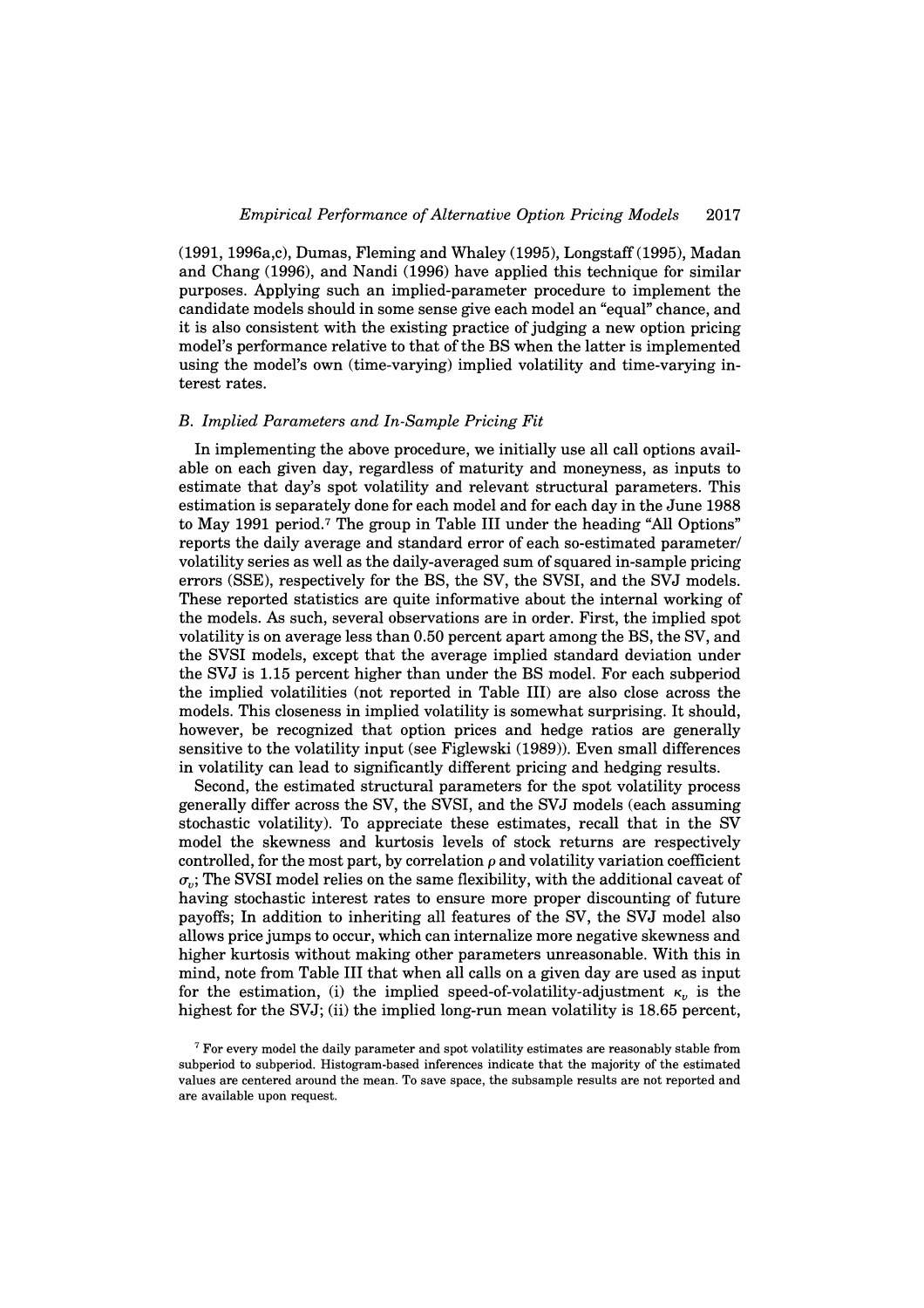(1991, 1996a,c), Dumas, Fleming and Whaley (1995), Longstaff (1995), Madan and Chang (1996), and Nandi (1996) have applied this technique for similar purposes. Applying such an implied-parameter procedure to implement the candidate models should in some sense give each model an "equal" chance, and it is also consistent with the existing practice of judging a new option pricing model's performance relative to that of the BS when the latter is implemented using the model's own (time-varying) implied volatility and time-varying interest rates.

### *B. Implied Parameters and In-Sample Pricing Fit*

In implementing the above procedure, we initially use all call options available on each given day, regardless of maturity and moneyness, as inputs to estimate that day's spot volatility and relevant structural parameters. This estimation is separately done for each model and for each day in the June 1988 to May 1991 period.[7] The group in Table III under the heading "All Options" reports the daily average and standard error of each so-estimated parameter/volatility series as well as the daily-averaged sum of squared in-sample pricing errors (SSE), respectively for the BS, the SV, the SVSI, and the SVJ models. These reported statistics are quite informative about the internal working of the models. As such, several observations are in order. First, the implied spot volatility is on average less than 0.50 percent apart among the BS, the SV, and the SVSI models, except that the average implied standard deviation under the SVJ is 1.15 percent higher than under the BS model. For each subperiod the implied volatilities (not reported in Table III) are also close across the models. This closeness in implied volatility is somewhat surprising. It should, however, be recognized that option prices and hedge ratios are generally sensitive to the volatility input (see Figlewski (1989)). Even small differences in volatility can lead to significantly different pricing and hedging results.

Second, the estimated structural parameters for the spot volatility process generally differ across the SV, the SVSI, and the SVJ models (each assuming stochastic volatility). To appreciate these estimates, recall that in the SV model the skewness and kurtosis levels of stock returns are respectively controlled, for the most part, by correlation $\rho$ and volatility variation coefficient $\sigma_v$; The SVSI model relies on the same flexibility, with the additional caveat of having stochastic interest rates to ensure more proper discounting of future payoffs; In addition to inheriting all features of the SV, the SVJ model also allows price jumps to occur, which can internalize more negative skewness and higher kurtosis without making other parameters unreasonable. With this in mind, note from Table III that when all calls on a given day are used as input for the estimation, (i) the implied speed-of-volatility-adjustment $\kappa_v$ is the highest for the SVJ; (ii) the implied long-run mean volatility is 18.65 percent,

[7] For every model the daily parameter and spot volatility estimates are reasonably stable from subperiod to subperiod. Histogram-based inferences indicate that the majority of the estimated values are centered around the mean. To save space, the subsample results are not reported and are available upon request.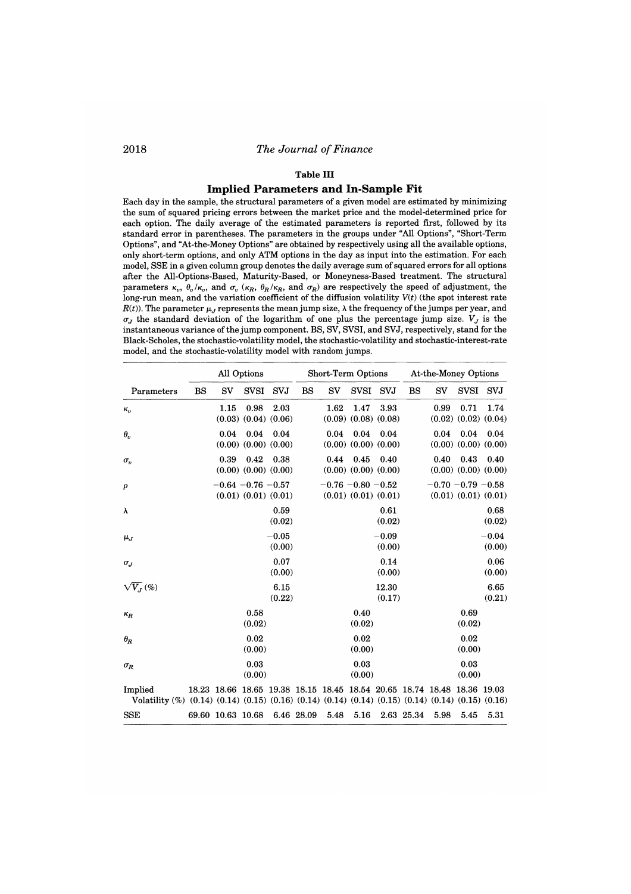## Table III

### Implied Parameters and In-Sample Fit

Each day in the sample, the structural parameters of a given model are estimated by minimizing the sum of squared pricing errors between the market price and the model-determined price for each option. The daily average of the estimated parameters is reported first, followed by its standard error in parentheses. The parameters in the groups under "All Options", "Short-Term Options", and "At-the-Money Options" are obtained by respectively using all the available options, only short-term options, and only ATM options in the day as input into the estimation. For each model, SSE in a given column group denotes the daily average sum of squared errors for all options after the All-Options-Based, Maturity-Based, or Moneyness-Based treatment. The structural parameters $\kappa_v$, $\theta_v/\kappa_v$, and $\sigma_v$ ($\kappa_R$, $\theta_R/\kappa_R$, and $\sigma_R$) are respectively the speed of adjustment, the long-run mean, and the variation coefficient of the diffusion volatility $V(t)$ (the spot interest rate $R(t)$). The parameter $\mu_J$ represents the mean jump size, $\lambda$ the frequency of the jumps per year, and $\sigma_J$ the standard deviation of the logarithm of one plus the percentage jump size. $V_J$ is the instantaneous variance of the jump component. BS, SV, SVSI, and SVJ, respectively, stand for the Black-Scholes, the stochastic-volatility model, the stochastic-volatility and stochastic-interest-rate model, and the stochastic-volatility model with random jumps.

| | All Options | | | | Short-Term Options | | | | At-the-Money Options | | | |
|---|---|---|---|---|---|---|---|---|---|---|---|---|
| Parameters | BS | SV | SVSI | SVJ | BS | SV | SVSI | SVJ | BS | SV | SVSI | SVJ |
| $\kappa_v$ | | 1.15 | 0.98 | 2.03 | | 1.62 | 1.47 | 3.93 | | 0.99 | 0.71 | 1.74 |
| | | (0.03) | (0.04) | (0.06) | | (0.09) | (0.08) | (0.08) | | (0.02) | (0.02) | (0.04) |
| $\theta_v$ | | 0.04 | 0.04 | 0.04 | | 0.04 | 0.04 | 0.04 | | 0.04 | 0.04 | 0.04 |
| | | (0.00) | (0.00) | (0.00) | | (0.00) | (0.00) | (0.00) | | (0.00) | (0.00) | (0.00) |
| $\sigma_v$ | | 0.39 | 0.42 | 0.38 | | 0.44 | 0.45 | 0.40 | | 0.40 | 0.43 | 0.40 |
| | | (0.00) | (0.00) | (0.00) | | (0.00) | (0.00) | (0.00) | | (0.00) | (0.00) | (0.00) |
| $\rho$ | | −0.64 | −0.76 | −0.57 | | −0.76 | −0.80 | −0.52 | | −0.70 | −0.79 | −0.58 |
| | | (0.01) | (0.01) | (0.01) | | (0.01) | (0.01) | (0.01) | | (0.01) | (0.01) | (0.01) |
| $\lambda$ | | | | 0.59 | | | | 0.61 | | | | 0.68 |
| | | | | (0.02) | | | | (0.02) | | | | (0.02) |
| $\mu_J$ | | | | −0.05 | | | | −0.09 | | | | −0.04 |
| | | | | (0.00) | | | | (0.00) | | | | (0.00) |
| $\sigma_J$ | | | | 0.07 | | | | 0.14 | | | | 0.06 |
| | | | | (0.00) | | | | (0.00) | | | | (0.00) |
| $\sqrt{V_J}$ (%) | | | | 6.15 | | | | 12.30 | | | | 6.65 |
| | | | | (0.22) | | | | (0.17) | | | | (0.21) |
| $\kappa_R$ | | | 0.58 | | | | 0.40 | | | | 0.69 | |
| | | | (0.02) | | | | (0.02) | | | | (0.02) | |
| $\theta_R$ | | | 0.02 | | | | 0.02 | | | | 0.02 | |
| | | | (0.00) | | | | (0.00) | | | | (0.00) | |
| $\sigma_R$ | | | 0.03 | | | | 0.03 | | | | 0.03 | |
| | | | (0.00) | | | | (0.00) | | | | (0.00) | |
| Implied Volatility (%) | 18.23 | 18.66 | 18.65 | 19.38 | 18.15 | 18.45 | 18.54 | 20.65 | 18.74 | 18.48 | 18.36 | 19.03 |
| | (0.14) | (0.14) | (0.15) | (0.16) | (0.14) | (0.14) | (0.14) | (0.15) | (0.14) | (0.14) | (0.15) | (0.16) |
| SSE | 69.60 | 10.63 | 10.68 | 6.46 | 28.09 | 5.48 | 5.16 | 2.63 | 25.34 | 5.98 | 5.45 | 5.31 |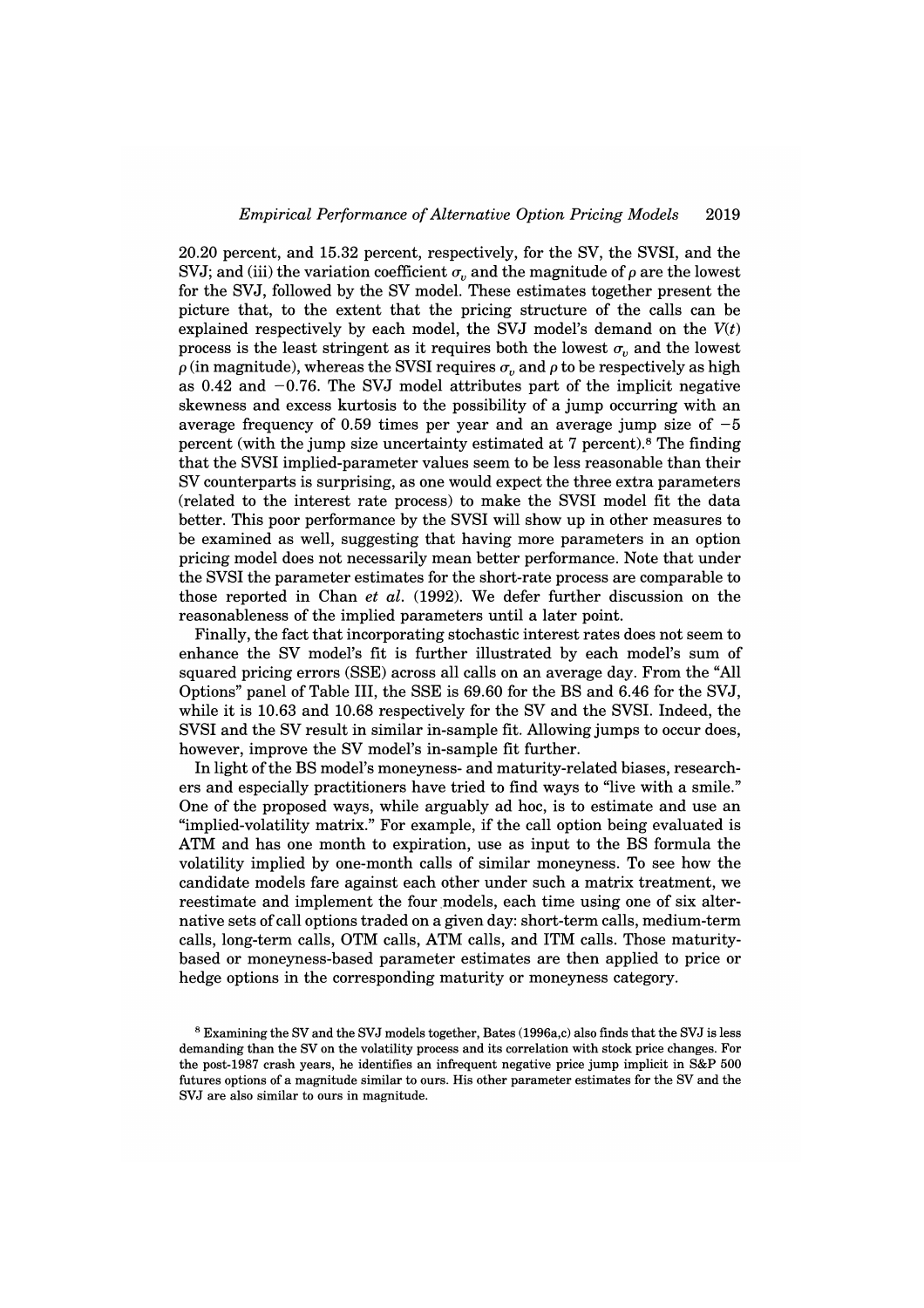20.20 percent, and 15.32 percent, respectively, for the SV, the SVSI, and the SVJ; and (iii) the variation coefficient $\sigma_v$ and the magnitude of $\rho$ are the lowest for the SVJ, followed by the SV model. These estimates together present the picture that, to the extent that the pricing structure of the calls can be explained respectively by each model, the SVJ model's demand on the $V(t)$ process is the least stringent as it requires both the lowest $\sigma_v$ and the lowest $\rho$ (in magnitude), whereas the SVSI requires $\sigma_v$ and $\rho$ to be respectively as high as 0.42 and $-0.76$. The SVJ model attributes part of the implicit negative skewness and excess kurtosis to the possibility of a jump occurring with an average frequency of 0.59 times per year and an average jump size of $-5$ percent (with the jump size uncertainty estimated at 7 percent).[8] The finding that the SVSI implied-parameter values seem to be less reasonable than their SV counterparts is surprising, as one would expect the three extra parameters (related to the interest rate process) to make the SVSI model fit the data better. This poor performance by the SVSI will show up in other measures to be examined as well, suggesting that having more parameters in an option pricing model does not necessarily mean better performance. Note that under the SVSI the parameter estimates for the short-rate process are comparable to those reported in Chan *et al.* (1992). We defer further discussion on the reasonableness of the implied parameters until a later point.

Finally, the fact that incorporating stochastic interest rates does not seem to enhance the SV model's fit is further illustrated by each model's sum of squared pricing errors (SSE) across all calls on an average day. From the "All Options" panel of Table III, the SSE is 69.60 for the BS and 6.46 for the SVJ, while it is 10.63 and 10.68 respectively for the SV and the SVSI. Indeed, the SVSI and the SV result in similar in-sample fit. Allowing jumps to occur does, however, improve the SV model's in-sample fit further.

In light of the BS model's moneyness- and maturity-related biases, researchers and especially practitioners have tried to find ways to "live with a smile." One of the proposed ways, while arguably ad hoc, is to estimate and use an "implied-volatility matrix." For example, if the call option being evaluated is ATM and has one month to expiration, use as input to the BS formula the volatility implied by one-month calls of similar moneyness. To see how the candidate models fare against each other under such a matrix treatment, we reestimate and implement the four models, each time using one of six alternative sets of call options traded on a given day: short-term calls, medium-term calls, long-term calls, OTM calls, ATM calls, and ITM calls. Those maturity-based or moneyness-based parameter estimates are then applied to price or hedge options in the corresponding maturity or moneyness category.

[8] Examining the SV and the SVJ models together, Bates (1996a,c) also finds that the SVJ is less demanding than the SV on the volatility process and its correlation with stock price changes. For the post-1987 crash years, he identifies an infrequent negative price jump implicit in S&P 500 futures options of a magnitude similar to ours. His other parameter estimates for the SV and the SVJ are also similar to ours in magnitude.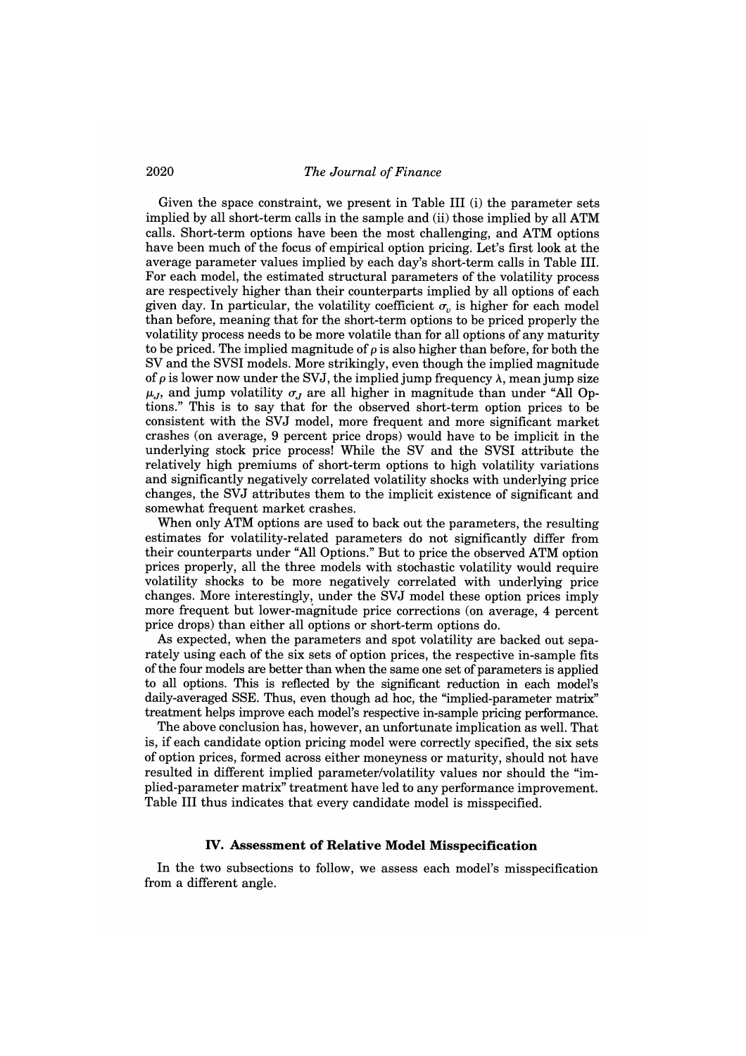Given the space constraint, we present in Table III (i) the parameter sets implied by all short-term calls in the sample and (ii) those implied by all ATM calls. Short-term options have been the most challenging, and ATM options have been much of the focus of empirical option pricing. Let's first look at the average parameter values implied by each day's short-term calls in Table III. For each model, the estimated structural parameters of the volatility process are respectively higher than their counterparts implied by all options of each given day. In particular, the volatility coefficient $\sigma_v$ is higher for each model than before, meaning that for the short-term options to be priced properly the volatility process needs to be more volatile than for all options of any maturity to be priced. The implied magnitude of $\rho$ is also higher than before, for both the SV and the SVSI models. More strikingly, even though the implied magnitude of $\rho$ is lower now under the SVJ, the implied jump frequency $\lambda$, mean jump size $\mu_J$, and jump volatility $\sigma_J$ are all higher in magnitude than under "All Options." This is to say that for the observed short-term option prices to be consistent with the SVJ model, more frequent and more significant market crashes (on average, 9 percent price drops) would have to be implicit in the underlying stock price process! While the SV and the SVSI attribute the relatively high premiums of short-term options to high volatility variations and significantly negatively correlated volatility shocks with underlying price changes, the SVJ attributes them to the implicit existence of significant and somewhat frequent market crashes.

When only ATM options are used to back out the parameters, the resulting estimates for volatility-related parameters do not significantly differ from their counterparts under "All Options." But to price the observed ATM option prices properly, all the three models with stochastic volatility would require volatility shocks to be more negatively correlated with underlying price changes. More interestingly, under the SVJ model these option prices imply more frequent but lower-magnitude price corrections (on average, 4 percent price drops) than either all options or short-term options do.

As expected, when the parameters and spot volatility are backed out separately using each of the six sets of option prices, the respective in-sample fits of the four models are better than when the same one set of parameters is applied to all options. This is reflected by the significant reduction in each model's daily-averaged SSE. Thus, even though ad hoc, the "implied-parameter matrix" treatment helps improve each model's respective in-sample pricing performance.

The above conclusion has, however, an unfortunate implication as well. That is, if each candidate option pricing model were correctly specified, the six sets of option prices, formed across either moneyness or maturity, should not have resulted in different implied parameter/volatility values nor should the "implied-parameter matrix" treatment have led to any performance improvement. Table III thus indicates that every candidate model is misspecified.

## IV. Assessment of Relative Model Misspecification

In the two subsections to follow, we assess each model's misspecification from a different angle.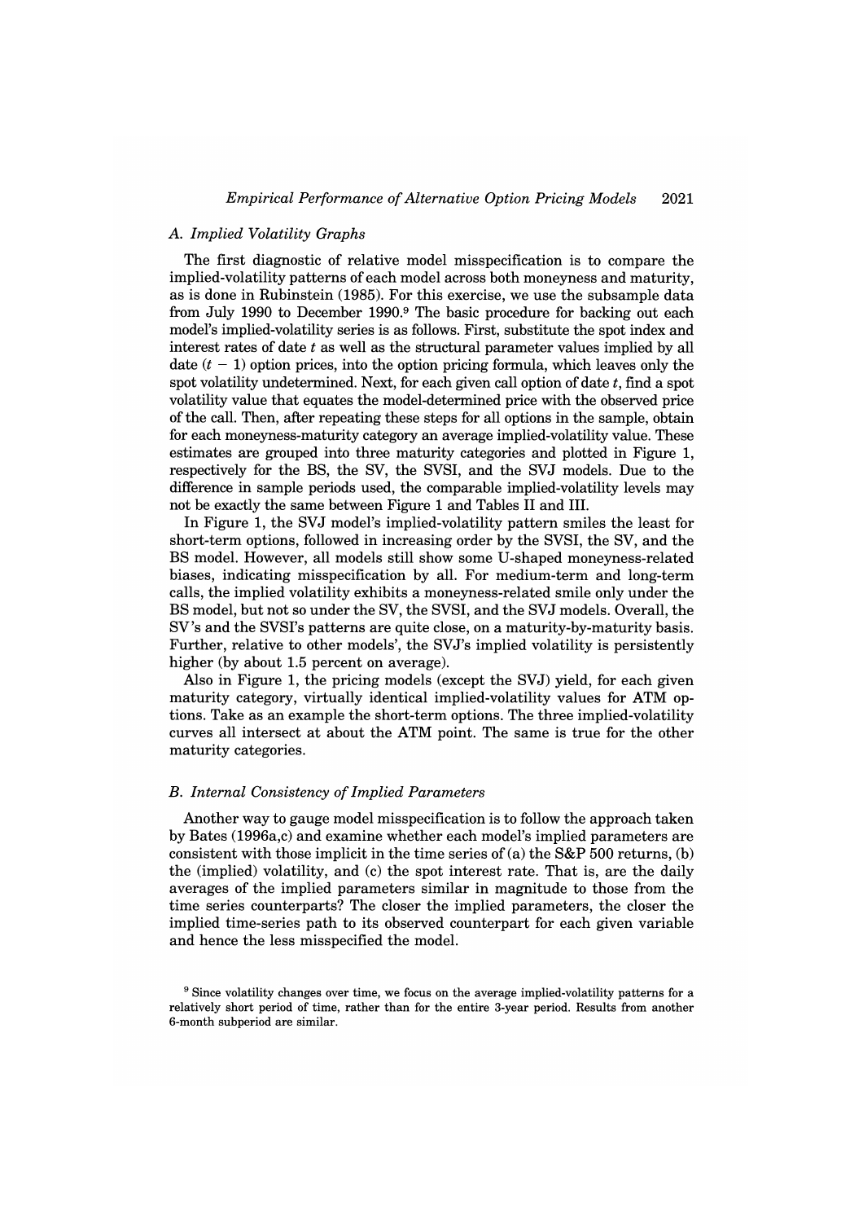### A. Implied Volatility Graphs

The first diagnostic of relative model misspecification is to compare the implied-volatility patterns of each model across both moneyness and maturity, as is done in Rubinstein (1985). For this exercise, we use the subsample data from July 1990 to December 1990.[9] The basic procedure for backing out each model's implied-volatility series is as follows. First, substitute the spot index and interest rates of date $t$ as well as the structural parameter values implied by all date $(t - 1)$ option prices, into the option pricing formula, which leaves only the spot volatility undetermined. Next, for each given call option of date $t$, find a spot volatility value that equates the model-determined price with the observed price of the call. Then, after repeating these steps for all options in the sample, obtain for each moneyness-maturity category an average implied-volatility value. These estimates are grouped into three maturity categories and plotted in Figure 1, respectively for the BS, the SV, the SVSI, and the SVJ models. Due to the difference in sample periods used, the comparable implied-volatility levels may not be exactly the same between Figure 1 and Tables II and III.

In Figure 1, the SVJ model's implied-volatility pattern smiles the least for short-term options, followed in increasing order by the SVSI, the SV, and the BS model. However, all models still show some U-shaped moneyness-related biases, indicating misspecification by all. For medium-term and long-term calls, the implied volatility exhibits a moneyness-related smile only under the BS model, but not so under the SV, the SVSI, and the SVJ models. Overall, the SV's and the SVSI's patterns are quite close, on a maturity-by-maturity basis. Further, relative to other models', the SVJ's implied volatility is persistently higher (by about 1.5 percent on average).

Also in Figure 1, the pricing models (except the SVJ) yield, for each given maturity category, virtually identical implied-volatility values for ATM options. Take as an example the short-term options. The three implied-volatility curves all intersect at about the ATM point. The same is true for the other maturity categories.

### B. Internal Consistency of Implied Parameters

Another way to gauge model misspecification is to follow the approach taken by Bates (1996a,c) and examine whether each model's implied parameters are consistent with those implicit in the time series of (a) the S&P 500 returns, (b) the (implied) volatility, and (c) the spot interest rate. That is, are the daily averages of the implied parameters similar in magnitude to those from the time series counterparts? The closer the implied parameters, the closer the implied time-series path to its observed counterpart for each given variable and hence the less misspecified the model.

[9] Since volatility changes over time, we focus on the average implied-volatility patterns for a relatively short period of time, rather than for the entire 3-year period. Results from another 6-month subperiod are similar.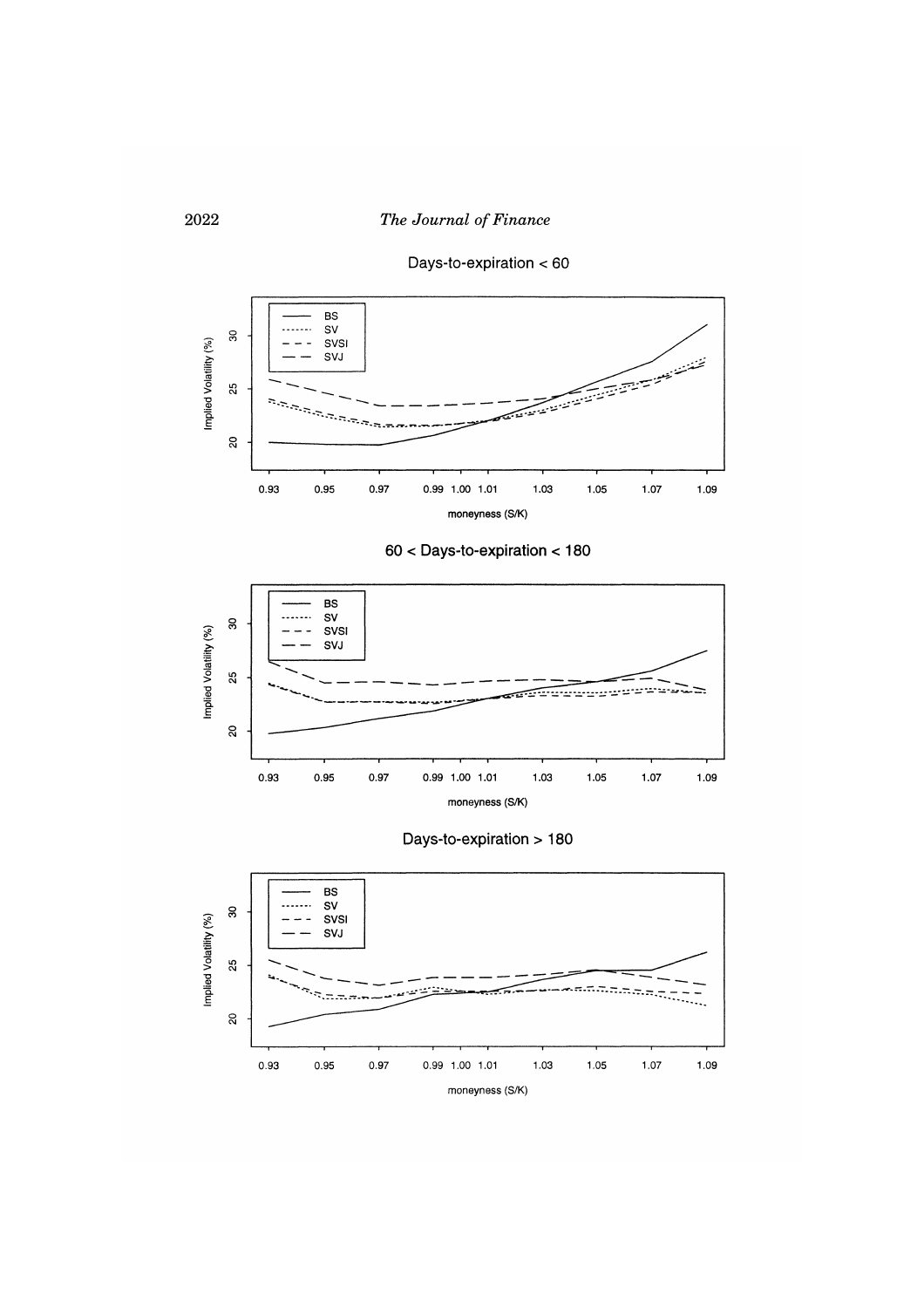Days-to-expiration < 60

60 < Days-to-expiration < 180

Days-to-expiration > 180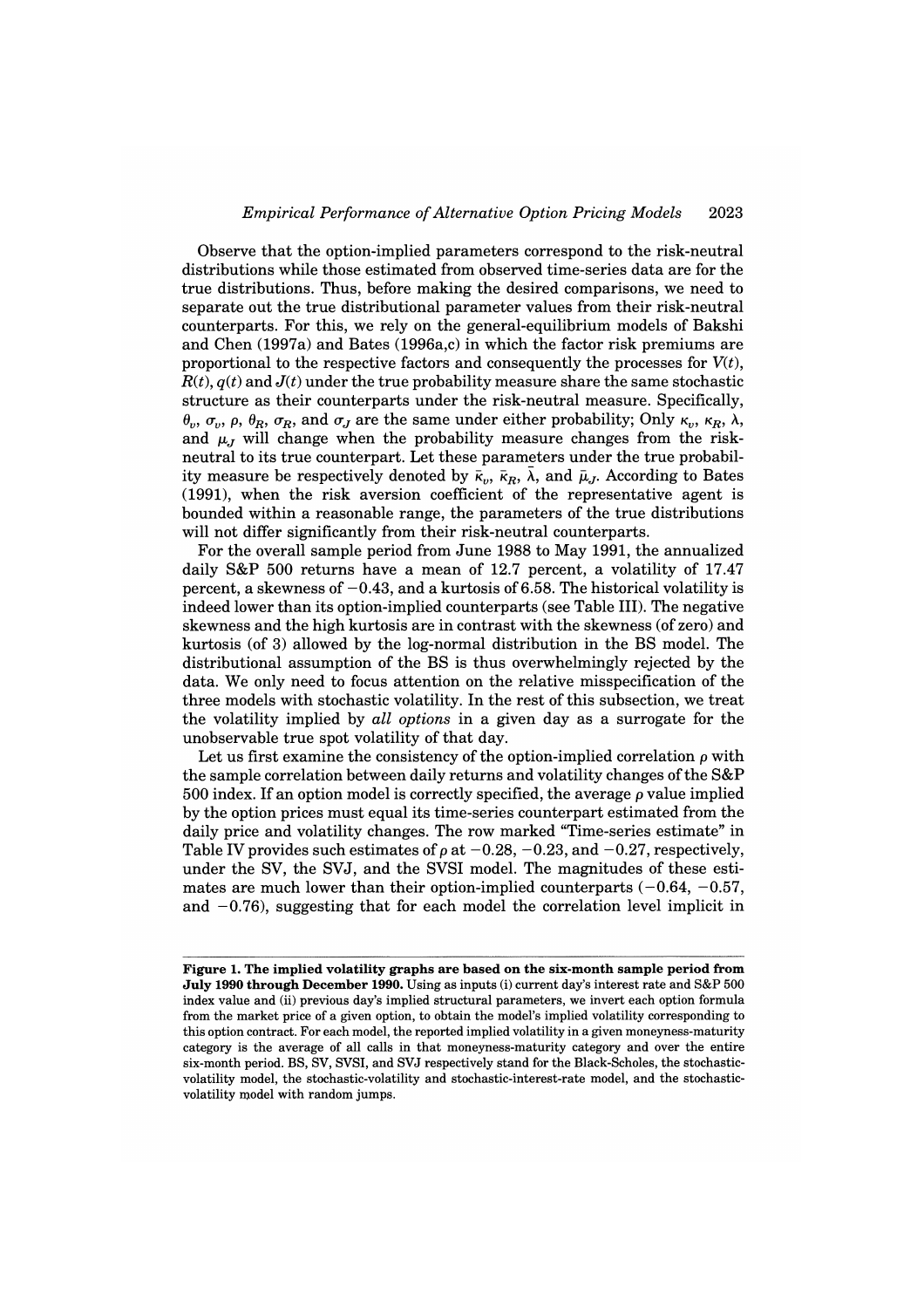Observe that the option-implied parameters correspond to the risk-neutral distributions while those estimated from observed time-series data are for the true distributions. Thus, before making the desired comparisons, we need to separate out the true distributional parameter values from their risk-neutral counterparts. For this, we rely on the general-equilibrium models of Bakshi and Chen (1997a) and Bates (1996a,c) in which the factor risk premiums are proportional to the respective factors and consequently the processes for $V(t)$, $R(t)$, $q(t)$ and $J(t)$ under the true probability measure share the same stochastic structure as their counterparts under the risk-neutral measure. Specifically, $\theta_v$, $\sigma_v$, $\rho$, $\theta_R$, $\sigma_R$, and $\sigma_J$ are the same under either probability; Only $\kappa_v$, $\kappa_R$, $\lambda$, and $\mu_J$ will change when the probability measure changes from the risk-neutral to its true counterpart. Let these parameters under the true probability measure be respectively denoted by $\bar{\kappa}_v$, $\bar{\kappa}_R$, $\bar{\lambda}$, and $\bar{\mu}_J$. According to Bates (1991), when the risk aversion coefficient of the representative agent is bounded within a reasonable range, the parameters of the true distributions will not differ significantly from their risk-neutral counterparts.

For the overall sample period from June 1988 to May 1991, the annualized daily S&P 500 returns have a mean of 12.7 percent, a volatility of 17.47 percent, a skewness of $-0.43$, and a kurtosis of 6.58. The historical volatility is indeed lower than its option-implied counterparts (see Table III). The negative skewness and the high kurtosis are in contrast with the skewness (of zero) and kurtosis (of 3) allowed by the log-normal distribution in the BS model. The distributional assumption of the BS is thus overwhelmingly rejected by the data. We only need to focus attention on the relative misspecification of the three models with stochastic volatility. In the rest of this subsection, we treat the volatility implied by *all options* in a given day as a surrogate for the unobservable true spot volatility of that day.

Let us first examine the consistency of the option-implied correlation $\rho$ with the sample correlation between daily returns and volatility changes of the S&P 500 index. If an option model is correctly specified, the average $\rho$ value implied by the option prices must equal its time-series counterpart estimated from the daily price and volatility changes. The row marked "Time-series estimate" in Table IV provides such estimates of $\rho$ at $-0.28$, $-0.23$, and $-0.27$, respectively, under the SV, the SVJ, and the SVSI model. The magnitudes of these estimates are much lower than their option-implied counterparts ($-0.64$, $-0.57$, and $-0.76$), suggesting that for each model the correlation level implicit in

**Figure 1. The implied volatility graphs are based on the six-month sample period from July 1990 through December 1990.** Using as inputs (i) current day's interest rate and S&P 500 index value and (ii) previous day's implied structural parameters, we invert each option formula from the market price of a given option, to obtain the model's implied volatility corresponding to this option contract. For each model, the reported implied volatility in a given moneyness-maturity category is the average of all calls in that moneyness-maturity category and over the entire six-month period. BS, SV, SVSI, and SVJ respectively stand for the Black-Scholes, the stochastic-volatility model, the stochastic-volatility and stochastic-interest-rate model, and the stochastic-volatility model with random jumps.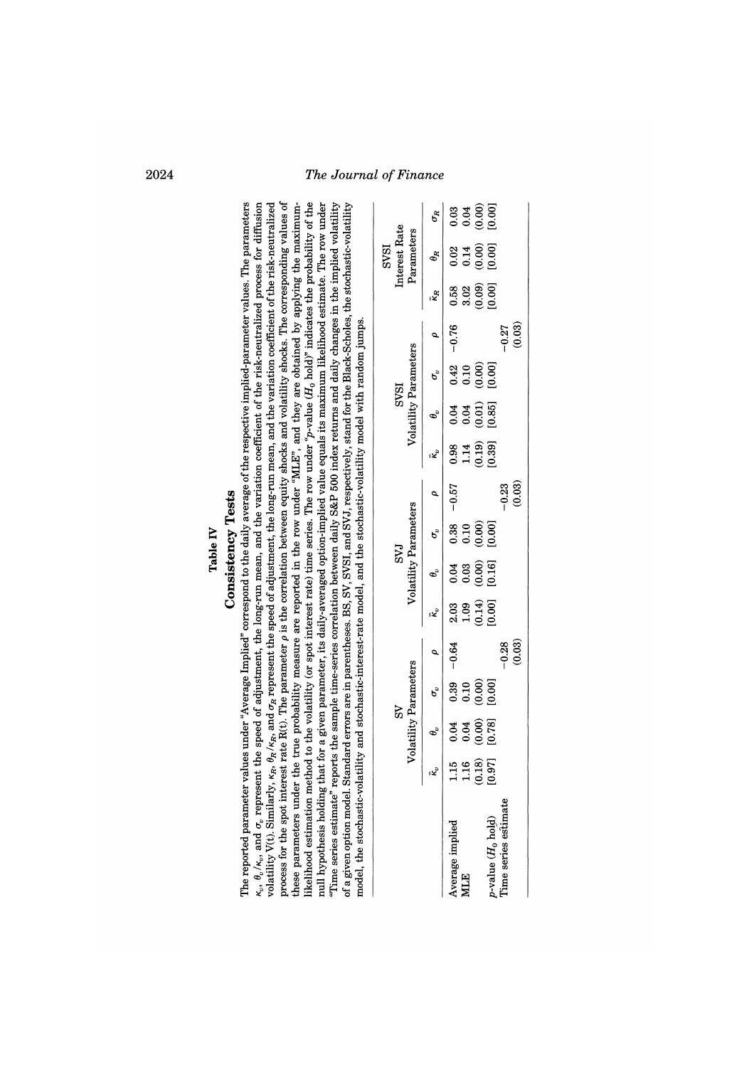# Table IV

## Consistency Tests

The reported parameter values under "Average Implied" correspond to the daily average of the respective implied-parameter values. The parameters $\kappa_v$, $\theta_v/\kappa_v$, and $\sigma_v$ represent the speed of adjustment, the long-run mean, and the variation coefficient of the risk-neutralized process for diffusion volatility V(t). Similarly, $\kappa_R$, $\theta_R/\kappa_R$, and $\sigma_R$ represent the speed of adjustment, the long-run mean, and the variation coefficient of the risk-neutralized process for the spot interest rate R(t). The parameter $\rho$ is the correlation between equity shocks and volatility shocks. The corresponding values of these parameters under the true probability measure are reported in the row under "MLE", and they are obtained by applying the maximum-likelihood estimation method to the volatility (or spot interest rate) time series. The row under "p-value ($H_0$ hold)" indicates the probability of the null hypothesis holding that for a given parameter, its daily-averaged option-implied value equals its maximum likelihood estimate. The row under "Time series estimate" reports the sample time-series correlation between daily S&P 500 index returns and daily changes in the implied volatility of a given option model. Standard errors are in parentheses. BS, SV, SVSI, and SVJ, respectively, stand for the Black-Scholes, the stochastic-volatility model, the stochastic-volatility and stochastic-interest-rate model, and the stochastic-volatility model with random jumps.

| | SV Volatility Parameters | | | | SVJ Volatility Parameters | | | | SVSI Volatility Parameters | | | | SVSI Interest Rate Parameters | | |
|---|---|---|---|---|---|---|---|---|---|---|---|---|---|---|---|
| | $\tilde{\kappa}_v$ | $\theta_v$ | $\sigma_v$ | $\rho$ | $\tilde{\kappa}_v$ | $\theta_v$ | $\sigma_v$ | $\rho$ | $\tilde{\kappa}_v$ | $\theta_v$ | $\sigma_v$ | $\rho$ | $\tilde{\kappa}_R$ | $\theta_R$ | $\sigma_R$ |
| Average implied | 1.15 | 0.04 | 0.39 | −0.64 | 2.03 | 0.04 | 0.38 | −0.57 | 0.98 | 0.04 | 0.42 | −0.76 | 0.58 | 0.02 | 0.03 |
| MLE | 1.16 | 0.04 | 0.10 | | 1.09 | 0.03 | 0.10 | | 1.14 | 0.04 | 0.10 | | 3.02 | 0.14 | 0.04 |
| | (0.18) | (0.00) | (0.00) | | (0.14) | (0.00) | (0.00) | | (0.19) | (0.01) | (0.00) | | (0.09) | (0.00) | (0.00) |
| p-value ($H_0$ hold) | [0.97] | [0.78] | [0.00] | | [0.00] | [0.16] | [0.00] | | [0.39] | [0.85] | [0.00] | | [0.00] | [0.00] | [0.00] |
| Time series estimate | | | | −0.28 | | | | −0.23 | | | | −0.27 | | | |
| | | | | (0.03) | | | | (0.03) | | | | (0.03) | | | |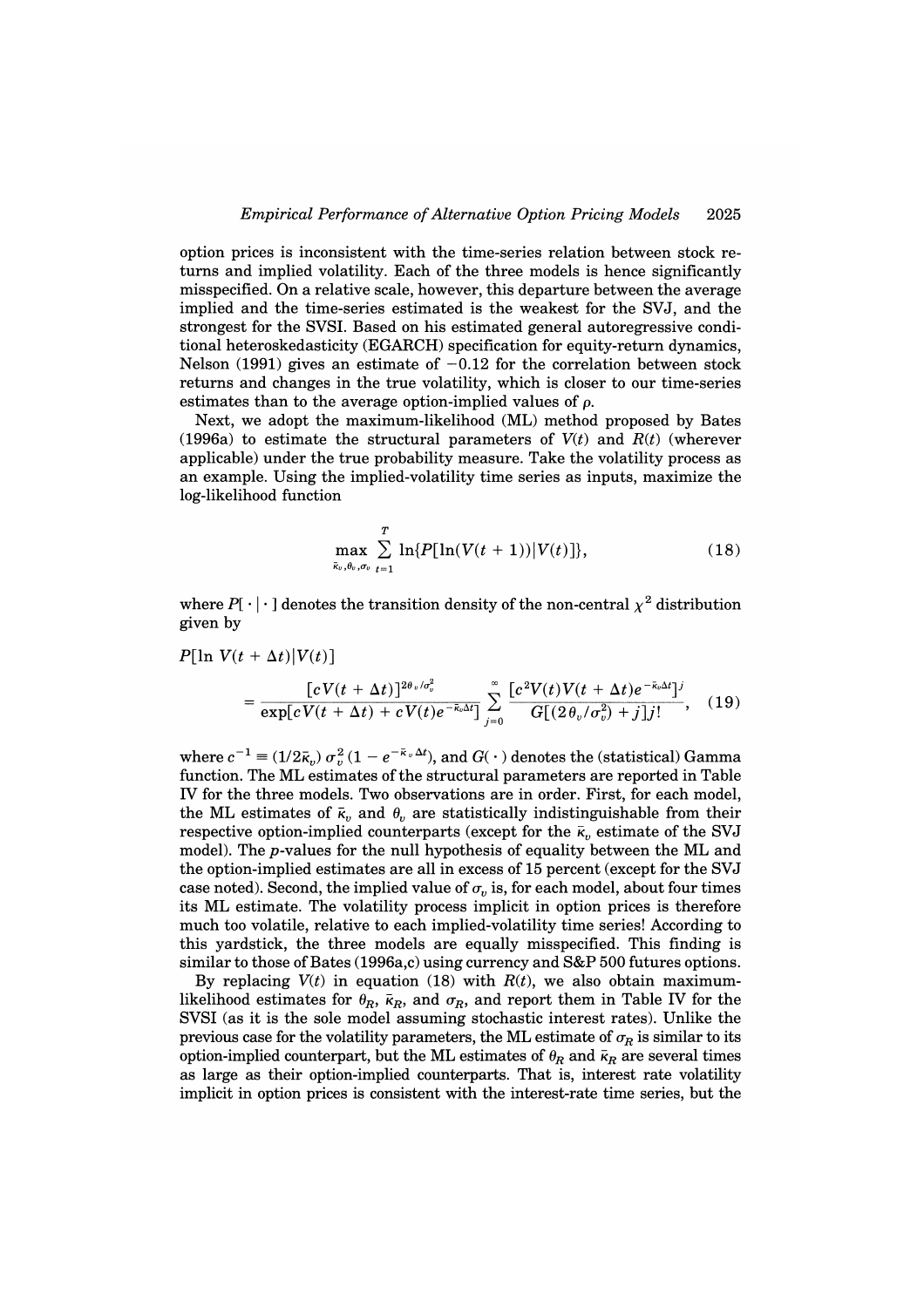option prices is inconsistent with the time-series relation between stock returns and implied volatility. Each of the three models is hence significantly misspecified. On a relative scale, however, this departure between the average implied and the time-series estimated is the weakest for the SVJ, and the strongest for the SVSI. Based on his estimated general autoregressive conditional heteroskedasticity (EGARCH) specification for equity-return dynamics, Nelson (1991) gives an estimate of $-0.12$ for the correlation between stock returns and changes in the true volatility, which is closer to our time-series estimates than to the average option-implied values of $\rho$.

Next, we adopt the maximum-likelihood (ML) method proposed by Bates (1996a) to estimate the structural parameters of $V(t)$ and $R(t)$ (wherever applicable) under the true probability measure. Take the volatility process as an example. Using the implied-volatility time series as inputs, maximize the log-likelihood function

$$\max_{\bar{\kappa}_v, \theta_v, \sigma_v} \sum_{t=1}^{T} \ln\{P[\ln(V(t+1))|V(t)]\}, \tag{18}$$

where $P[\cdot|\cdot]$ denotes the transition density of the non-central $\chi^2$ distribution given by

$$P[\ln V(t+\Delta t)|V(t)] = \frac{[cV(t+\Delta t)]^{2\theta_v/\sigma_v^2}}{\exp[cV(t+\Delta t) + cV(t)e^{-\bar{\kappa}_v \Delta t}]} \sum_{j=0}^{\infty} \frac{[c^2 V(t) V(t+\Delta t) e^{-\bar{\kappa}_v \Delta t}]^j}{G[(2\theta_v/\sigma_v^2) + j]j!}, \tag{19}$$

where $c^{-1} \equiv (1/2\bar{\kappa}_v)\, \sigma_v^2 (1 - e^{-\bar{\kappa}_v \Delta t})$, and $G(\cdot)$ denotes the (statistical) Gamma function. The ML estimates of the structural parameters are reported in Table IV for the three models. Two observations are in order. First, for each model, the ML estimates of $\bar{\kappa}_v$ and $\theta_v$ are statistically indistinguishable from their respective option-implied counterparts (except for the $\bar{\kappa}_v$ estimate of the SVJ model). The $p$-values for the null hypothesis of equality between the ML and the option-implied estimates are all in excess of 15 percent (except for the SVJ case noted). Second, the implied value of $\sigma_v$ is, for each model, about four times its ML estimate. The volatility process implicit in option prices is therefore much too volatile, relative to each implied-volatility time series! According to this yardstick, the three models are equally misspecified. This finding is similar to those of Bates (1996a,c) using currency and S&P 500 futures options.

By replacing $V(t)$ in equation (18) with $R(t)$, we also obtain maximum-likelihood estimates for $\theta_R$, $\bar{\kappa}_R$, and $\sigma_R$, and report them in Table IV for the SVSI (as it is the sole model assuming stochastic interest rates). Unlike the previous case for the volatility parameters, the ML estimate of $\sigma_R$ is similar to its option-implied counterpart, but the ML estimates of $\theta_R$ and $\bar{\kappa}_R$ are several times as large as their option-implied counterparts. That is, interest rate volatility implicit in option prices is consistent with the interest-rate time series, but the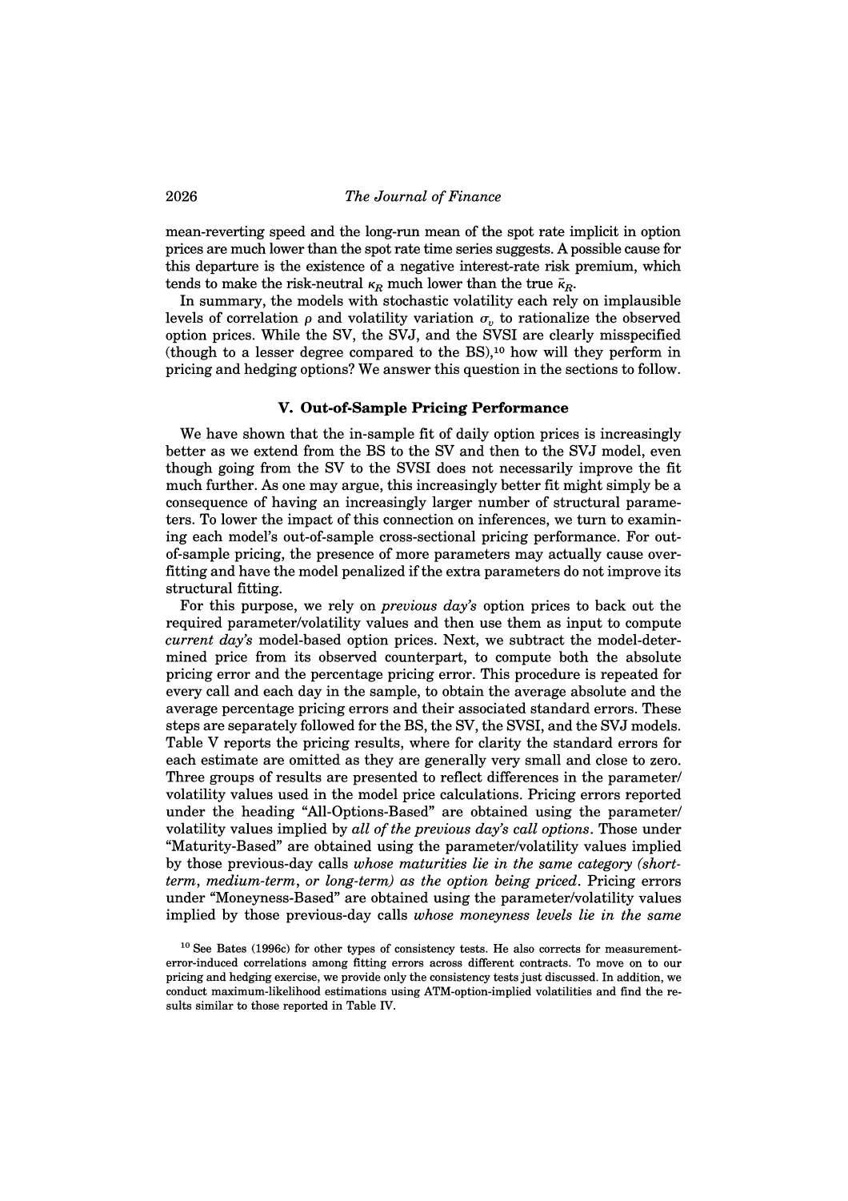mean-reverting speed and the long-run mean of the spot rate implicit in option prices are much lower than the spot rate time series suggests. A possible cause for this departure is the existence of a negative interest-rate risk premium, which tends to make the risk-neutral $\kappa_R$ much lower than the true $\bar{\kappa}_R$.

In summary, the models with stochastic volatility each rely on implausible levels of correlation $\rho$ and volatility variation $\sigma_v$ to rationalize the observed option prices. While the SV, the SVJ, and the SVSI are clearly misspecified (though to a lesser degree compared to the BS),[10] how will they perform in pricing and hedging options? We answer this question in the sections to follow.

## V. Out-of-Sample Pricing Performance

We have shown that the in-sample fit of daily option prices is increasingly better as we extend from the BS to the SV and then to the SVJ model, even though going from the SV to the SVSI does not necessarily improve the fit much further. As one may argue, this increasingly better fit might simply be a consequence of having an increasingly larger number of structural parameters. To lower the impact of this connection on inferences, we turn to examining each model's out-of-sample cross-sectional pricing performance. For out-of-sample pricing, the presence of more parameters may actually cause overfitting and have the model penalized if the extra parameters do not improve its structural fitting.

For this purpose, we rely on *previous day's* option prices to back out the required parameter/volatility values and then use them as input to compute *current day's* model-based option prices. Next, we subtract the model-determined price from its observed counterpart, to compute both the absolute pricing error and the percentage pricing error. This procedure is repeated for every call and each day in the sample, to obtain the average absolute and the average percentage pricing errors and their associated standard errors. These steps are separately followed for the BS, the SV, the SVSI, and the SVJ models. Table V reports the pricing results, where for clarity the standard errors for each estimate are omitted as they are generally very small and close to zero. Three groups of results are presented to reflect differences in the parameter/volatility values used in the model price calculations. Pricing errors reported under the heading "All-Options-Based" are obtained using the parameter/volatility values implied by *all of the previous day's call options*. Those under "Maturity-Based" are obtained using the parameter/volatility values implied by those previous-day calls *whose maturities lie in the same category (short-term, medium-term, or long-term) as the option being priced*. Pricing errors under "Moneyness-Based" are obtained using the parameter/volatility values implied by those previous-day calls *whose moneyness levels lie in the same*

[10] See Bates (1996c) for other types of consistency tests. He also corrects for measurement-error-induced correlations among fitting errors across different contracts. To move on to our pricing and hedging exercise, we provide only the consistency tests just discussed. In addition, we conduct maximum-likelihood estimations using ATM-option-implied volatilities and find the results similar to those reported in Table IV.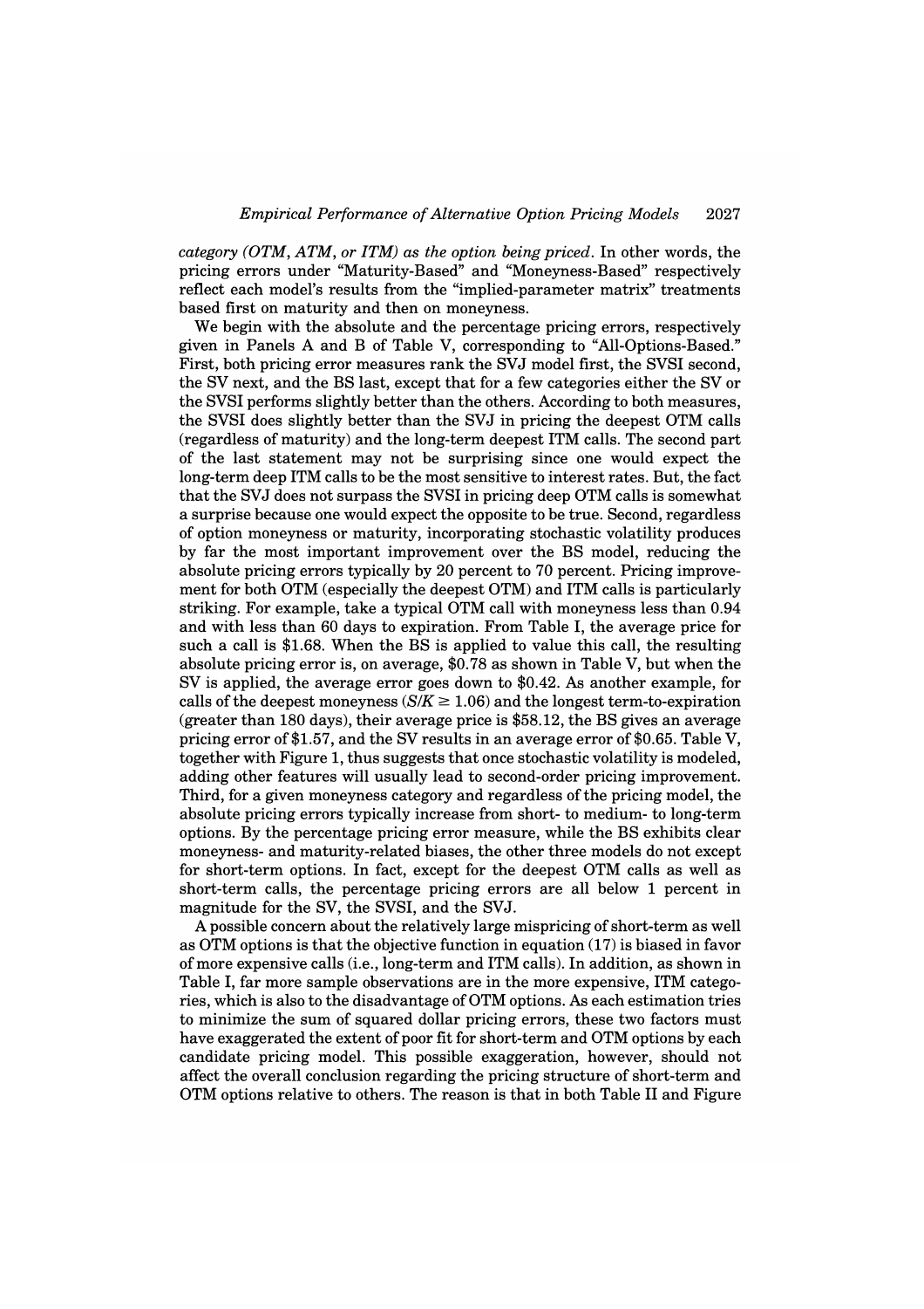*category (OTM, ATM, or ITM) as the option being priced*. In other words, the pricing errors under "Maturity-Based" and "Moneyness-Based" respectively reflect each model's results from the "implied-parameter matrix" treatments based first on maturity and then on moneyness.

We begin with the absolute and the percentage pricing errors, respectively given in Panels A and B of Table V, corresponding to "All-Options-Based." First, both pricing error measures rank the SVJ model first, the SVSI second, the SV next, and the BS last, except that for a few categories either the SV or the SVSI performs slightly better than the others. According to both measures, the SVSI does slightly better than the SVJ in pricing the deepest OTM calls (regardless of maturity) and the long-term deepest ITM calls. The second part of the last statement may not be surprising since one would expect the long-term deep ITM calls to be the most sensitive to interest rates. But, the fact that the SVJ does not surpass the SVSI in pricing deep OTM calls is somewhat a surprise because one would expect the opposite to be true. Second, regardless of option moneyness or maturity, incorporating stochastic volatility produces by far the most important improvement over the BS model, reducing the absolute pricing errors typically by 20 percent to 70 percent. Pricing improvement for both OTM (especially the deepest OTM) and ITM calls is particularly striking. For example, take a typical OTM call with moneyness less than 0.94 and with less than 60 days to expiration. From Table I, the average price for such a call is \$1.68. When the BS is applied to value this call, the resulting absolute pricing error is, on average, \$0.78 as shown in Table V, but when the SV is applied, the average error goes down to \$0.42. As another example, for calls of the deepest moneyness ($S/K \geq 1.06$) and the longest term-to-expiration (greater than 180 days), their average price is \$58.12, the BS gives an average pricing error of \$1.57, and the SV results in an average error of \$0.65. Table V, together with Figure 1, thus suggests that once stochastic volatility is modeled, adding other features will usually lead to second-order pricing improvement. Third, for a given moneyness category and regardless of the pricing model, the absolute pricing errors typically increase from short- to medium- to long-term options. By the percentage pricing error measure, while the BS exhibits clear moneyness- and maturity-related biases, the other three models do not except for short-term options. In fact, except for the deepest OTM calls as well as short-term calls, the percentage pricing errors are all below 1 percent in magnitude for the SV, the SVSI, and the SVJ.

A possible concern about the relatively large mispricing of short-term as well as OTM options is that the objective function in equation (17) is biased in favor of more expensive calls (i.e., long-term and ITM calls). In addition, as shown in Table I, far more sample observations are in the more expensive, ITM categories, which is also to the disadvantage of OTM options. As each estimation tries to minimize the sum of squared dollar pricing errors, these two factors must have exaggerated the extent of poor fit for short-term and OTM options by each candidate pricing model. This possible exaggeration, however, should not affect the overall conclusion regarding the pricing structure of short-term and OTM options relative to others. The reason is that in both Table II and Figure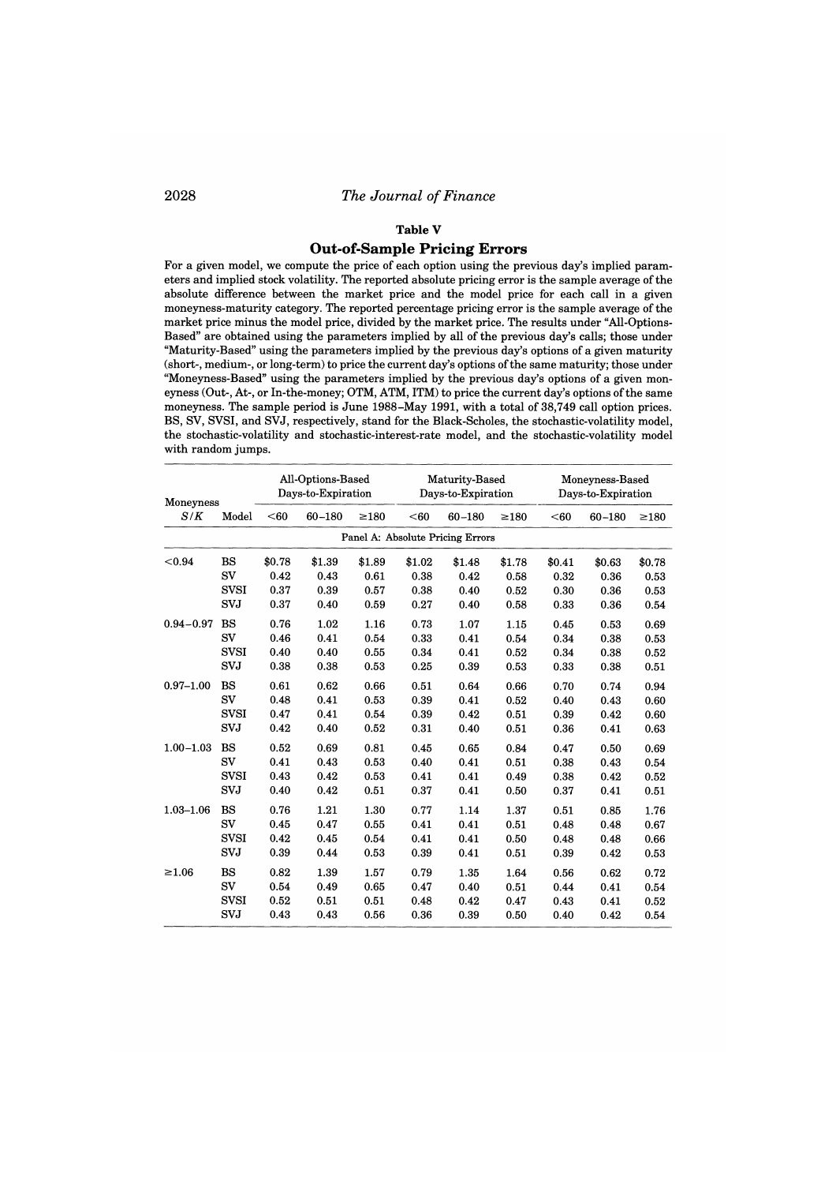### Table V

### Out-of-Sample Pricing Errors

For a given model, we compute the price of each option using the previous day's implied parameters and implied stock volatility. The reported absolute pricing error is the sample average of the absolute difference between the market price and the model price for each call in a given moneyness-maturity category. The reported percentage pricing error is the sample average of the market price minus the model price, divided by the market price. The results under "All-Options-Based" are obtained using the parameters implied by all of the previous day's calls; those under "Maturity-Based" using the parameters implied by the previous day's options of a given maturity (short-, medium-, or long-term) to price the current day's options of the same maturity; those under "Moneyness-Based" using the parameters implied by the previous day's options of a given moneyness (Out-, At-, or In-the-money; OTM, ATM, ITM) to price the current day's options of the same moneyness. The sample period is June 1988–May 1991, with a total of 38,749 call option prices. BS, SV, SVSI, and SVJ, respectively, stand for the Black-Scholes, the stochastic-volatility model, the stochastic-volatility and stochastic-interest-rate model, and the stochastic-volatility model with random jumps.

| Moneyness | | All-Options-Based Days-to-Expiration | | | Maturity-Based Days-to-Expiration | | | Moneyness-Based Days-to-Expiration | | |
|---|---|---|---|---|---|---|---|---|---|---|
| $S/K$ | Model | <60 | 60–180 | ≥180 | <60 | 60–180 | ≥180 | <60 | 60–180 | ≥180 |
| | | | | | Panel A: Absolute Pricing Errors | | | | | |
| <0.94 | BS | $0.78 | $1.39 | $1.89 | $1.02 | $1.48 | $1.78 | $0.41 | $0.63 | $0.78 |
| | SV | 0.42 | 0.43 | 0.61 | 0.38 | 0.42 | 0.58 | 0.32 | 0.36 | 0.53 |
| | SVSI | 0.37 | 0.39 | 0.57 | 0.38 | 0.40 | 0.52 | 0.30 | 0.36 | 0.53 |
| | SVJ | 0.37 | 0.40 | 0.59 | 0.27 | 0.40 | 0.58 | 0.33 | 0.36 | 0.54 |
| 0.94–0.97 | BS | 0.76 | 1.02 | 1.16 | 0.73 | 1.07 | 1.15 | 0.45 | 0.53 | 0.69 |
| | SV | 0.46 | 0.41 | 0.54 | 0.33 | 0.41 | 0.54 | 0.34 | 0.38 | 0.53 |
| | SVSI | 0.40 | 0.40 | 0.55 | 0.34 | 0.41 | 0.52 | 0.34 | 0.38 | 0.52 |
| | SVJ | 0.38 | 0.38 | 0.53 | 0.25 | 0.39 | 0.53 | 0.33 | 0.38 | 0.51 |
| 0.97–1.00 | BS | 0.61 | 0.62 | 0.66 | 0.51 | 0.64 | 0.66 | 0.70 | 0.74 | 0.94 |
| | SV | 0.48 | 0.41 | 0.53 | 0.39 | 0.41 | 0.52 | 0.40 | 0.43 | 0.60 |
| | SVSI | 0.47 | 0.41 | 0.54 | 0.39 | 0.42 | 0.51 | 0.39 | 0.42 | 0.60 |
| | SVJ | 0.42 | 0.40 | 0.52 | 0.31 | 0.40 | 0.51 | 0.36 | 0.41 | 0.63 |
| 1.00–1.03 | BS | 0.52 | 0.69 | 0.81 | 0.45 | 0.65 | 0.84 | 0.47 | 0.50 | 0.69 |
| | SV | 0.41 | 0.43 | 0.53 | 0.40 | 0.41 | 0.51 | 0.38 | 0.43 | 0.54 |
| | SVSI | 0.43 | 0.42 | 0.53 | 0.41 | 0.41 | 0.49 | 0.38 | 0.42 | 0.52 |
| | SVJ | 0.40 | 0.42 | 0.51 | 0.37 | 0.41 | 0.50 | 0.37 | 0.41 | 0.51 |
| 1.03–1.06 | BS | 0.76 | 1.21 | 1.30 | 0.77 | 1.14 | 1.37 | 0.51 | 0.85 | 1.76 |
| | SV | 0.45 | 0.47 | 0.55 | 0.41 | 0.41 | 0.51 | 0.48 | 0.48 | 0.67 |
| | SVSI | 0.42 | 0.45 | 0.54 | 0.41 | 0.41 | 0.50 | 0.48 | 0.48 | 0.66 |
| | SVJ | 0.39 | 0.44 | 0.53 | 0.39 | 0.41 | 0.51 | 0.39 | 0.42 | 0.53 |
| ≥1.06 | BS | 0.82 | 1.39 | 1.57 | 0.79 | 1.35 | 1.64 | 0.56 | 0.62 | 0.72 |
| | SV | 0.54 | 0.49 | 0.65 | 0.47 | 0.40 | 0.51 | 0.44 | 0.41 | 0.54 |
| | SVSI | 0.52 | 0.51 | 0.51 | 0.48 | 0.42 | 0.47 | 0.43 | 0.41 | 0.52 |
| | SVJ | 0.43 | 0.43 | 0.56 | 0.36 | 0.39 | 0.50 | 0.40 | 0.42 | 0.54 |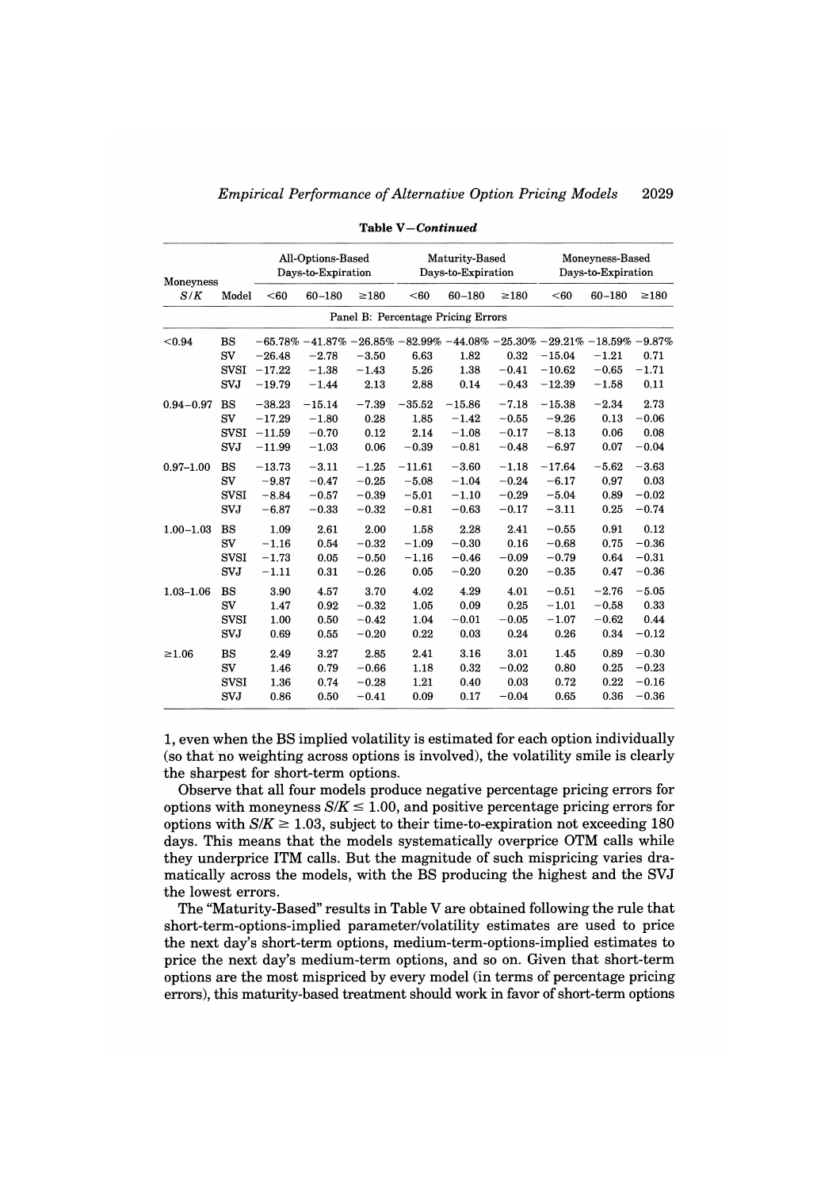**Table V—*Continued***

| Moneyness $S/K$ | Model | All-Options-Based Days-to-Expiration | | | Maturity-Based Days-to-Expiration | | | Moneyness-Based Days-to-Expiration | | |
|---|---|---|---|---|---|---|---|---|---|---|
| | | <60 | 60–180 | ≥180 | <60 | 60–180 | ≥180 | <60 | 60–180 | ≥180 |
| | | Panel B: Percentage Pricing Errors | | | | | | | | |
| <0.94 | BS | −65.78% | −41.87% | −26.85% | −82.99% | −44.08% | −25.30% | −29.21% | −18.59% | −9.87% |
| | SV | −26.48 | −2.78 | −3.50 | 6.63 | 1.82 | 0.32 | −15.04 | −1.21 | 0.71 |
| | SVSI | −17.22 | −1.38 | −1.43 | 5.26 | 1.38 | −0.41 | −10.62 | −0.65 | −1.71 |
| | SVJ | −19.79 | −1.44 | 2.13 | 2.88 | 0.14 | −0.43 | −12.39 | −1.58 | 0.11 |
| 0.94–0.97 | BS | −38.23 | −15.14 | −7.39 | −35.52 | −15.86 | −7.18 | −15.38 | −2.34 | 2.73 |
| | SV | −17.29 | −1.80 | 0.28 | 1.85 | −1.42 | −0.55 | −9.26 | 0.13 | −0.06 |
| | SVSI | −11.59 | −0.70 | 0.12 | 2.14 | −1.08 | −0.17 | −8.13 | 0.06 | 0.08 |
| | SVJ | −11.99 | −1.03 | 0.06 | −0.39 | −0.81 | −0.48 | −6.97 | 0.07 | −0.04 |
| 0.97–1.00 | BS | −13.73 | −3.11 | −1.25 | −11.61 | −3.60 | −1.18 | −17.64 | −5.62 | −3.63 |
| | SV | −9.87 | −0.47 | −0.25 | −5.08 | −1.04 | −0.24 | −6.17 | 0.97 | 0.03 |
| | SVSI | −8.84 | −0.57 | −0.39 | −5.01 | −1.10 | −0.29 | −5.04 | 0.89 | −0.02 |
| | SVJ | −6.87 | −0.33 | −0.32 | −0.81 | −0.63 | −0.17 | −3.11 | 0.25 | −0.74 |
| 1.00–1.03 | BS | 1.09 | 2.61 | 2.00 | 1.58 | 2.28 | 2.41 | −0.55 | 0.91 | 0.12 |
| | SV | −1.16 | 0.54 | −0.32 | −1.09 | −0.30 | 0.16 | −0.68 | 0.75 | −0.36 |
| | SVSI | −1.73 | 0.05 | −0.50 | −1.16 | −0.46 | −0.09 | −0.79 | 0.64 | −0.31 |
| | SVJ | −1.11 | 0.31 | −0.26 | 0.05 | −0.20 | 0.20 | −0.35 | 0.47 | −0.36 |
| 1.03–1.06 | BS | 3.90 | 4.57 | 3.70 | 4.02 | 4.29 | 4.01 | −0.51 | −2.76 | −5.05 |
| | SV | 1.47 | 0.92 | −0.32 | 1.05 | 0.09 | 0.25 | −1.01 | −0.58 | 0.33 |
| | SVSI | 1.00 | 0.50 | −0.42 | 1.04 | −0.01 | −0.05 | −1.07 | −0.62 | 0.44 |
| | SVJ | 0.69 | 0.55 | −0.20 | 0.22 | 0.03 | 0.24 | 0.26 | 0.34 | −0.12 |
| ≥1.06 | BS | 2.49 | 3.27 | 2.85 | 2.41 | 3.16 | 3.01 | 1.45 | 0.89 | −0.30 |
| | SV | 1.46 | 0.79 | −0.66 | 1.18 | 0.32 | −0.02 | 0.80 | 0.25 | −0.23 |
| | SVSI | 1.36 | 0.74 | −0.28 | 1.21 | 0.40 | 0.03 | 0.72 | 0.22 | −0.16 |
| | SVJ | 0.86 | 0.50 | −0.41 | 0.09 | 0.17 | −0.04 | 0.65 | 0.36 | −0.36 |

1, even when the BS implied volatility is estimated for each option individually (so that no weighting across options is involved), the volatility smile is clearly the sharpest for short-term options.

Observe that all four models produce negative percentage pricing errors for options with moneyness $S/K \leq 1.00$, and positive percentage pricing errors for options with $S/K \geq 1.03$, subject to their time-to-expiration not exceeding 180 days. This means that the models systematically overprice OTM calls while they underprice ITM calls. But the magnitude of such mispricing varies dramatically across the models, with the BS producing the highest and the SVJ the lowest errors.

The "Maturity-Based" results in Table V are obtained following the rule that short-term-options-implied parameter/volatility estimates are used to price the next day's short-term options, medium-term-options-implied estimates to price the next day's medium-term options, and so on. Given that short-term options are the most mispriced by every model (in terms of percentage pricing errors), this maturity-based treatment should work in favor of short-term options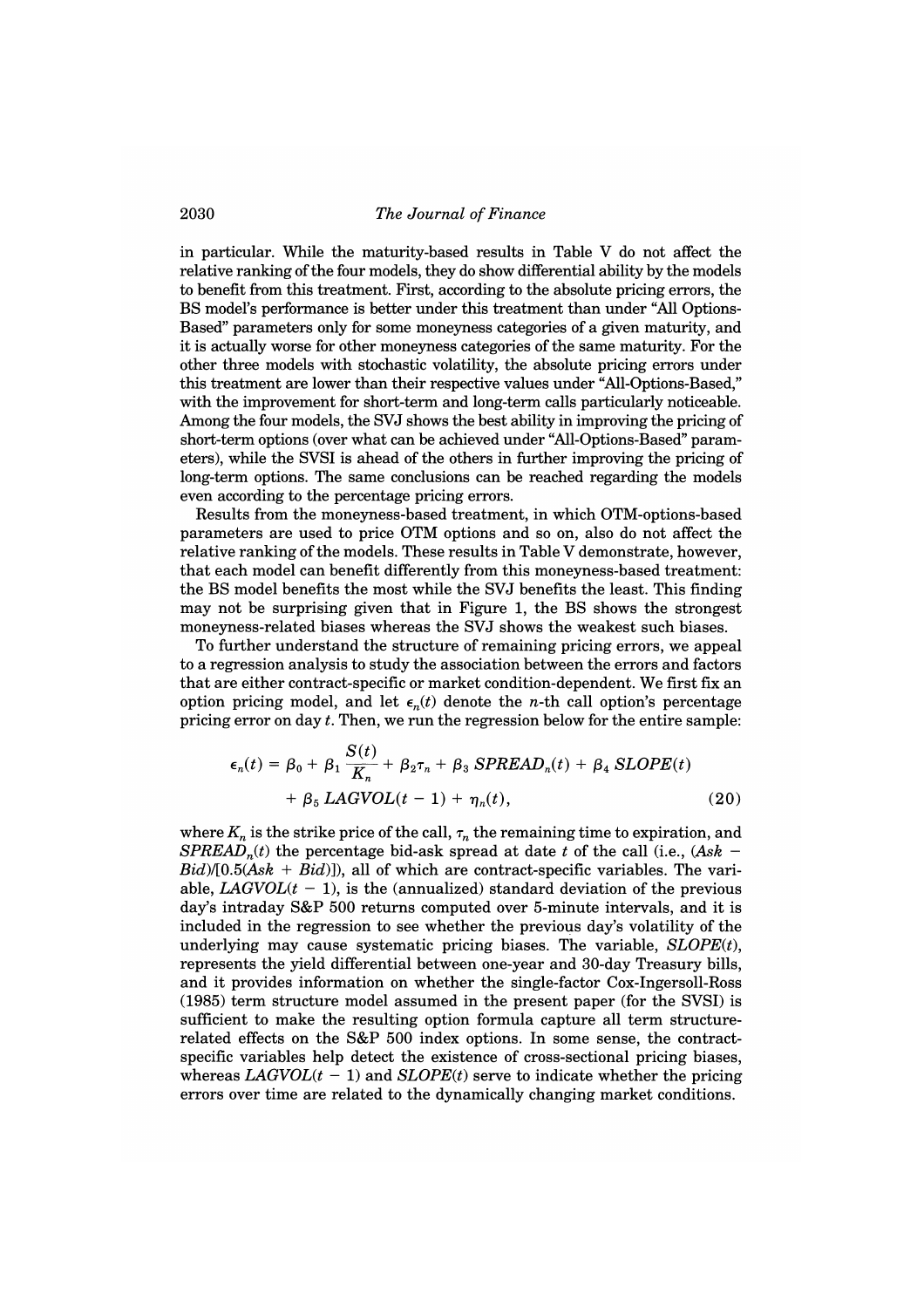in particular. While the maturity-based results in Table V do not affect the relative ranking of the four models, they do show differential ability by the models to benefit from this treatment. First, according to the absolute pricing errors, the BS model's performance is better under this treatment than under "All Options-Based" parameters only for some moneyness categories of a given maturity, and it is actually worse for other moneyness categories of the same maturity. For the other three models with stochastic volatility, the absolute pricing errors under this treatment are lower than their respective values under "All-Options-Based," with the improvement for short-term and long-term calls particularly noticeable. Among the four models, the SVJ shows the best ability in improving the pricing of short-term options (over what can be achieved under "All-Options-Based" parameters), while the SVSI is ahead of the others in further improving the pricing of long-term options. The same conclusions can be reached regarding the models even according to the percentage pricing errors.

Results from the moneyness-based treatment, in which OTM-options-based parameters are used to price OTM options and so on, also do not affect the relative ranking of the models. These results in Table V demonstrate, however, that each model can benefit differently from this moneyness-based treatment: the BS model benefits the most while the SVJ benefits the least. This finding may not be surprising given that in Figure 1, the BS shows the strongest moneyness-related biases whereas the SVJ shows the weakest such biases.

To further understand the structure of remaining pricing errors, we appeal to a regression analysis to study the association between the errors and factors that are either contract-specific or market condition-dependent. We first fix an option pricing model, and let $\epsilon_n(t)$ denote the $n$-th call option's percentage pricing error on day $t$. Then, we run the regression below for the entire sample:

$$\epsilon_n(t) = \beta_0 + \beta_1 \frac{S(t)}{K_n} + \beta_2 \tau_n + \beta_3\, SPREAD_n(t) + \beta_4\, SLOPE(t) + \beta_5\, LAGVOL(t-1) + \eta_n(t), \tag{20}$$

where $K_n$ is the strike price of the call, $\tau_n$ the remaining time to expiration, and $SPREAD_n(t)$ the percentage bid-ask spread at date $t$ of the call (i.e., $(Ask - Bid)/[0.5(Ask + Bid)]$), all of which are contract-specific variables. The variable, $LAGVOL(t-1)$, is the (annualized) standard deviation of the previous day's intraday S&P 500 returns computed over 5-minute intervals, and it is included in the regression to see whether the previous day's volatility of the underlying may cause systematic pricing biases. The variable, $SLOPE(t)$, represents the yield differential between one-year and 30-day Treasury bills, and it provides information on whether the single-factor Cox-Ingersoll-Ross (1985) term structure model assumed in the present paper (for the SVSI) is sufficient to make the resulting option formula capture all term structure-related effects on the S&P 500 index options. In some sense, the contract-specific variables help detect the existence of cross-sectional pricing biases, whereas $LAGVOL(t-1)$ and $SLOPE(t)$ serve to indicate whether the pricing errors over time are related to the dynamically changing market conditions.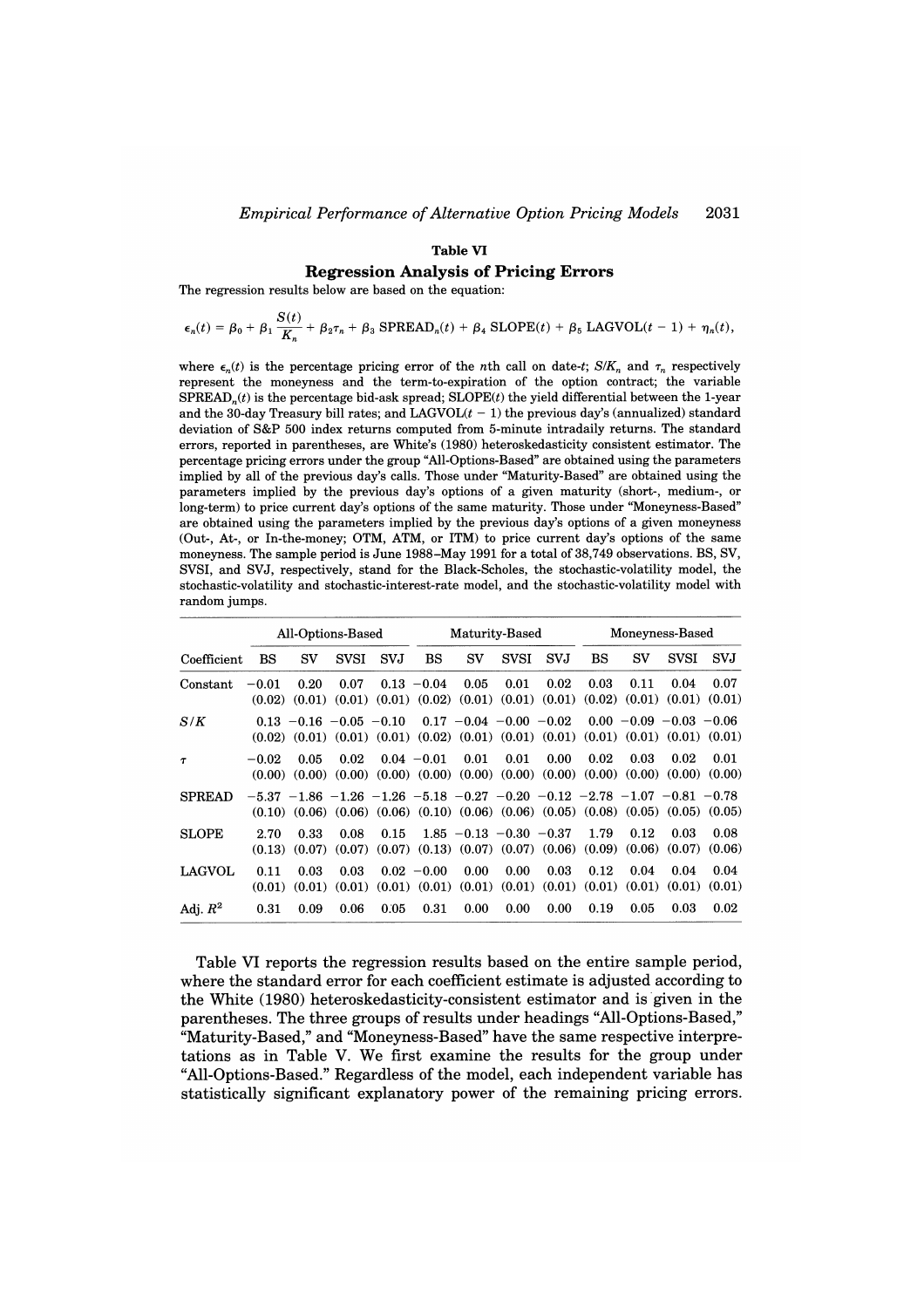## Table VI

### Regression Analysis of Pricing Errors

The regression results below are based on the equation:

$$\epsilon_n(t) = \beta_0 + \beta_1 \frac{S(t)}{K_n} + \beta_2 \tau_n + \beta_3 \text{ SPREAD}_n(t) + \beta_4 \text{ SLOPE}(t) + \beta_5 \text{ LAGVOL}(t-1) + \eta_n(t),$$

where $\epsilon_n(t)$ is the percentage pricing error of the $n$th call on date-$t$; $S/K_n$ and $\tau_n$ respectively represent the moneyness and the term-to-expiration of the option contract; the variable $\text{SPREAD}_n(t)$ is the percentage bid-ask spread; $\text{SLOPE}(t)$ the yield differential between the 1-year and the 30-day Treasury bill rates; and $\text{LAGVOL}(t-1)$ the previous day's (annualized) standard deviation of S&P 500 index returns computed from 5-minute intradaily returns. The standard errors, reported in parentheses, are White's (1980) heteroskedasticity consistent estimator. The percentage pricing errors under the group "All-Options-Based" are obtained using the parameters implied by all of the previous day's calls. Those under "Maturity-Based" are obtained using the parameters implied by the previous day's options of a given maturity (short-, medium-, or long-term) to price current day's options of the same maturity. Those under "Moneyness-Based" are obtained using the parameters implied by the previous day's options of a given moneyness (Out-, At-, or In-the-money; OTM, ATM, or ITM) to price current day's options of the same moneyness. The sample period is June 1988–May 1991 for a total of 38,749 observations. BS, SV, SVSI, and SVJ, respectively, stand for the Black-Scholes, the stochastic-volatility model, the stochastic-volatility and stochastic-interest-rate model, and the stochastic-volatility model with random jumps.

| | All-Options-Based | | | | Maturity-Based | | | | Moneyness-Based | | | |
|---|---|---|---|---|---|---|---|---|---|---|---|---|
| Coefficient | BS | SV | SVSI | SVJ | BS | SV | SVSI | SVJ | BS | SV | SVSI | SVJ |
| Constant | −0.01 | 0.20 | 0.07 | 0.13 | −0.04 | 0.05 | 0.01 | 0.02 | 0.03 | 0.11 | 0.04 | 0.07 |
| | (0.02) | (0.01) | (0.01) | (0.01) | (0.02) | (0.01) | (0.01) | (0.01) | (0.02) | (0.01) | (0.01) | (0.01) |
| $S/K$ | 0.13 | −0.16 | −0.05 | −0.10 | 0.17 | −0.04 | −0.00 | −0.02 | 0.00 | −0.09 | −0.03 | −0.06 |
| | (0.02) | (0.01) | (0.01) | (0.01) | (0.02) | (0.01) | (0.01) | (0.01) | (0.01) | (0.01) | (0.01) | (0.01) |
| $\tau$ | −0.02 | 0.05 | 0.02 | 0.04 | −0.01 | 0.01 | 0.01 | 0.00 | 0.02 | 0.03 | 0.02 | 0.01 |
| | (0.00) | (0.00) | (0.00) | (0.00) | (0.00) | (0.00) | (0.00) | (0.00) | (0.00) | (0.00) | (0.00) | (0.00) |
| SPREAD | −5.37 | −1.86 | −1.26 | −1.26 | −5.18 | −0.27 | −0.20 | −0.12 | −2.78 | −1.07 | −0.81 | −0.78 |
| | (0.10) | (0.06) | (0.06) | (0.06) | (0.10) | (0.06) | (0.06) | (0.05) | (0.08) | (0.05) | (0.05) | (0.05) |
| SLOPE | 2.70 | 0.33 | 0.08 | 0.15 | 1.85 | −0.13 | −0.30 | −0.37 | 1.79 | 0.12 | 0.03 | 0.08 |
| | (0.13) | (0.07) | (0.07) | (0.07) | (0.13) | (0.07) | (0.07) | (0.06) | (0.09) | (0.06) | (0.07) | (0.06) |
| LAGVOL | 0.11 | 0.03 | 0.03 | 0.02 | −0.00 | 0.00 | 0.00 | 0.03 | 0.12 | 0.04 | 0.04 | 0.04 |
| | (0.01) | (0.01) | (0.01) | (0.01) | (0.01) | (0.01) | (0.01) | (0.01) | (0.01) | (0.01) | (0.01) | (0.01) |
| Adj. $R^2$ | 0.31 | 0.09 | 0.06 | 0.05 | 0.31 | 0.00 | 0.00 | 0.00 | 0.19 | 0.05 | 0.03 | 0.02 |

Table VI reports the regression results based on the entire sample period, where the standard error for each coefficient estimate is adjusted according to the White (1980) heteroskedasticity-consistent estimator and is given in the parentheses. The three groups of results under headings "All-Options-Based," "Maturity-Based," and "Moneyness-Based" have the same respective interpretations as in Table V. We first examine the results for the group under "All-Options-Based." Regardless of the model, each independent variable has statistically significant explanatory power of the remaining pricing errors.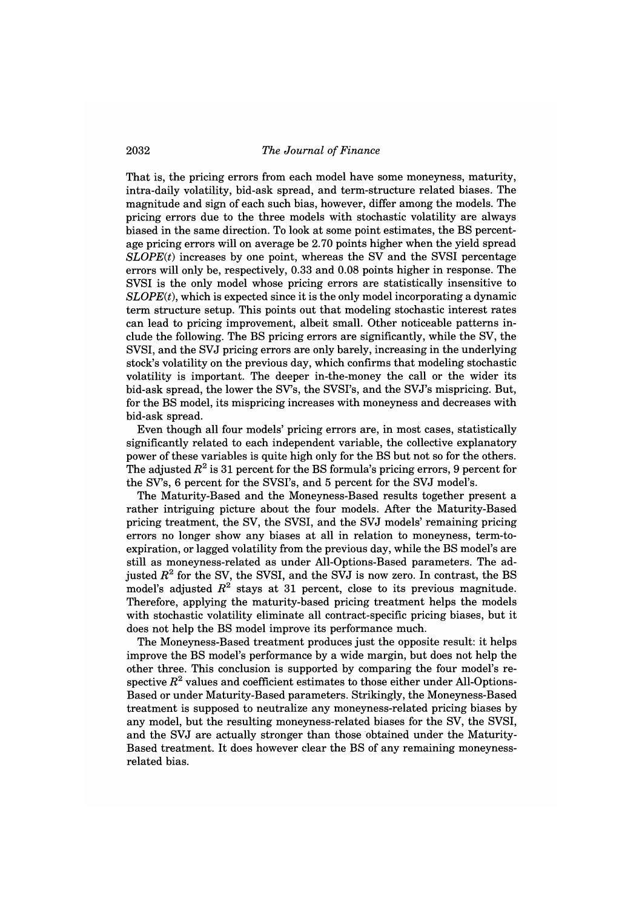That is, the pricing errors from each model have some moneyness, maturity, intra-daily volatility, bid-ask spread, and term-structure related biases. The magnitude and sign of each such bias, however, differ among the models. The pricing errors due to the three models with stochastic volatility are always biased in the same direction. To look at some point estimates, the BS percentage pricing errors will on average be 2.70 points higher when the yield spread $SLOPE(t)$ increases by one point, whereas the SV and the SVSI percentage errors will only be, respectively, 0.33 and 0.08 points higher in response. The SVSI is the only model whose pricing errors are statistically insensitive to $SLOPE(t)$, which is expected since it is the only model incorporating a dynamic term structure setup. This points out that modeling stochastic interest rates can lead to pricing improvement, albeit small. Other noticeable patterns include the following. The BS pricing errors are significantly, while the SV, the SVSI, and the SVJ pricing errors are only barely, increasing in the underlying stock's volatility on the previous day, which confirms that modeling stochastic volatility is important. The deeper in-the-money the call or the wider its bid-ask spread, the lower the SV's, the SVSI's, and the SVJ's mispricing. But, for the BS model, its mispricing increases with moneyness and decreases with bid-ask spread.

Even though all four models' pricing errors are, in most cases, statistically significantly related to each independent variable, the collective explanatory power of these variables is quite high only for the BS but not so for the others. The adjusted $R^2$ is 31 percent for the BS formula's pricing errors, 9 percent for the SV's, 6 percent for the SVSI's, and 5 percent for the SVJ model's.

The Maturity-Based and the Moneyness-Based results together present a rather intriguing picture about the four models. After the Maturity-Based pricing treatment, the SV, the SVSI, and the SVJ models' remaining pricing errors no longer show any biases at all in relation to moneyness, term-to-expiration, or lagged volatility from the previous day, while the BS model's are still as moneyness-related as under All-Options-Based parameters. The adjusted $R^2$ for the SV, the SVSI, and the SVJ is now zero. In contrast, the BS model's adjusted $R^2$ stays at 31 percent, close to its previous magnitude. Therefore, applying the maturity-based pricing treatment helps the models with stochastic volatility eliminate all contract-specific pricing biases, but it does not help the BS model improve its performance much.

The Moneyness-Based treatment produces just the opposite result: it helps improve the BS model's performance by a wide margin, but does not help the other three. This conclusion is supported by comparing the four model's respective $R^2$ values and coefficient estimates to those either under All-Options-Based or under Maturity-Based parameters. Strikingly, the Moneyness-Based treatment is supposed to neutralize any moneyness-related pricing biases by any model, but the resulting moneyness-related biases for the SV, the SVSI, and the SVJ are actually stronger than those obtained under the Maturity-Based treatment. It does however clear the BS of any remaining moneyness-related bias.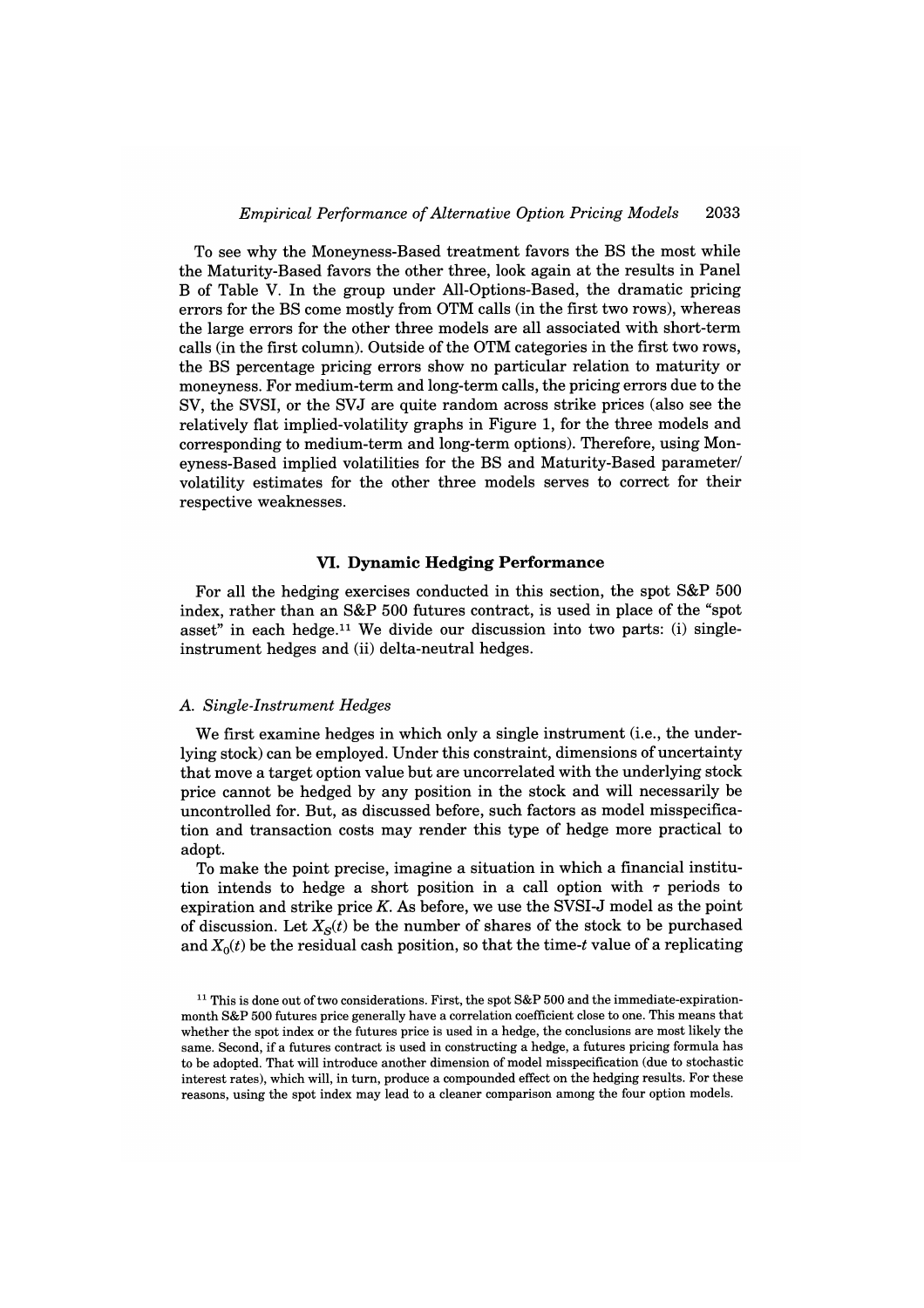To see why the Moneyness-Based treatment favors the BS the most while the Maturity-Based favors the other three, look again at the results in Panel B of Table V. In the group under All-Options-Based, the dramatic pricing errors for the BS come mostly from OTM calls (in the first two rows), whereas the large errors for the other three models are all associated with short-term calls (in the first column). Outside of the OTM categories in the first two rows, the BS percentage pricing errors show no particular relation to maturity or moneyness. For medium-term and long-term calls, the pricing errors due to the SV, the SVSI, or the SVJ are quite random across strike prices (also see the relatively flat implied-volatility graphs in Figure 1, for the three models and corresponding to medium-term and long-term options). Therefore, using Moneyness-Based implied volatilities for the BS and Maturity-Based parameter/volatility estimates for the other three models serves to correct for their respective weaknesses.

## VI. Dynamic Hedging Performance

For all the hedging exercises conducted in this section, the spot S&P 500 index, rather than an S&P 500 futures contract, is used in place of the "spot asset" in each hedge.[11] We divide our discussion into two parts: (i) single-instrument hedges and (ii) delta-neutral hedges.

### A. Single-Instrument Hedges

We first examine hedges in which only a single instrument (i.e., the underlying stock) can be employed. Under this constraint, dimensions of uncertainty that move a target option value but are uncorrelated with the underlying stock price cannot be hedged by any position in the stock and will necessarily be uncontrolled for. But, as discussed before, such factors as model misspecification and transaction costs may render this type of hedge more practical to adopt.

To make the point precise, imagine a situation in which a financial institution intends to hedge a short position in a call option with $\tau$ periods to expiration and strike price $K$. As before, we use the SVSI-J model as the point of discussion. Let $X_S(t)$ be the number of shares of the stock to be purchased and $X_0(t)$ be the residual cash position, so that the time-$t$ value of a replicating

[11] This is done out of two considerations. First, the spot S&P 500 and the immediate-expiration-month S&P 500 futures price generally have a correlation coefficient close to one. This means that whether the spot index or the futures price is used in a hedge, the conclusions are most likely the same. Second, if a futures contract is used in constructing a hedge, a futures pricing formula has to be adopted. That will introduce another dimension of model misspecification (due to stochastic interest rates), which will, in turn, produce a compounded effect on the hedging results. For these reasons, using the spot index may lead to a cleaner comparison among the four option models.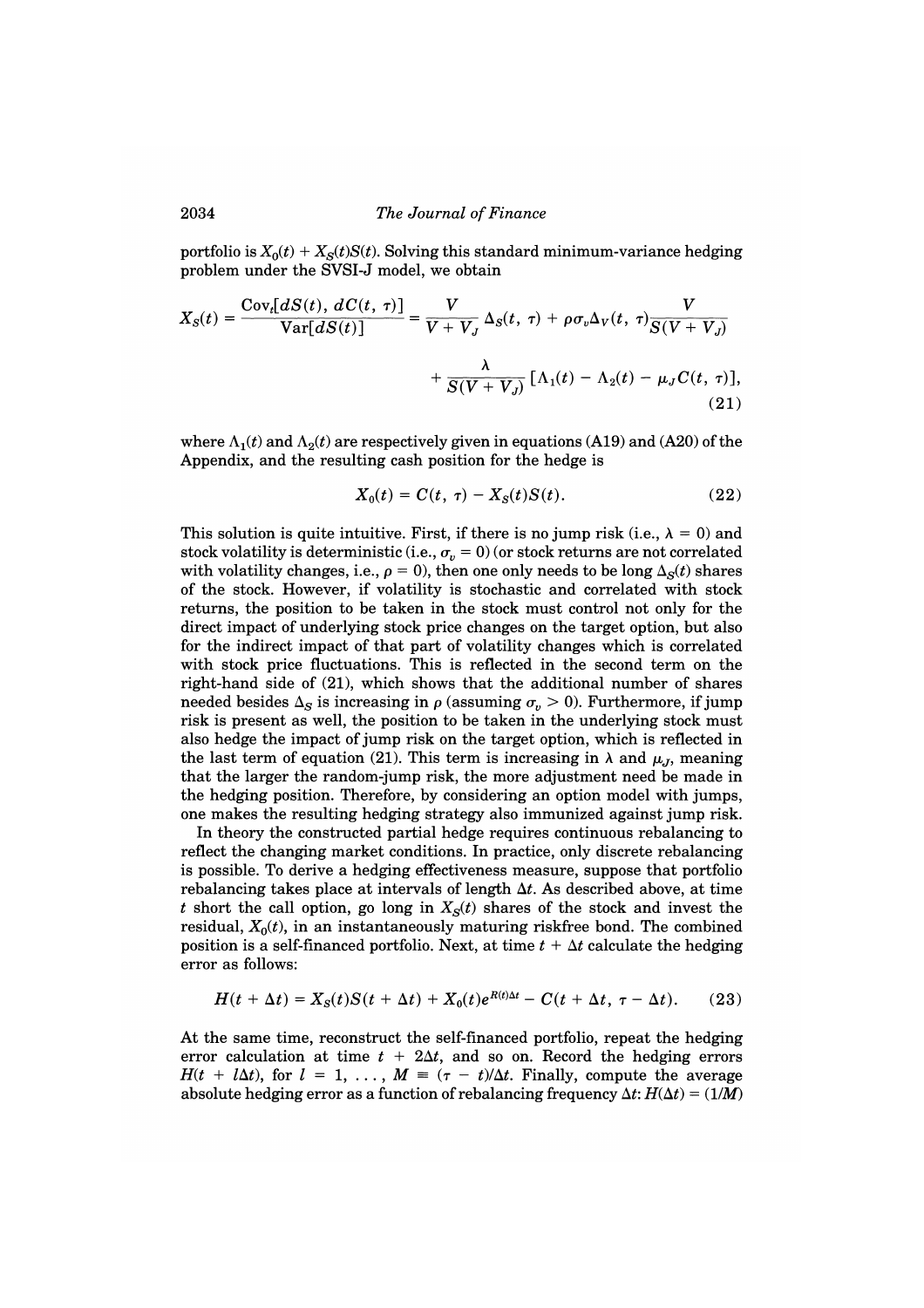portfolio is $X_0(t) + X_S(t)S(t)$. Solving this standard minimum-variance hedging problem under the SVSI-J model, we obtain

$$X_S(t) = \frac{\text{Cov}_t[dS(t),\, dC(t,\tau)]}{\text{Var}[dS(t)]} = \frac{V}{V + V_J}\,\Delta_S(t,\tau) + \rho\sigma_v\Delta_V(t,\tau)\frac{V}{S(V + V_J)}$$

$$+ \frac{\lambda}{S(V + V_J)}\,[\Lambda_1(t) - \Lambda_2(t) - \mu_J C(t,\tau)], \tag{21}$$

where $\Lambda_1(t)$ and $\Lambda_2(t)$ are respectively given in equations (A19) and (A20) of the Appendix, and the resulting cash position for the hedge is

$$X_0(t) = C(t,\tau) - X_S(t)S(t). \tag{22}$$

This solution is quite intuitive. First, if there is no jump risk (i.e., $\lambda = 0$) and stock volatility is deterministic (i.e., $\sigma_v = 0$) (or stock returns are not correlated with volatility changes, i.e., $\rho = 0$), then one only needs to be long $\Delta_S(t)$ shares of the stock. However, if volatility is stochastic and correlated with stock returns, the position to be taken in the stock must control not only for the direct impact of underlying stock price changes on the target option, but also for the indirect impact of that part of volatility changes which is correlated with stock price fluctuations. This is reflected in the second term on the right-hand side of (21), which shows that the additional number of shares needed besides $\Delta_S$ is increasing in $\rho$ (assuming $\sigma_v > 0$). Furthermore, if jump risk is present as well, the position to be taken in the underlying stock must also hedge the impact of jump risk on the target option, which is reflected in the last term of equation (21). This term is increasing in $\lambda$ and $\mu_J$, meaning that the larger the random-jump risk, the more adjustment need be made in the hedging position. Therefore, by considering an option model with jumps, one makes the resulting hedging strategy also immunized against jump risk.

In theory the constructed partial hedge requires continuous rebalancing to reflect the changing market conditions. In practice, only discrete rebalancing is possible. To derive a hedging effectiveness measure, suppose that portfolio rebalancing takes place at intervals of length $\Delta t$. As described above, at time $t$ short the call option, go long in $X_S(t)$ shares of the stock and invest the residual, $X_0(t)$, in an instantaneously maturing riskfree bond. The combined position is a self-financed portfolio. Next, at time $t + \Delta t$ calculate the hedging error as follows:

$$H(t + \Delta t) = X_S(t)S(t + \Delta t) + X_0(t)e^{R(t)\Delta t} - C(t + \Delta t, \tau - \Delta t). \tag{23}$$

At the same time, reconstruct the self-financed portfolio, repeat the hedging error calculation at time $t + 2\Delta t$, and so on. Record the hedging errors $H(t + l\Delta t)$, for $l = 1, \ldots, M \equiv (\tau - t)/\Delta t$. Finally, compute the average absolute hedging error as a function of rebalancing frequency $\Delta t$: $H(\Delta t) = (1/M)$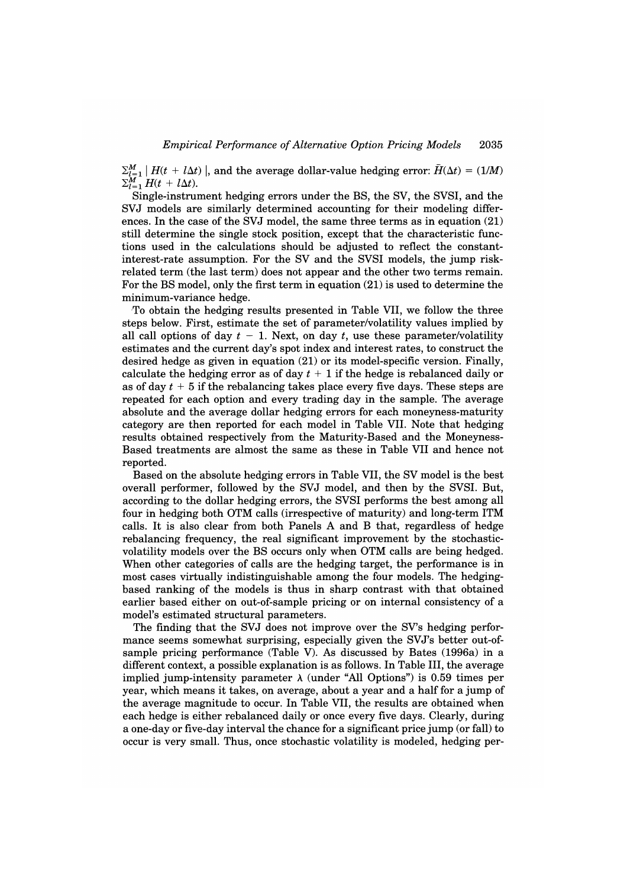$\Sigma_{l=1}^{M} \mid H(t + l\Delta t) \mid$, and the average dollar-value hedging error: $\bar{H}(\Delta t) = (1/M) \Sigma_{l=1}^{M} H(t + l\Delta t)$.

Single-instrument hedging errors under the BS, the SV, the SVSI, and the SVJ models are similarly determined accounting for their modeling differences. In the case of the SVJ model, the same three terms as in equation (21) still determine the single stock position, except that the characteristic functions used in the calculations should be adjusted to reflect the constant-interest-rate assumption. For the SV and the SVSI models, the jump risk-related term (the last term) does not appear and the other two terms remain. For the BS model, only the first term in equation (21) is used to determine the minimum-variance hedge.

To obtain the hedging results presented in Table VII, we follow the three steps below. First, estimate the set of parameter/volatility values implied by all call options of day $t - 1$. Next, on day $t$, use these parameter/volatility estimates and the current day's spot index and interest rates, to construct the desired hedge as given in equation (21) or its model-specific version. Finally, calculate the hedging error as of day $t + 1$ if the hedge is rebalanced daily or as of day $t + 5$ if the rebalancing takes place every five days. These steps are repeated for each option and every trading day in the sample. The average absolute and the average dollar hedging errors for each moneyness-maturity category are then reported for each model in Table VII. Note that hedging results obtained respectively from the Maturity-Based and the Moneyness-Based treatments are almost the same as these in Table VII and hence not reported.

Based on the absolute hedging errors in Table VII, the SV model is the best overall performer, followed by the SVJ model, and then by the SVSI. But, according to the dollar hedging errors, the SVSI performs the best among all four in hedging both OTM calls (irrespective of maturity) and long-term ITM calls. It is also clear from both Panels A and B that, regardless of hedge rebalancing frequency, the real significant improvement by the stochastic-volatility models over the BS occurs only when OTM calls are being hedged. When other categories of calls are the hedging target, the performance is in most cases virtually indistinguishable among the four models. The hedging-based ranking of the models is thus in sharp contrast with that obtained earlier based either on out-of-sample pricing or on internal consistency of a model's estimated structural parameters.

The finding that the SVJ does not improve over the SV's hedging performance seems somewhat surprising, especially given the SVJ's better out-of-sample pricing performance (Table V). As discussed by Bates (1996a) in a different context, a possible explanation is as follows. In Table III, the average implied jump-intensity parameter $\lambda$ (under "All Options") is 0.59 times per year, which means it takes, on average, about a year and a half for a jump of the average magnitude to occur. In Table VII, the results are obtained when each hedge is either rebalanced daily or once every five days. Clearly, during a one-day or five-day interval the chance for a significant price jump (or fall) to occur is very small. Thus, once stochastic volatility is modeled, hedging per-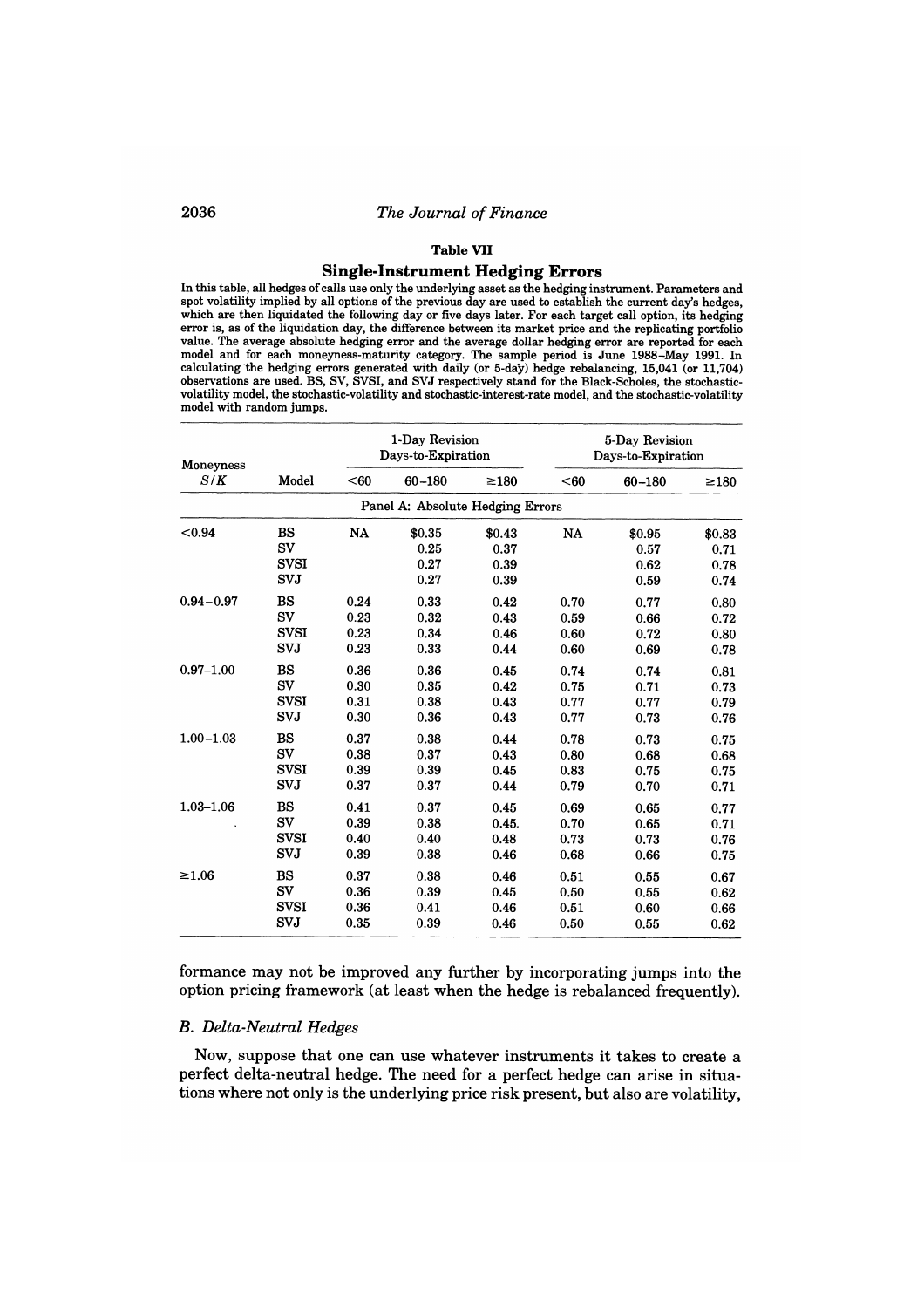**Table VII**

**Single-Instrument Hedging Errors**

In this table, all hedges of calls use only the underlying asset as the hedging instrument. Parameters and spot volatility implied by all options of the previous day are used to establish the current day's hedges, which are then liquidated the following day or five days later. For each target call option, its hedging error is, as of the liquidation day, the difference between its market price and the replicating portfolio value. The average absolute hedging error and the average dollar hedging error are reported for each model and for each moneyness-maturity category. The sample period is June 1988–May 1991. In calculating the hedging errors generated with daily (or 5-day) hedge rebalancing, 15,041 (or 11,704) observations are used. BS, SV, SVSI, and SVJ respectively stand for the Black-Scholes, the stochastic-volatility model, the stochastic-volatility and stochastic-interest-rate model, and the stochastic-volatility model with random jumps.

| Moneyness | | 1-Day Revision Days-to-Expiration | | | 5-Day Revision Days-to-Expiration | | |
|---|---|---|---|---|---|---|---|
| $S/K$ | Model | <60 | 60–180 | ≥180 | <60 | 60–180 | ≥180 |
| | | Panel A: Absolute Hedging Errors | | | | | |
| <0.94 | BS | NA | $0.35 | $0.43 | NA | $0.95 | $0.83 |
| | SV | | 0.25 | 0.37 | | 0.57 | 0.71 |
| | SVSI | | 0.27 | 0.39 | | 0.62 | 0.78 |
| | SVJ | | 0.27 | 0.39 | | 0.59 | 0.74 |
| 0.94–0.97 | BS | 0.24 | 0.33 | 0.42 | 0.70 | 0.77 | 0.80 |
| | SV | 0.23 | 0.32 | 0.43 | 0.59 | 0.66 | 0.72 |
| | SVSI | 0.23 | 0.34 | 0.46 | 0.60 | 0.72 | 0.80 |
| | SVJ | 0.23 | 0.33 | 0.44 | 0.60 | 0.69 | 0.78 |
| 0.97–1.00 | BS | 0.36 | 0.36 | 0.45 | 0.74 | 0.74 | 0.81 |
| | SV | 0.30 | 0.35 | 0.42 | 0.75 | 0.71 | 0.73 |
| | SVSI | 0.31 | 0.38 | 0.43 | 0.77 | 0.77 | 0.79 |
| | SVJ | 0.30 | 0.36 | 0.43 | 0.77 | 0.73 | 0.76 |
| 1.00–1.03 | BS | 0.37 | 0.38 | 0.44 | 0.78 | 0.73 | 0.75 |
| | SV | 0.38 | 0.37 | 0.43 | 0.80 | 0.68 | 0.68 |
| | SVSI | 0.39 | 0.39 | 0.45 | 0.83 | 0.75 | 0.75 |
| | SVJ | 0.37 | 0.37 | 0.44 | 0.79 | 0.70 | 0.71 |
| 1.03–1.06 | BS | 0.41 | 0.37 | 0.45 | 0.69 | 0.65 | 0.77 |
| | SV | 0.39 | 0.38 | 0.45. | 0.70 | 0.65 | 0.71 |
| | SVSI | 0.40 | 0.40 | 0.48 | 0.73 | 0.73 | 0.76 |
| | SVJ | 0.39 | 0.38 | 0.46 | 0.68 | 0.66 | 0.75 |
| ≥1.06 | BS | 0.37 | 0.38 | 0.46 | 0.51 | 0.55 | 0.67 |
| | SV | 0.36 | 0.39 | 0.45 | 0.50 | 0.55 | 0.62 |
| | SVSI | 0.36 | 0.41 | 0.46 | 0.51 | 0.60 | 0.66 |
| | SVJ | 0.35 | 0.39 | 0.46 | 0.50 | 0.55 | 0.62 |

formance may not be improved any further by incorporating jumps into the option pricing framework (at least when the hedge is rebalanced frequently).

### *B. Delta-Neutral Hedges*

Now, suppose that one can use whatever instruments it takes to create a perfect delta-neutral hedge. The need for a perfect hedge can arise in situations where not only is the underlying price risk present, but also are volatility,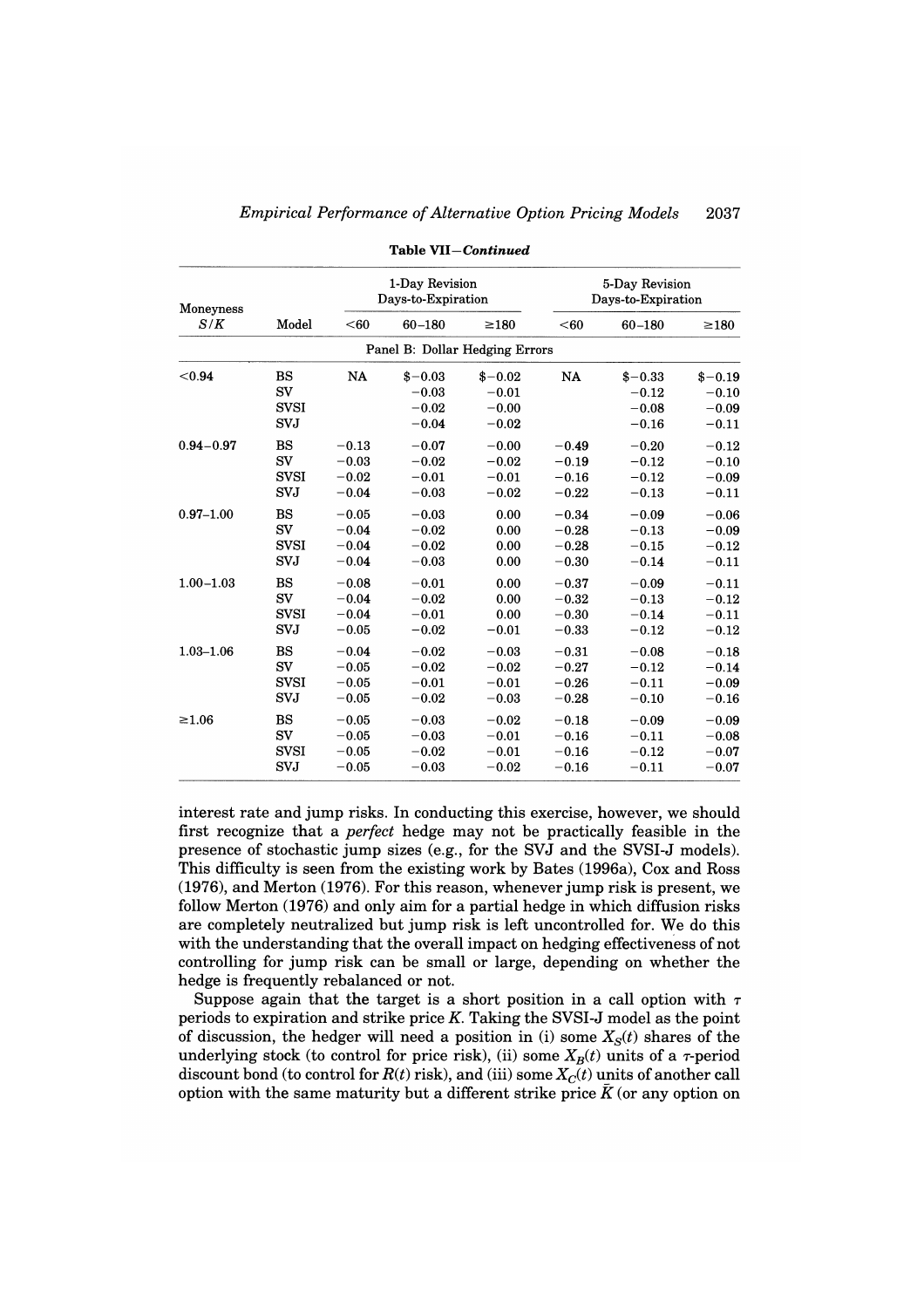**Table VII—Continued**

| Moneyness $S/K$ | Model | 1-Day Revision Days-to-Expiration | | | 5-Day Revision Days-to-Expiration | | |
|---|---|---|---|---|---|---|---|
| | | <60 | 60–180 | ≥180 | <60 | 60–180 | ≥180 |
| | | | | Panel B: Dollar Hedging Errors | | | |
| <0.94 | BS | NA | \$−0.03 | \$−0.02 | NA | \$−0.33 | \$−0.19 |
| | SV | | −0.03 | −0.01 | | −0.12 | −0.10 |
| | SVSI | | −0.02 | −0.00 | | −0.08 | −0.09 |
| | SVJ | | −0.04 | −0.02 | | −0.16 | −0.11 |
| 0.94–0.97 | BS | −0.13 | −0.07 | −0.00 | −0.49 | −0.20 | −0.12 |
| | SV | −0.03 | −0.02 | −0.02 | −0.19 | −0.12 | −0.10 |
| | SVSI | −0.02 | −0.01 | −0.01 | −0.16 | −0.12 | −0.09 |
| | SVJ | −0.04 | −0.03 | −0.02 | −0.22 | −0.13 | −0.11 |
| 0.97–1.00 | BS | −0.05 | −0.03 | 0.00 | −0.34 | −0.09 | −0.06 |
| | SV | −0.04 | −0.02 | 0.00 | −0.28 | −0.13 | −0.09 |
| | SVSI | −0.04 | −0.02 | 0.00 | −0.28 | −0.15 | −0.12 |
| | SVJ | −0.04 | −0.03 | 0.00 | −0.30 | −0.14 | −0.11 |
| 1.00–1.03 | BS | −0.08 | −0.01 | 0.00 | −0.37 | −0.09 | −0.11 |
| | SV | −0.04 | −0.02 | 0.00 | −0.32 | −0.13 | −0.12 |
| | SVSI | −0.04 | −0.01 | 0.00 | −0.30 | −0.14 | −0.11 |
| | SVJ | −0.05 | −0.02 | −0.01 | −0.33 | −0.12 | −0.12 |
| 1.03–1.06 | BS | −0.04 | −0.02 | −0.03 | −0.31 | −0.08 | −0.18 |
| | SV | −0.05 | −0.02 | −0.02 | −0.27 | −0.12 | −0.14 |
| | SVSI | −0.05 | −0.01 | −0.01 | −0.26 | −0.11 | −0.09 |
| | SVJ | −0.05 | −0.02 | −0.03 | −0.28 | −0.10 | −0.16 |
| ≥1.06 | BS | −0.05 | −0.03 | −0.02 | −0.18 | −0.09 | −0.09 |
| | SV | −0.05 | −0.03 | −0.01 | −0.16 | −0.11 | −0.08 |
| | SVSI | −0.05 | −0.02 | −0.01 | −0.16 | −0.12 | −0.07 |
| | SVJ | −0.05 | −0.03 | −0.02 | −0.16 | −0.11 | −0.07 |

interest rate and jump risks. In conducting this exercise, however, we should first recognize that a *perfect* hedge may not be practically feasible in the presence of stochastic jump sizes (e.g., for the SVJ and the SVSI-J models). This difficulty is seen from the existing work by Bates (1996a), Cox and Ross (1976), and Merton (1976). For this reason, whenever jump risk is present, we follow Merton (1976) and only aim for a partial hedge in which diffusion risks are completely neutralized but jump risk is left uncontrolled for. We do this with the understanding that the overall impact on hedging effectiveness of not controlling for jump risk can be small or large, depending on whether the hedge is frequently rebalanced or not.

Suppose again that the target is a short position in a call option with $\tau$ periods to expiration and strike price $K$. Taking the SVSI-J model as the point of discussion, the hedger will need a position in (i) some $X_S(t)$ shares of the underlying stock (to control for price risk), (ii) some $X_B(t)$ units of a $\tau$-period discount bond (to control for $R(t)$ risk), and (iii) some $X_C(t)$ units of another call option with the same maturity but a different strike price $\bar{K}$ (or any option on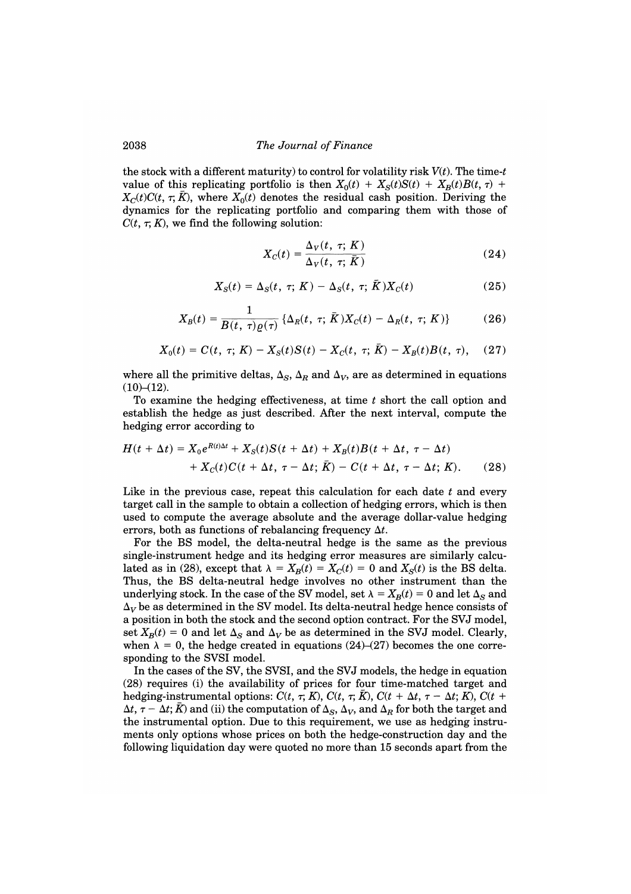the stock with a different maturity) to control for volatility risk $V(t)$. The time-$t$ value of this replicating portfolio is then $X_0(t) + X_S(t)S(t) + X_B(t)B(t, \tau) + X_C(t)C(t, \tau; \bar{K})$, where $X_0(t)$ denotes the residual cash position. Deriving the dynamics for the replicating portfolio and comparing them with those of $C(t, \tau; K)$, we find the following solution:

$$X_C(t) = \frac{\Delta_V(t, \tau; K)}{\Delta_V(t, \tau; \bar{K})} \tag{24}$$

$$X_S(t) = \Delta_S(t, \tau; K) - \Delta_S(t, \tau; \bar{K})X_C(t) \tag{25}$$

$$X_B(t) = \frac{1}{B(t, \tau)\varrho(\tau)} \{\Delta_R(t, \tau; \bar{K})X_C(t) - \Delta_R(t, \tau; K)\} \tag{26}$$

$$X_0(t) = C(t, \tau; K) - X_S(t)S(t) - X_C(t, \tau; \bar{K}) - X_B(t)B(t, \tau), \tag{27}$$

where all the primitive deltas, $\Delta_S$, $\Delta_R$ and $\Delta_V$, are as determined in equations (10)–(12).

To examine the hedging effectiveness, at time $t$ short the call option and establish the hedge as just described. After the next interval, compute the hedging error according to

$$\begin{aligned} H(t + \Delta t) = {} & X_0 e^{R(t)\Delta t} + X_S(t)S(t + \Delta t) + X_B(t)B(t + \Delta t, \tau - \Delta t) \\ & + X_C(t)C(t + \Delta t, \tau - \Delta t; \bar{K}) - C(t + \Delta t, \tau - \Delta t; K). \end{aligned} \tag{28}$$

Like in the previous case, repeat this calculation for each date $t$ and every target call in the sample to obtain a collection of hedging errors, which is then used to compute the average absolute and the average dollar-value hedging errors, both as functions of rebalancing frequency $\Delta t$.

For the BS model, the delta-neutral hedge is the same as the previous single-instrument hedge and its hedging error measures are similarly calculated as in (28), except that $\lambda = X_B(t) = X_C(t) = 0$ and $X_S(t)$ is the BS delta. Thus, the BS delta-neutral hedge involves no other instrument than the underlying stock. In the case of the SV model, set $\lambda = X_B(t) = 0$ and let $\Delta_S$ and $\Delta_V$ be as determined in the SV model. Its delta-neutral hedge hence consists of a position in both the stock and the second option contract. For the SVJ model, set $X_B(t) = 0$ and let $\Delta_S$ and $\Delta_V$ be as determined in the SVJ model. Clearly, when $\lambda = 0$, the hedge created in equations (24)–(27) becomes the one corresponding to the SVSI model.

In the cases of the SV, the SVSI, and the SVJ models, the hedge in equation (28) requires (i) the availability of prices for four time-matched target and hedging-instrumental options: $C(t, \tau; K)$, $C(t, \tau; \bar{K})$, $C(t + \Delta t, \tau - \Delta t; K)$, $C(t + \Delta t, \tau - \Delta t; \bar{K})$ and (ii) the computation of $\Delta_S$, $\Delta_V$, and $\Delta_R$ for both the target and the instrumental option. Due to this requirement, we use as hedging instruments only options whose prices on both the hedge-construction day and the following liquidation day were quoted no more than 15 seconds apart from the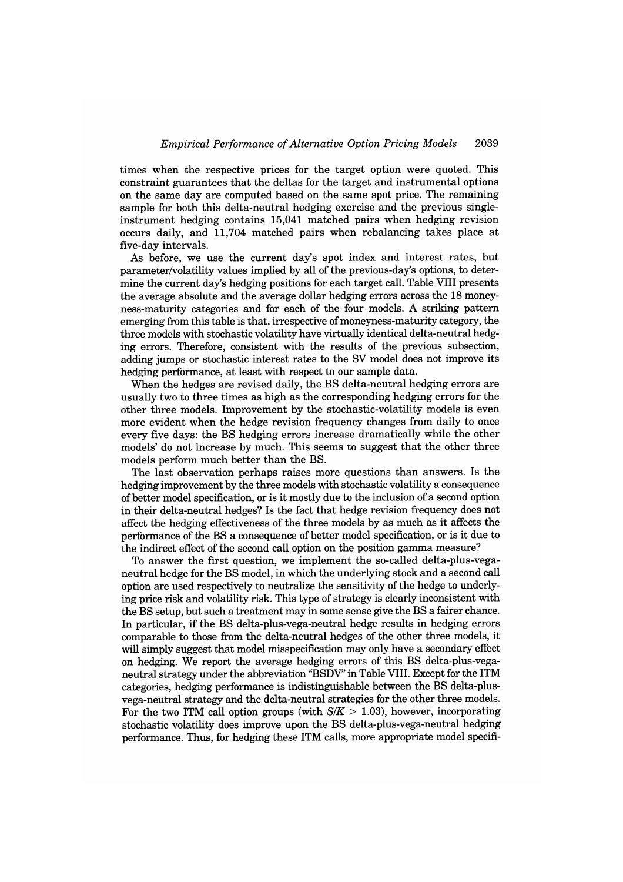times when the respective prices for the target option were quoted. This constraint guarantees that the deltas for the target and instrumental options on the same day are computed based on the same spot price. The remaining sample for both this delta-neutral hedging exercise and the previous single-instrument hedging contains 15,041 matched pairs when hedging revision occurs daily, and 11,704 matched pairs when rebalancing takes place at five-day intervals.

As before, we use the current day's spot index and interest rates, but parameter/volatility values implied by all of the previous-day's options, to determine the current day's hedging positions for each target call. Table VIII presents the average absolute and the average dollar hedging errors across the 18 moneyness-maturity categories and for each of the four models. A striking pattern emerging from this table is that, irrespective of moneyness-maturity category, the three models with stochastic volatility have virtually identical delta-neutral hedging errors. Therefore, consistent with the results of the previous subsection, adding jumps or stochastic interest rates to the SV model does not improve its hedging performance, at least with respect to our sample data.

When the hedges are revised daily, the BS delta-neutral hedging errors are usually two to three times as high as the corresponding hedging errors for the other three models. Improvement by the stochastic-volatility models is even more evident when the hedge revision frequency changes from daily to once every five days: the BS hedging errors increase dramatically while the other models' do not increase by much. This seems to suggest that the other three models perform much better than the BS.

The last observation perhaps raises more questions than answers. Is the hedging improvement by the three models with stochastic volatility a consequence of better model specification, or is it mostly due to the inclusion of a second option in their delta-neutral hedges? Is the fact that hedge revision frequency does not affect the hedging effectiveness of the three models by as much as it affects the performance of the BS a consequence of better model specification, or is it due to the indirect effect of the second call option on the position gamma measure?

To answer the first question, we implement the so-called delta-plus-vega-neutral hedge for the BS model, in which the underlying stock and a second call option are used respectively to neutralize the sensitivity of the hedge to underlying price risk and volatility risk. This type of strategy is clearly inconsistent with the BS setup, but such a treatment may in some sense give the BS a fairer chance. In particular, if the BS delta-plus-vega-neutral hedge results in hedging errors comparable to those from the delta-neutral hedges of the other three models, it will simply suggest that model misspecification may only have a secondary effect on hedging. We report the average hedging errors of this BS delta-plus-vega-neutral strategy under the abbreviation "BSDV" in Table VIII. Except for the ITM categories, hedging performance is indistinguishable between the BS delta-plus-vega-neutral strategy and the delta-neutral strategies for the other three models. For the two ITM call option groups (with $S/K > 1.03$), however, incorporating stochastic volatility does improve upon the BS delta-plus-vega-neutral hedging performance. Thus, for hedging these ITM calls, more appropriate model specifi-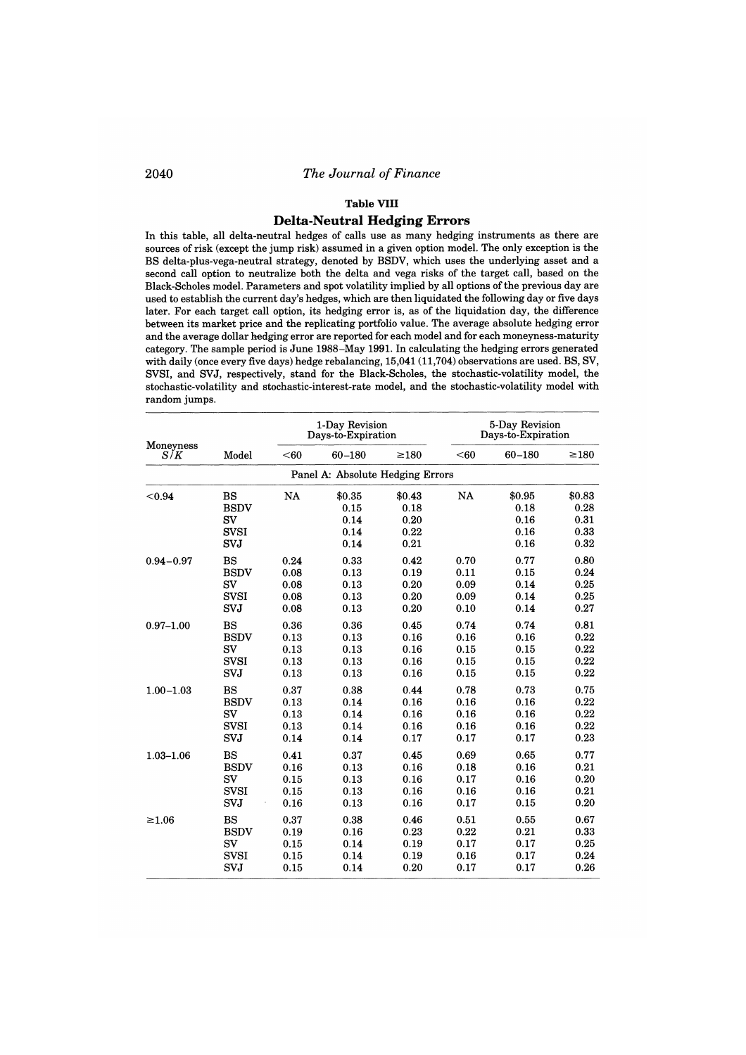**Table VIII**

## Delta-Neutral Hedging Errors

In this table, all delta-neutral hedges of calls use as many hedging instruments as there are sources of risk (except the jump risk) assumed in a given option model. The only exception is the BS delta-plus-vega-neutral strategy, denoted by BSDV, which uses the underlying asset and a second call option to neutralize both the delta and vega risks of the target call, based on the Black-Scholes model. Parameters and spot volatility implied by all options of the previous day are used to establish the current day's hedges, which are then liquidated the following day or five days later. For each target call option, its hedging error is, as of the liquidation day, the difference between its market price and the replicating portfolio value. The average absolute hedging error and the average dollar hedging error are reported for each model and for each moneyness-maturity category. The sample period is June 1988–May 1991. In calculating the hedging errors generated with daily (once every five days) hedge rebalancing, 15,041 (11,704) observations are used. BS, SV, SVSI, and SVJ, respectively, stand for the Black-Scholes, the stochastic-volatility model, the stochastic-volatility and stochastic-interest-rate model, and the stochastic-volatility model with random jumps.

| Moneyness $S/K$ | Model | 1-Day Revision Days-to-Expiration | | | 5-Day Revision Days-to-Expiration | | |
|---|---|---|---|---|---|---|---|
| | | <60 | 60–180 | ≥180 | <60 | 60–180 | ≥180 |
| **Panel A: Absolute Hedging Errors** | | | | | | | |
| <0.94 | BS | NA | \$0.35 | \$0.43 | NA | \$0.95 | \$0.83 |
| | BSDV | | 0.15 | 0.18 | | 0.18 | 0.28 |
| | SV | | 0.14 | 0.20 | | 0.16 | 0.31 |
| | SVSI | | 0.14 | 0.22 | | 0.16 | 0.33 |
| | SVJ | | 0.14 | 0.21 | | 0.16 | 0.32 |
| 0.94–0.97 | BS | 0.24 | 0.33 | 0.42 | 0.70 | 0.77 | 0.80 |
| | BSDV | 0.08 | 0.13 | 0.19 | 0.11 | 0.15 | 0.24 |
| | SV | 0.08 | 0.13 | 0.20 | 0.09 | 0.14 | 0.25 |
| | SVSI | 0.08 | 0.13 | 0.20 | 0.09 | 0.14 | 0.25 |
| | SVJ | 0.08 | 0.13 | 0.20 | 0.10 | 0.14 | 0.27 |
| 0.97–1.00 | BS | 0.36 | 0.36 | 0.45 | 0.74 | 0.74 | 0.81 |
| | BSDV | 0.13 | 0.13 | 0.16 | 0.16 | 0.16 | 0.22 |
| | SV | 0.13 | 0.13 | 0.16 | 0.15 | 0.15 | 0.22 |
| | SVSI | 0.13 | 0.13 | 0.16 | 0.15 | 0.15 | 0.22 |
| | SVJ | 0.13 | 0.13 | 0.16 | 0.15 | 0.15 | 0.22 |
| 1.00–1.03 | BS | 0.37 | 0.38 | 0.44 | 0.78 | 0.73 | 0.75 |
| | BSDV | 0.13 | 0.14 | 0.16 | 0.16 | 0.16 | 0.22 |
| | SV | 0.13 | 0.14 | 0.16 | 0.16 | 0.16 | 0.22 |
| | SVSI | 0.13 | 0.14 | 0.16 | 0.16 | 0.16 | 0.22 |
| | SVJ | 0.14 | 0.14 | 0.17 | 0.17 | 0.17 | 0.23 |
| 1.03–1.06 | BS | 0.41 | 0.37 | 0.45 | 0.69 | 0.65 | 0.77 |
| | BSDV | 0.16 | 0.13 | 0.16 | 0.18 | 0.16 | 0.21 |
| | SV | 0.15 | 0.13 | 0.16 | 0.17 | 0.16 | 0.20 |
| | SVSI | 0.15 | 0.13 | 0.16 | 0.16 | 0.16 | 0.21 |
| | SVJ | 0.16 | 0.13 | 0.16 | 0.17 | 0.15 | 0.20 |
| ≥1.06 | BS | 0.37 | 0.38 | 0.46 | 0.51 | 0.55 | 0.67 |
| | BSDV | 0.19 | 0.16 | 0.23 | 0.22 | 0.21 | 0.33 |
| | SV | 0.15 | 0.14 | 0.19 | 0.17 | 0.17 | 0.25 |
| | SVSI | 0.15 | 0.14 | 0.19 | 0.16 | 0.17 | 0.24 |
| | SVJ | 0.15 | 0.14 | 0.20 | 0.17 | 0.17 | 0.26 |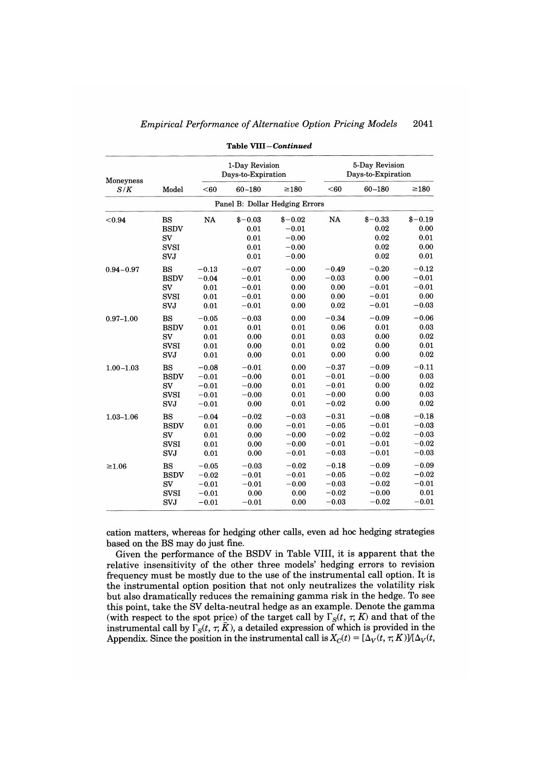**Table VIII—Continued**

| Moneyness $S/K$ | Model | 1-Day Revision Days-to-Expiration | | | 5-Day Revision Days-to-Expiration | | |
|---|---|---|---|---|---|---|---|
| | | <60 | 60–180 | ≥180 | <60 | 60–180 | ≥180 |
| | | | | Panel B: Dollar Hedging Errors | | | |
| <0.94 | BS | NA | $-0.03 | $-0.02 | NA | $-0.33 | $-0.19 |
| | BSDV | | 0.01 | −0.01 | | 0.02 | 0.00 |
| | SV | | 0.01 | −0.00 | | 0.02 | 0.01 |
| | SVSI | | 0.01 | −0.00 | | 0.02 | 0.00 |
| | SVJ | | 0.01 | −0.00 | | 0.02 | 0.01 |
| 0.94–0.97 | BS | −0.13 | −0.07 | −0.00 | −0.49 | −0.20 | −0.12 |
| | BSDV | −0.04 | −0.01 | 0.00 | −0.03 | 0.00 | −0.01 |
| | SV | 0.01 | −0.01 | 0.00 | 0.00 | −0.01 | −0.01 |
| | SVSI | 0.01 | −0.01 | 0.00 | 0.00 | −0.01 | 0.00 |
| | SVJ | 0.01 | −0.01 | 0.00 | 0.02 | −0.01 | −0.03 |
| 0.97–1.00 | BS | −0.05 | −0.03 | 0.00 | −0.34 | −0.09 | −0.06 |
| | BSDV | 0.01 | 0.01 | 0.01 | 0.06 | 0.01 | 0.03 |
| | SV | 0.01 | 0.00 | 0.01 | 0.03 | 0.00 | 0.02 |
| | SVSI | 0.01 | 0.00 | 0.01 | 0.02 | 0.00 | 0.01 |
| | SVJ | 0.01 | 0.00 | 0.01 | 0.00 | 0.00 | 0.02 |
| 1.00–1.03 | BS | −0.08 | −0.01 | 0.00 | −0.37 | −0.09 | −0.11 |
| | BSDV | −0.01 | −0.00 | 0.01 | −0.01 | −0.00 | 0.03 |
| | SV | −0.01 | −0.00 | 0.01 | −0.01 | 0.00 | 0.02 |
| | SVSI | −0.01 | −0.00 | 0.01 | −0.00 | 0.00 | 0.03 |
| | SVJ | −0.01 | 0.00 | 0.01 | −0.02 | 0.00 | 0.02 |
| 1.03–1.06 | BS | −0.04 | −0.02 | −0.03 | −0.31 | −0.08 | −0.18 |
| | BSDV | 0.01 | 0.00 | −0.01 | −0.05 | −0.01 | −0.03 |
| | SV | 0.01 | 0.00 | −0.00 | −0.02 | −0.02 | −0.03 |
| | SVSI | 0.01 | 0.00 | −0.00 | −0.01 | −0.01 | −0.02 |
| | SVJ | 0.01 | 0.00 | −0.01 | −0.03 | −0.01 | −0.03 |
| ≥1.06 | BS | −0.05 | −0.03 | −0.02 | −0.18 | −0.09 | −0.09 |
| | BSDV | −0.02 | −0.01 | −0.01 | −0.05 | −0.02 | −0.02 |
| | SV | −0.01 | −0.01 | −0.00 | −0.03 | −0.02 | −0.01 |
| | SVSI | −0.01 | 0.00 | 0.00 | −0.02 | −0.00 | 0.01 |
| | SVJ | −0.01 | −0.01 | 0.00 | −0.03 | −0.02 | −0.01 |

cation matters, whereas for hedging other calls, even ad hoc hedging strategies based on the BS may do just fine.

Given the performance of the BSDV in Table VIII, it is apparent that the relative insensitivity of the other three models' hedging errors to revision frequency must be mostly due to the use of the instrumental call option. It is the instrumental option position that not only neutralizes the volatility risk but also dramatically reduces the remaining gamma risk in the hedge. To see this point, take the SV delta-neutral hedge as an example. Denote the gamma (with respect to the spot price) of the target call by $\Gamma_S(t, \tau; K)$ and that of the instrumental call by $\Gamma_S(t, \tau; \bar{K})$, a detailed expression of which is provided in the Appendix. Since the position in the instrumental call is $X_C(t) = [\Delta_V(t, \tau; K)]/[\Delta_V(t,$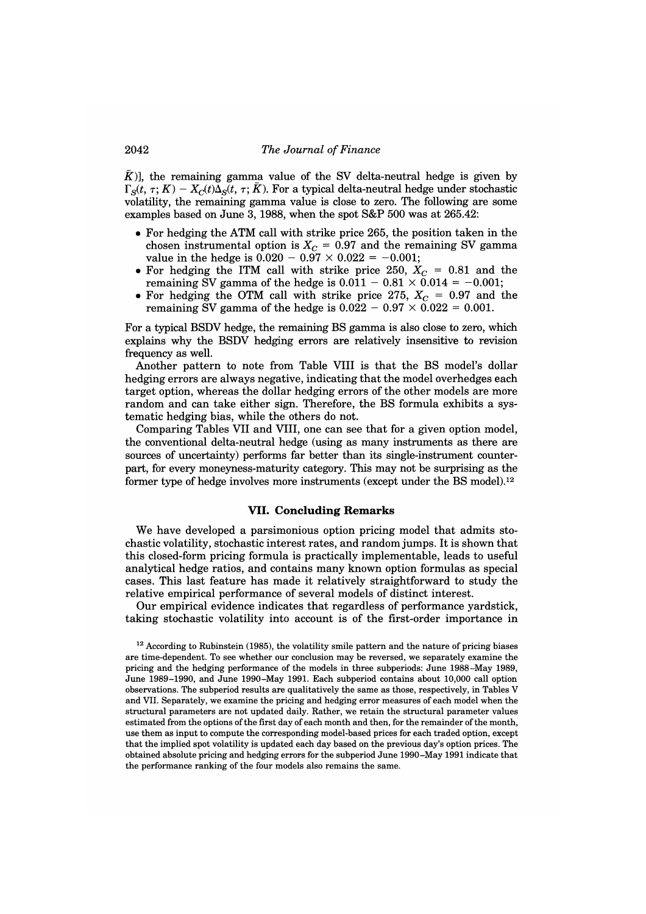$\bar{K})$], the remaining gamma value of the SV delta-neutral hedge is given by $\Gamma_S(t, \tau; K) - X_C(t)\Delta_S(t, \tau; \bar{K})$. For a typical delta-neutral hedge under stochastic volatility, the remaining gamma value is close to zero. The following are some examples based on June 3, 1988, when the spot S&P 500 was at 265.42:

- For hedging the ATM call with strike price 265, the position taken in the chosen instrumental option is $X_C = 0.97$ and the remaining SV gamma value in the hedge is $0.020 - 0.97 \times 0.022 = -0.001$;
- For hedging the ITM call with strike price 250, $X_C = 0.81$ and the remaining SV gamma of the hedge is $0.011 - 0.81 \times 0.014 = -0.001$;
- For hedging the OTM call with strike price 275, $X_C = 0.97$ and the remaining SV gamma of the hedge is $0.022 - 0.97 \times 0.022 = 0.001$.

For a typical BSDV hedge, the remaining BS gamma is also close to zero, which explains why the BSDV hedging errors are relatively insensitive to revision frequency as well.

Another pattern to note from Table VIII is that the BS model's dollar hedging errors are always negative, indicating that the model overhedges each target option, whereas the dollar hedging errors of the other models are more random and can take either sign. Therefore, the BS formula exhibits a systematic hedging bias, while the others do not.

Comparing Tables VII and VIII, one can see that for a given option model, the conventional delta-neutral hedge (using as many instruments as there are sources of uncertainty) performs far better than its single-instrument counterpart, for every moneyness-maturity category. This may not be surprising as the former type of hedge involves more instruments (except under the BS model).[12]

## VII. Concluding Remarks

We have developed a parsimonious option pricing model that admits stochastic volatility, stochastic interest rates, and random jumps. It is shown that this closed-form pricing formula is practically implementable, leads to useful analytical hedge ratios, and contains many known option formulas as special cases. This last feature has made it relatively straightforward to study the relative empirical performance of several models of distinct interest.

Our empirical evidence indicates that regardless of performance yardstick, taking stochastic volatility into account is of the first-order importance in

[12] According to Rubinstein (1985), the volatility smile pattern and the nature of pricing biases are time-dependent. To see whether our conclusion may be reversed, we separately examine the pricing and the hedging performance of the models in three subperiods: June 1988–May 1989, June 1989–1990, and June 1990–May 1991. Each subperiod contains about 10,000 call option observations. The subperiod results are qualitatively the same as those, respectively, in Tables V and VII. Separately, we examine the pricing and hedging error measures of each model when the structural parameters are not updated daily. Rather, we retain the structural parameter values estimated from the options of the first day of each month and then, for the remainder of the month, use them as input to compute the corresponding model-based prices for each traded option, except that the implied spot volatility is updated each day based on the previous day's option prices. The obtained absolute pricing and hedging errors for the subperiod June 1990–May 1991 indicate that the performance ranking of the four models also remains the same.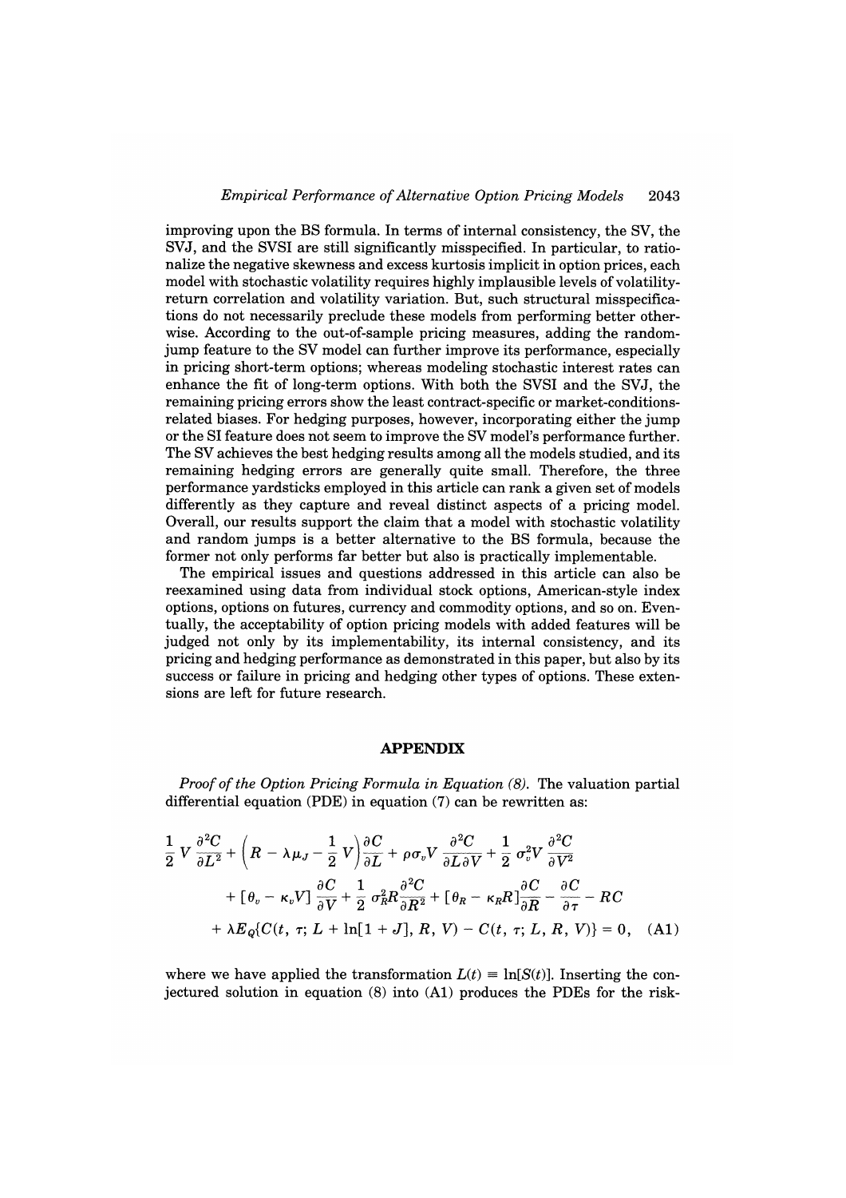improving upon the BS formula. In terms of internal consistency, the SV, the SVJ, and the SVSI are still significantly misspecified. In particular, to rationalize the negative skewness and excess kurtosis implicit in option prices, each model with stochastic volatility requires highly implausible levels of volatility-return correlation and volatility variation. But, such structural misspecifications do not necessarily preclude these models from performing better otherwise. According to the out-of-sample pricing measures, adding the random-jump feature to the SV model can further improve its performance, especially in pricing short-term options; whereas modeling stochastic interest rates can enhance the fit of long-term options. With both the SVSI and the SVJ, the remaining pricing errors show the least contract-specific or market-conditions-related biases. For hedging purposes, however, incorporating either the jump or the SI feature does not seem to improve the SV model's performance further. The SV achieves the best hedging results among all the models studied, and its remaining hedging errors are generally quite small. Therefore, the three performance yardsticks employed in this article can rank a given set of models differently as they capture and reveal distinct aspects of a pricing model. Overall, our results support the claim that a model with stochastic volatility and random jumps is a better alternative to the BS formula, because the former not only performs far better but also is practically implementable.

The empirical issues and questions addressed in this article can also be reexamined using data from individual stock options, American-style index options, options on futures, currency and commodity options, and so on. Eventually, the acceptability of option pricing models with added features will be judged not only by its implementability, its internal consistency, and its pricing and hedging performance as demonstrated in this paper, but also by its success or failure in pricing and hedging other types of options. These extensions are left for future research.

## APPENDIX

*Proof of the Option Pricing Formula in Equation (8).* The valuation partial differential equation (PDE) in equation (7) can be rewritten as:

$$\frac{1}{2}V\frac{\partial^2 C}{\partial L^2} + \left(R - \lambda\mu_J - \frac{1}{2}V\right)\frac{\partial C}{\partial L} + \rho\sigma_v V\frac{\partial^2 C}{\partial L\partial V} + \frac{1}{2}\sigma_v^2 V\frac{\partial^2 C}{\partial V^2} + [\theta_v - \kappa_v V]\frac{\partial C}{\partial V} + \frac{1}{2}\sigma_R^2 R\frac{\partial^2 C}{\partial R^2} + [\theta_R - \kappa_R R]\frac{\partial C}{\partial R} - \frac{\partial C}{\partial \tau} - RC + \lambda E_Q\{C(t, \tau; L + \ln[1+J], R, V) - C(t, \tau; L, R, V)\} = 0, \quad \text{(A1)}$$

where we have applied the transformation $L(t) \equiv \ln[S(t)]$. Inserting the conjectured solution in equation (8) into (A1) produces the PDEs for the risk-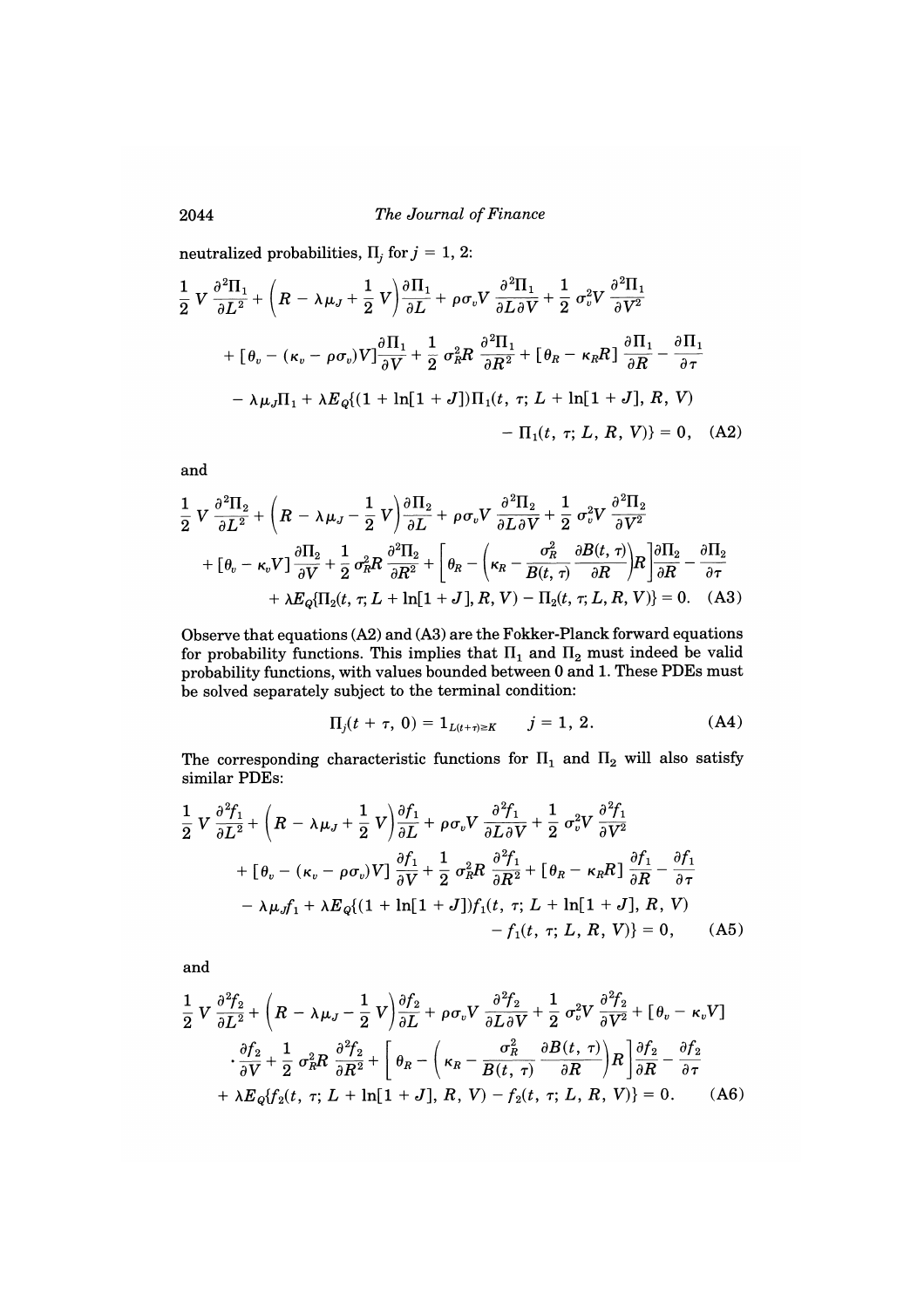neutralized probabilities, $\Pi_j$ for $j = 1, 2$:

$$\frac{1}{2} V \frac{\partial^2 \Pi_1}{\partial L^2} + \left(R - \lambda \mu_J + \frac{1}{2} V\right) \frac{\partial \Pi_1}{\partial L} + \rho \sigma_v V \frac{\partial^2 \Pi_1}{\partial L \partial V} + \frac{1}{2} \sigma_v^2 V \frac{\partial^2 \Pi_1}{\partial V^2}$$
$$+ [\theta_v - (\kappa_v - \rho \sigma_v) V] \frac{\partial \Pi_1}{\partial V} + \frac{1}{2} \sigma_R^2 R \frac{\partial^2 \Pi_1}{\partial R^2} + [\theta_R - \kappa_R R] \frac{\partial \Pi_1}{\partial R} - \frac{\partial \Pi_1}{\partial \tau}$$
$$- \lambda \mu_J \Pi_1 + \lambda E_Q\{(1 + \ln[1 + J]) \Pi_1(t, \tau; L + \ln[1 + J], R, V)$$
$$- \Pi_1(t, \tau; L, R, V)\} = 0, \quad \text{(A2)}$$

and

$$\frac{1}{2} V \frac{\partial^2 \Pi_2}{\partial L^2} + \left(R - \lambda \mu_J - \frac{1}{2} V\right) \frac{\partial \Pi_2}{\partial L} + \rho \sigma_v V \frac{\partial^2 \Pi_2}{\partial L \partial V} + \frac{1}{2} \sigma_v^2 V \frac{\partial^2 \Pi_2}{\partial V^2}$$
$$+ [\theta_v - \kappa_v V] \frac{\partial \Pi_2}{\partial V} + \frac{1}{2} \sigma_R^2 R \frac{\partial^2 \Pi_2}{\partial R^2} + \left[\theta_R - \left(\kappa_R - \frac{\sigma_R^2}{B(t, \tau)} \frac{\partial B(t, \tau)}{\partial R}\right) R\right] \frac{\partial \Pi_2}{\partial R} - \frac{\partial \Pi_2}{\partial \tau}$$
$$+ \lambda E_Q\{\Pi_2(t, \tau; L + \ln[1 + J], R, V) - \Pi_2(t, \tau; L, R, V)\} = 0. \quad \text{(A3)}$$

Observe that equations (A2) and (A3) are the Fokker-Planck forward equations for probability functions. This implies that $\Pi_1$ and $\Pi_2$ must indeed be valid probability functions, with values bounded between 0 and 1. These PDEs must be solved separately subject to the terminal condition:

$$\Pi_j(t + \tau, 0) = 1_{L(t+\tau) \geq K} \qquad j = 1, 2. \quad \text{(A4)}$$

The corresponding characteristic functions for $\Pi_1$ and $\Pi_2$ will also satisfy similar PDEs:

$$\frac{1}{2} V \frac{\partial^2 f_1}{\partial L^2} + \left(R - \lambda \mu_J + \frac{1}{2} V\right) \frac{\partial f_1}{\partial L} + \rho \sigma_v V \frac{\partial^2 f_1}{\partial L \partial V} + \frac{1}{2} \sigma_v^2 V \frac{\partial^2 f_1}{\partial V^2}$$
$$+ [\theta_v - (\kappa_v - \rho \sigma_v) V] \frac{\partial f_1}{\partial V} + \frac{1}{2} \sigma_R^2 R \frac{\partial^2 f_1}{\partial R^2} + [\theta_R - \kappa_R R] \frac{\partial f_1}{\partial R} - \frac{\partial f_1}{\partial \tau}$$
$$- \lambda \mu_J f_1 + \lambda E_Q\{(1 + \ln[1 + J]) f_1(t, \tau; L + \ln[1 + J], R, V)$$
$$- f_1(t, \tau; L, R, V)\} = 0, \quad \text{(A5)}$$

and

$$\frac{1}{2} V \frac{\partial^2 f_2}{\partial L^2} + \left(R - \lambda \mu_J - \frac{1}{2} V\right) \frac{\partial f_2}{\partial L} + \rho \sigma_v V \frac{\partial^2 f_2}{\partial L \partial V} + \frac{1}{2} \sigma_v^2 V \frac{\partial^2 f_2}{\partial V^2} + [\theta_v - \kappa_v V]$$
$$\cdot \frac{\partial f_2}{\partial V} + \frac{1}{2} \sigma_R^2 R \frac{\partial^2 f_2}{\partial R^2} + \left[\theta_R - \left(\kappa_R - \frac{\sigma_R^2}{B(t, \tau)} \frac{\partial B(t, \tau)}{\partial R}\right) R\right] \frac{\partial f_2}{\partial R} - \frac{\partial f_2}{\partial \tau}$$
$$+ \lambda E_Q\{f_2(t, \tau; L + \ln[1 + J], R, V) - f_2(t, \tau; L, R, V)\} = 0. \quad \text{(A6)}$$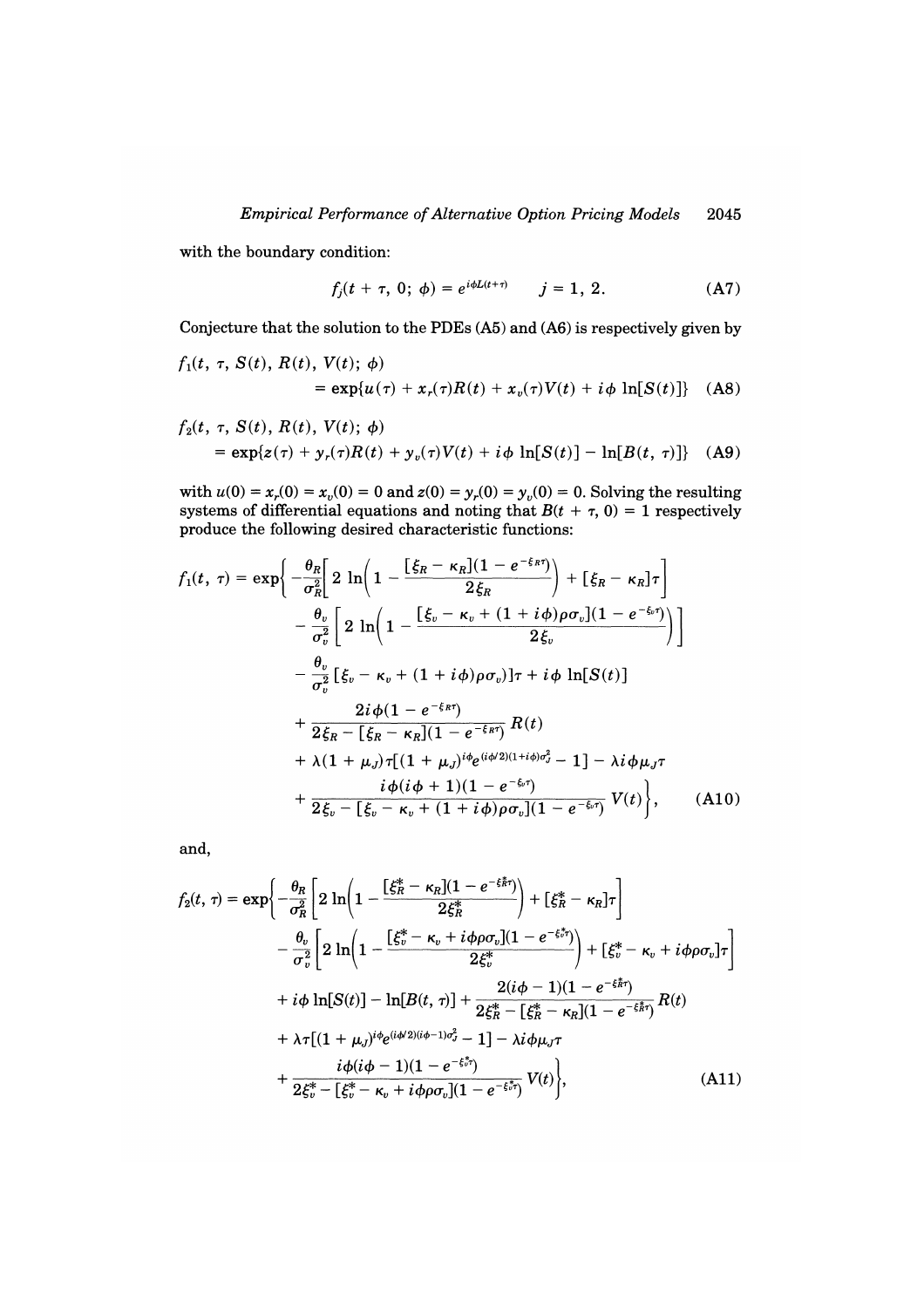with the boundary condition:

$$f_j(t+\tau,\, 0;\, \phi) = e^{i\phi L(t+\tau)} \qquad j = 1,\, 2. \tag{A7}$$

Conjecture that the solution to the PDEs (A5) and (A6) is respectively given by

$$f_1(t,\, \tau,\, S(t),\, R(t),\, V(t);\, \phi) = \exp\{u(\tau) + x_r(\tau)R(t) + x_v(\tau)V(t) + i\phi \ln[S(t)]\} \tag{A8}$$

$$f_2(t,\, \tau,\, S(t),\, R(t),\, V(t);\, \phi) = \exp\{z(\tau) + y_r(\tau)R(t) + y_v(\tau)V(t) + i\phi \ln[S(t)] - \ln[B(t,\, \tau)]\} \tag{A9}$$

with $u(0) = x_r(0) = x_v(0) = 0$ and $z(0) = y_r(0) = y_v(0) = 0$. Solving the resulting systems of differential equations and noting that $B(t+\tau,\, 0) = 1$ respectively produce the following desired characteristic functions:

$$\begin{aligned}
f_1(t,\, \tau) = \exp\Bigg\{ & -\frac{\theta_R}{\sigma_R^2}\left[2\ln\left(1 - \frac{[\xi_R - \kappa_R](1 - e^{-\xi_R \tau})}{2\xi_R}\right) + [\xi_R - \kappa_R]\tau\right] \\
& - \frac{\theta_v}{\sigma_v^2}\left[2\ln\left(1 - \frac{[\xi_v - \kappa_v + (1 + i\phi)\rho\sigma_v](1 - e^{-\xi_v \tau})}{2\xi_v}\right)\right] \\
& - \frac{\theta_v}{\sigma_v^2}[\xi_v - \kappa_v + (1 + i\phi)\rho\sigma_v]\tau + i\phi \ln[S(t)] \\
& + \frac{2i\phi(1 - e^{-\xi_R \tau})}{2\xi_R - [\xi_R - \kappa_R](1 - e^{-\xi_R \tau})} R(t) \\
& + \lambda(1 + \mu_J)\tau[(1 + \mu_J)^{i\phi} e^{(i\phi/2)(1 + i\phi)\sigma_J^2} - 1] - \lambda i\phi \mu_J \tau \\
& + \frac{i\phi(i\phi + 1)(1 - e^{-\xi_v \tau})}{2\xi_v - [\xi_v - \kappa_v + (1 + i\phi)\rho\sigma_v](1 - e^{-\xi_v \tau})} V(t)\Bigg\},
\end{aligned} \tag{A10}$$

and,

$$\begin{aligned}
f_2(t,\, \tau) = \exp\Bigg\{ & -\frac{\theta_R}{\sigma_R^2}\left[2\ln\left(1 - \frac{[\xi_R^* - \kappa_R](1 - e^{-\xi_R^* \tau})}{2\xi_R^*}\right) + [\xi_R^* - \kappa_R]\tau\right] \\
& - \frac{\theta_v}{\sigma_v^2}\left[2\ln\left(1 - \frac{[\xi_v^* - \kappa_v + i\phi\rho\sigma_v](1 - e^{-\xi_v^* \tau})}{2\xi_v^*}\right) + [\xi_v^* - \kappa_v + i\phi\rho\sigma_v]\tau\right] \\
& + i\phi \ln[S(t)] - \ln[B(t,\, \tau)] + \frac{2(i\phi - 1)(1 - e^{-\xi_R^* \tau})}{2\xi_R^* - [\xi_R^* - \kappa_R](1 - e^{-\xi_R^* \tau})} R(t) \\
& + \lambda\tau[(1 + \mu_J)^{i\phi} e^{(i\phi/2)(i\phi - 1)\sigma_J^2} - 1] - \lambda i\phi \mu_J \tau \\
& + \frac{i\phi(i\phi - 1)(1 - e^{-\xi_v^* \tau})}{2\xi_v^* - [\xi_v^* - \kappa_v + i\phi\rho\sigma_v](1 - e^{-\xi_v^* \tau})} V(t)\Bigg\},
\end{aligned} \tag{A11}$$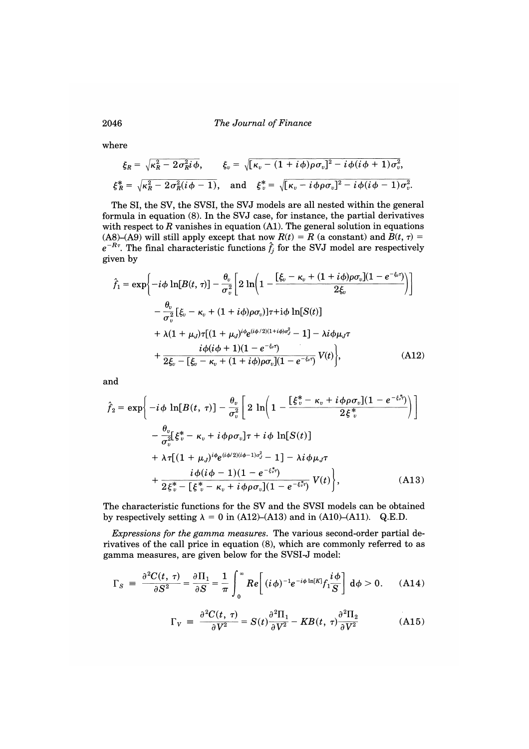where

$$\xi_R = \sqrt{\kappa_R^2 - 2\sigma_R^2 i\phi}, \qquad \xi_v = \sqrt{[\kappa_v - (1 + i\phi)\rho\sigma_v]^2 - i\phi(i\phi + 1)\sigma_v^2},$$

$$\xi_R^* = \sqrt{\kappa_R^2 - 2\sigma_R^2(i\phi - 1)}, \quad \text{and} \quad \xi_v^* = \sqrt{[\kappa_v - i\phi\rho\sigma_v]^2 - i\phi(i\phi - 1)\sigma_v^2}.$$

The SI, the SV, the SVSI, the SVJ models are all nested within the general formula in equation (8). In the SVJ case, for instance, the partial derivatives with respect to $R$ vanishes in equation (A1). The general solution in equations (A8)–(A9) will still apply except that now $R(t) = R$ (a constant) and $B(t, \tau) = e^{-R\tau}$. The final characteristic functions $\hat{f}_j$ for the SVJ model are respectively given by

$$\begin{aligned}
\hat{f}_1 = \exp\Bigg\{ & -i\phi \ln[B(t, \tau)] - \frac{\theta_v}{\sigma_v^2}\left[2\ln\left(1 - \frac{[\xi_v - \kappa_v + (1 + i\phi)\rho\sigma_v](1 - e^{-\xi_v \tau})}{2\xi_v}\right)\right] \\
& - \frac{\theta_v}{\sigma_v^2}[\xi_v - \kappa_v + (1 + i\phi)\rho\sigma_v)]\tau + i\phi \ln[S(t)] \\
& + \lambda(1 + \mu_J)\tau[(1 + \mu_J)^{i\phi} e^{(i\phi/2)(1 + i\phi)\sigma_J^2} - 1] - \lambda i\phi\mu_J\tau \\
& + \frac{i\phi(i\phi + 1)(1 - e^{-\xi_v \tau})}{2\xi_v - [\xi_v - \kappa_v + (1 + i\phi)\rho\sigma_v](1 - e^{-\xi_v \tau})} V(t)\Bigg\},
\end{aligned} \tag{A12}$$

and

$$\begin{aligned}
\hat{f}_2 = \exp\Bigg\{ & -i\phi \ln[B(t, \tau)] - \frac{\theta_v}{\sigma_v^2}\left[2\ln\left(1 - \frac{[\xi_v^* - \kappa_v + i\phi\rho\sigma_v](1 - e^{-\xi_v^* \tau})}{2\xi_v^*}\right)\right] \\
& - \frac{\theta_v}{\sigma_v^2}[\xi_v^* - \kappa_v + i\phi\rho\sigma_v]\tau + i\phi \ln[S(t)] \\
& + \lambda\tau[(1 + \mu_J)^{i\phi} e^{(i\phi/2)(i\phi - 1)\sigma_J^2} - 1] - \lambda i\phi\mu_J\tau \\
& + \frac{i\phi(i\phi - 1)(1 - e^{-\xi_v^* \tau})}{2\xi_v^* - [\xi_v^* - \kappa_v + i\phi\rho\sigma_v](1 - e^{-\xi_v^* \tau})} V(t)\Bigg\},
\end{aligned} \tag{A13}$$

The characteristic functions for the SV and the SVSI models can be obtained by respectively setting $\lambda = 0$ in (A12)–(A13) and in (A10)–(A11). Q.E.D.

*Expressions for the gamma measures.* The various second-order partial derivatives of the call price in equation (8), which are commonly referred to as gamma measures, are given below for the SVSI-J model:

$$\Gamma_S \equiv \frac{\partial^2 C(t, \tau)}{\partial S^2} = \frac{\partial \Pi_1}{\partial S} = \frac{1}{\pi}\int_0^\infty Re\left[(i\phi)^{-1} e^{-i\phi \ln[K]} f_1 \frac{i\phi}{S}\right] d\phi > 0. \tag{A14}$$

$$\Gamma_V \equiv \frac{\partial^2 C(t, \tau)}{\partial V^2} = S(t)\frac{\partial^2 \Pi_1}{\partial V^2} - KB(t, \tau)\frac{\partial^2 \Pi_2}{\partial V^2} \tag{A15}$$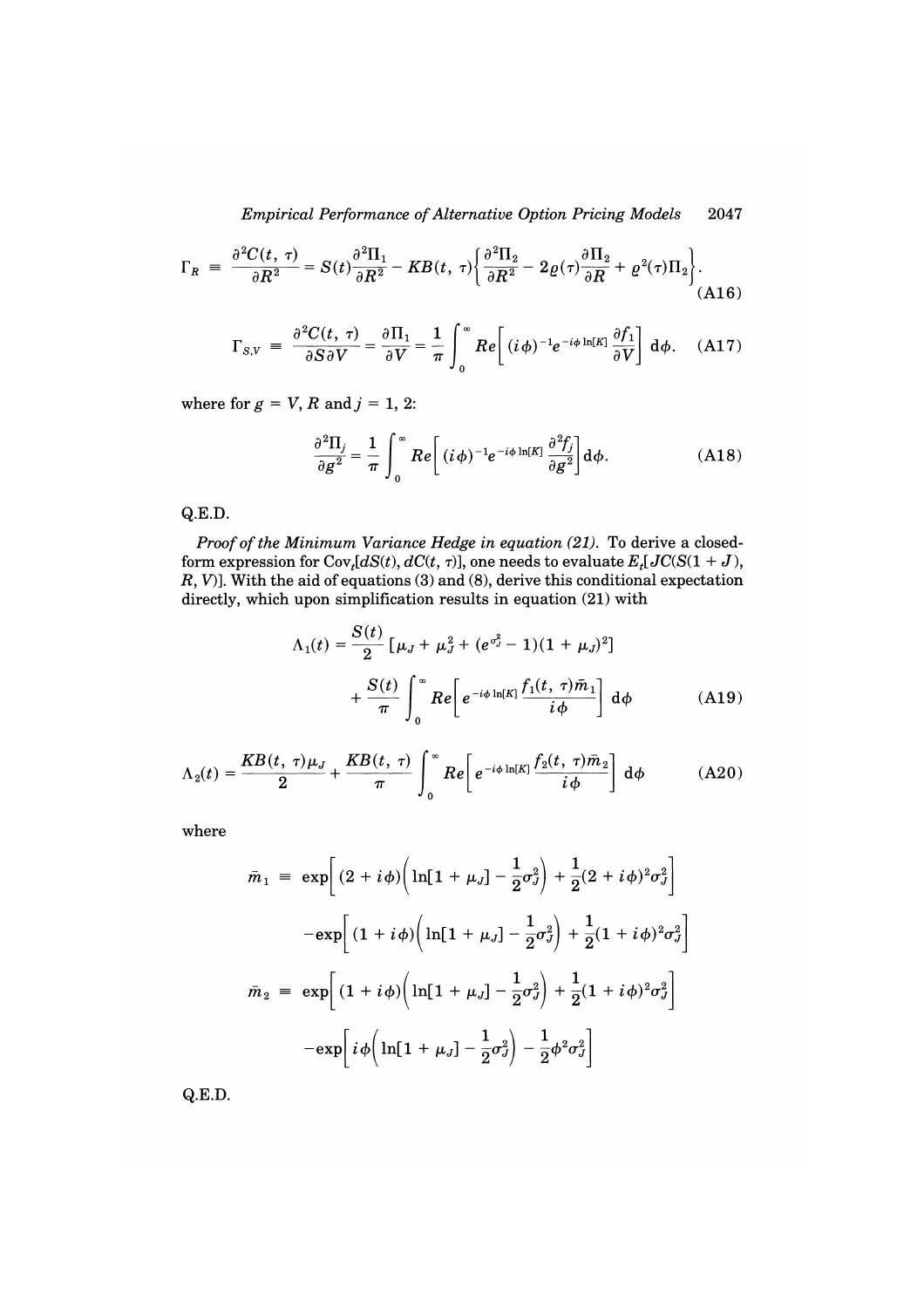$$\Gamma_R \equiv \frac{\partial^2 C(t,\tau)}{\partial R^2} = S(t)\frac{\partial^2 \Pi_1}{\partial R^2} - KB(t,\tau)\left\{\frac{\partial^2 \Pi_2}{\partial R^2} - 2\varrho(\tau)\frac{\partial \Pi_2}{\partial R} + \varrho^2(\tau)\Pi_2\right\}. \tag{A16}$$

$$\Gamma_{S,V} \equiv \frac{\partial^2 C(t,\tau)}{\partial S \partial V} = \frac{\partial \Pi_1}{\partial V} = \frac{1}{\pi}\int_0^\infty Re\left[(i\phi)^{-1}e^{-i\phi\ln[K]}\frac{\partial f_1}{\partial V}\right]d\phi. \tag{A17}$$

where for $g = V, R$ and $j = 1, 2$:

$$\frac{\partial^2 \Pi_j}{\partial g^2} = \frac{1}{\pi}\int_0^\infty Re\left[(i\phi)^{-1}e^{-i\phi\ln[K]}\frac{\partial^2 f_j}{\partial g^2}\right]d\phi. \tag{A18}$$

Q.E.D.

*Proof of the Minimum Variance Hedge in equation (21).* To derive a closed-form expression for $\text{Cov}_t[dS(t), dC(t,\tau)]$, one needs to evaluate $E_t[JC(S(1+J), R, V)]$. With the aid of equations (3) and (8), derive this conditional expectation directly, which upon simplification results in equation (21) with

$$\Lambda_1(t) = \frac{S(t)}{2}\left[\mu_J + \mu_J^2 + (e^{\sigma_J^2}-1)(1+\mu_J)^2\right] + \frac{S(t)}{\pi}\int_0^\infty Re\left[e^{-i\phi\ln[K]}\frac{f_1(t,\tau)\bar{m}_1}{i\phi}\right]d\phi \tag{A19}$$

$$\Lambda_2(t) = \frac{KB(t,\tau)\mu_J}{2} + \frac{KB(t,\tau)}{\pi}\int_0^\infty Re\left[e^{-i\phi\ln[K]}\frac{f_2(t,\tau)\bar{m}_2}{i\phi}\right]d\phi \tag{A20}$$

where

$$\bar{m}_1 \equiv \exp\left[(2+i\phi)\left(\ln[1+\mu_J] - \frac{1}{2}\sigma_J^2\right) + \frac{1}{2}(2+i\phi)^2\sigma_J^2\right] - \exp\left[(1+i\phi)\left(\ln[1+\mu_J] - \frac{1}{2}\sigma_J^2\right) + \frac{1}{2}(1+i\phi)^2\sigma_J^2\right]$$

$$\bar{m}_2 \equiv \exp\left[(1+i\phi)\left(\ln[1+\mu_J] - \frac{1}{2}\sigma_J^2\right) + \frac{1}{2}(1+i\phi)^2\sigma_J^2\right] - \exp\left[i\phi\left(\ln[1+\mu_J] - \frac{1}{2}\sigma_J^2\right) - \frac{1}{2}\phi^2\sigma_J^2\right]$$

Q.E.D.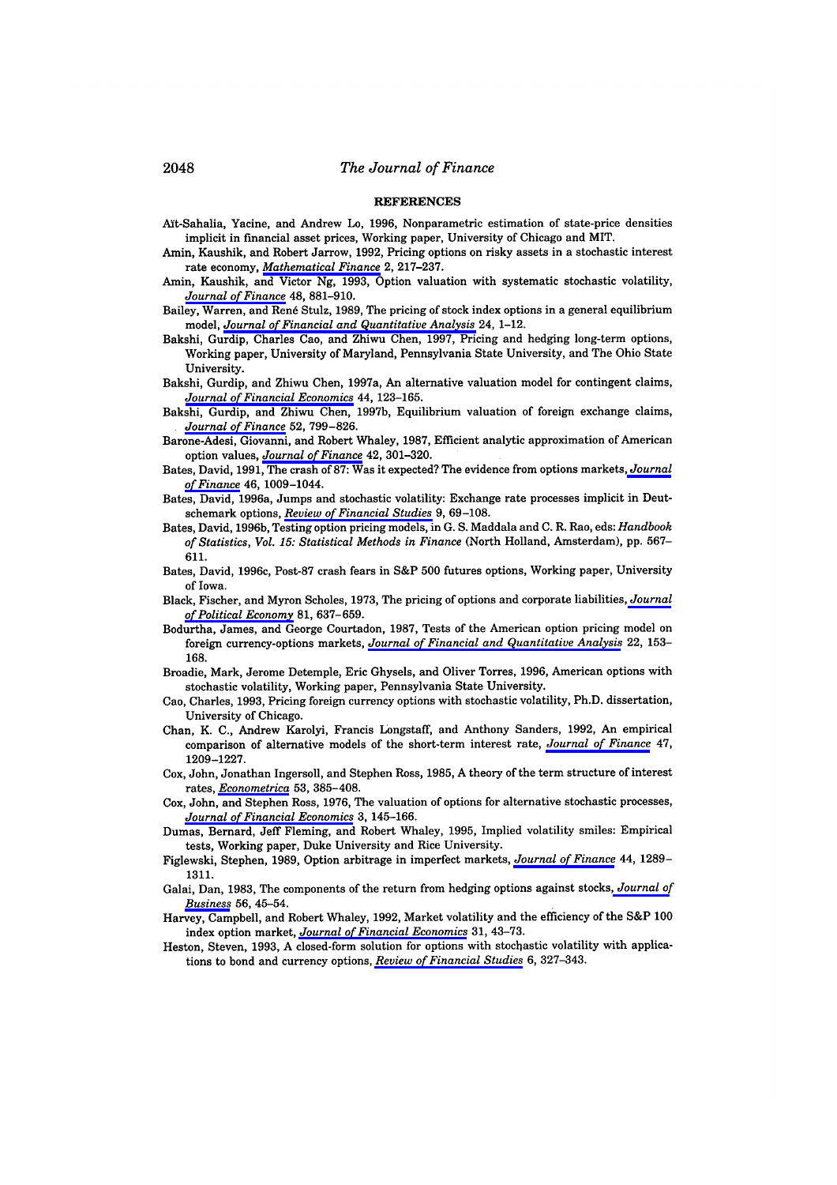## REFERENCES

Aït-Sahalia, Yacine, and Andrew Lo, 1996, Nonparametric estimation of state-price densities implicit in financial asset prices, Working paper, University of Chicago and MIT.

Amin, Kaushik, and Robert Jarrow, 1992, Pricing options on risky assets in a stochastic interest rate economy, *Mathematical Finance* 2, 217–237.

Amin, Kaushik, and Victor Ng, 1993, Option valuation with systematic stochastic volatility, *Journal of Finance* 48, 881–910.

Bailey, Warren, and René Stulz, 1989, The pricing of stock index options in a general equilibrium model, *Journal of Financial and Quantitative Analysis* 24, 1–12.

Bakshi, Gurdip, Charles Cao, and Zhiwu Chen, 1997, Pricing and hedging long-term options, Working paper, University of Maryland, Pennsylvania State University, and The Ohio State University.

Bakshi, Gurdip, and Zhiwu Chen, 1997a, An alternative valuation model for contingent claims, *Journal of Financial Economics* 44, 123–165.

Bakshi, Gurdip, and Zhiwu Chen, 1997b, Equilibrium valuation of foreign exchange claims, *Journal of Finance* 52, 799–826.

Barone-Adesi, Giovanni, and Robert Whaley, 1987, Efficient analytic approximation of American option values, *Journal of Finance* 42, 301–320.

Bates, David, 1991, The crash of 87: Was it expected? The evidence from options markets, *Journal of Finance* 46, 1009–1044.

Bates, David, 1996a, Jumps and stochastic volatility: Exchange rate processes implicit in Deutschemark options, *Review of Financial Studies* 9, 69–108.

Bates, David, 1996b, Testing option pricing models, in G. S. Maddala and C. R. Rao, eds: *Handbook of Statistics, Vol. 15: Statistical Methods in Finance* (North Holland, Amsterdam), pp. 567–611.

Bates, David, 1996c, Post-87 crash fears in S&P 500 futures options, Working paper, University of Iowa.

Black, Fischer, and Myron Scholes, 1973, The pricing of options and corporate liabilities, *Journal of Political Economy* 81, 637–659.

Bodurtha, James, and George Courtadon, 1987, Tests of the American option pricing model on foreign currency-options markets, *Journal of Financial and Quantitative Analysis* 22, 153–168.

Broadie, Mark, Jerome Detemple, Eric Ghysels, and Oliver Torres, 1996, American options with stochastic volatility, Working paper, Pennsylvania State University.

Cao, Charles, 1993, Pricing foreign currency options with stochastic volatility, Ph.D. dissertation, University of Chicago.

Chan, K. C., Andrew Karolyi, Francis Longstaff, and Anthony Sanders, 1992, An empirical comparison of alternative models of the short-term interest rate, *Journal of Finance* 47, 1209–1227.

Cox, John, Jonathan Ingersoll, and Stephen Ross, 1985, A theory of the term structure of interest rates, *Econometrica* 53, 385–408.

Cox, John, and Stephen Ross, 1976, The valuation of options for alternative stochastic processes, *Journal of Financial Economics* 3, 145–166.

Dumas, Bernard, Jeff Fleming, and Robert Whaley, 1995, Implied volatility smiles: Empirical tests, Working paper, Duke University and Rice University.

Figlewski, Stephen, 1989, Option arbitrage in imperfect markets, *Journal of Finance* 44, 1289–1311.

Galai, Dan, 1983, The components of the return from hedging options against stocks, *Journal of Business* 56, 45–54.

Harvey, Campbell, and Robert Whaley, 1992, Market volatility and the efficiency of the S&P 100 index option market, *Journal of Financial Economics* 31, 43–73.

Heston, Steven, 1993, A closed-form solution for options with stochastic volatility with applications to bond and currency options, *Review of Financial Studies* 6, 327–343.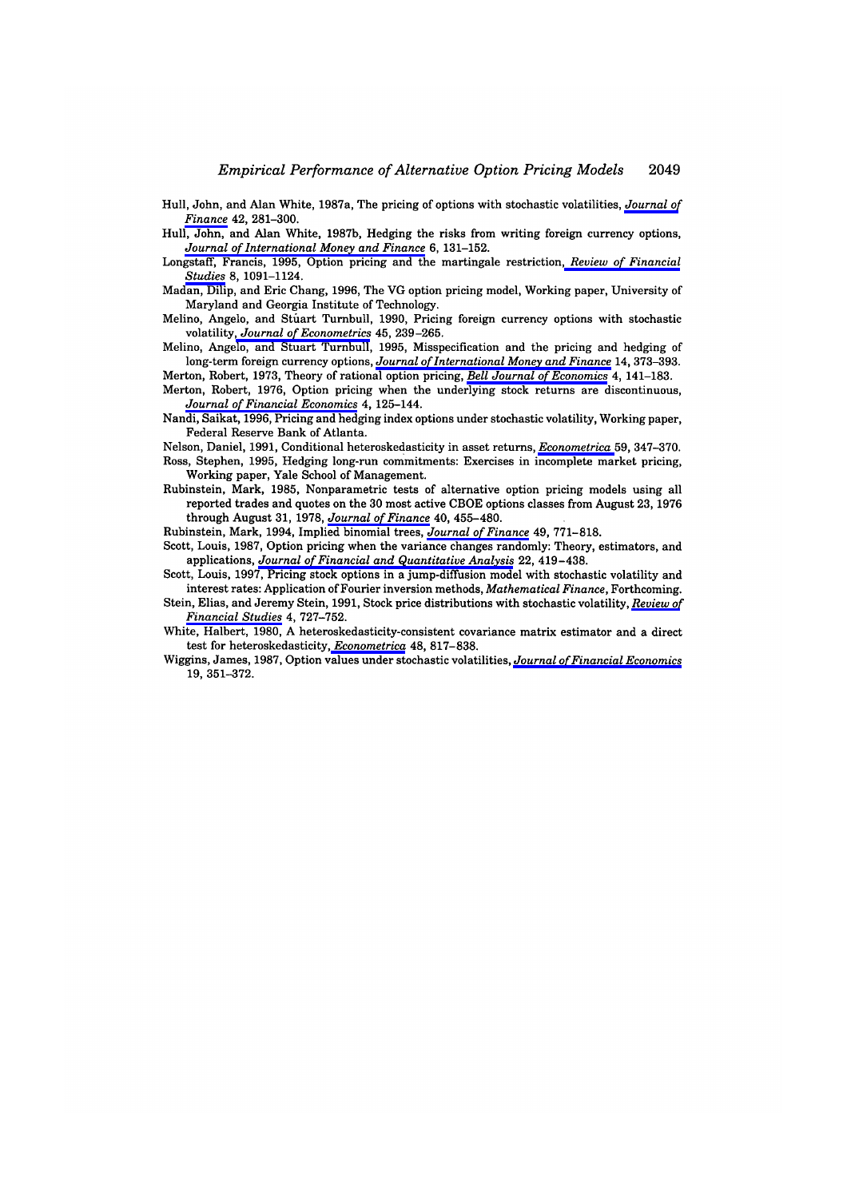Hull, John, and Alan White, 1987a, The pricing of options with stochastic volatilities, *Journal of Finance* 42, 281–300.

Hull, John, and Alan White, 1987b, Hedging the risks from writing foreign currency options, *Journal of International Money and Finance* 6, 131–152.

Longstaff, Francis, 1995, Option pricing and the martingale restriction, *Review of Financial Studies* 8, 1091–1124.

Madan, Dilip, and Eric Chang, 1996, The VG option pricing model, Working paper, University of Maryland and Georgia Institute of Technology.

Melino, Angelo, and Stuart Turnbull, 1990, Pricing foreign currency options with stochastic volatility, *Journal of Econometrics* 45, 239–265.

Melino, Angelo, and Stuart Turnbull, 1995, Misspecification and the pricing and hedging of long-term foreign currency options, *Journal of International Money and Finance* 14, 373–393.

Merton, Robert, 1973, Theory of rational option pricing, *Bell Journal of Economics* 4, 141–183.

Merton, Robert, 1976, Option pricing when the underlying stock returns are discontinuous, *Journal of Financial Economics* 4, 125–144.

Nandi, Saikat, 1996, Pricing and hedging index options under stochastic volatility, Working paper, Federal Reserve Bank of Atlanta.

Nelson, Daniel, 1991, Conditional heteroskedasticity in asset returns, *Econometrica* 59, 347–370.

Ross, Stephen, 1995, Hedging long-run commitments: Exercises in incomplete market pricing, Working paper, Yale School of Management.

Rubinstein, Mark, 1985, Nonparametric tests of alternative option pricing models using all reported trades and quotes on the 30 most active CBOE options classes from August 23, 1976 through August 31, 1978, *Journal of Finance* 40, 455–480.

Rubinstein, Mark, 1994, Implied binomial trees, *Journal of Finance* 49, 771–818.

Scott, Louis, 1987, Option pricing when the variance changes randomly: Theory, estimators, and applications, *Journal of Financial and Quantitative Analysis* 22, 419–438.

Scott, Louis, 1997, Pricing stock options in a jump-diffusion model with stochastic volatility and interest rates: Application of Fourier inversion methods, *Mathematical Finance*, Forthcoming.

Stein, Elias, and Jeremy Stein, 1991, Stock price distributions with stochastic volatility, *Review of Financial Studies* 4, 727–752.

White, Halbert, 1980, A heteroskedasticity-consistent covariance matrix estimator and a direct test for heteroskedasticity, *Econometrica* 48, 817–838.

Wiggins, James, 1987, Option values under stochastic volatilities, *Journal of Financial Economics* 19, 351–372.